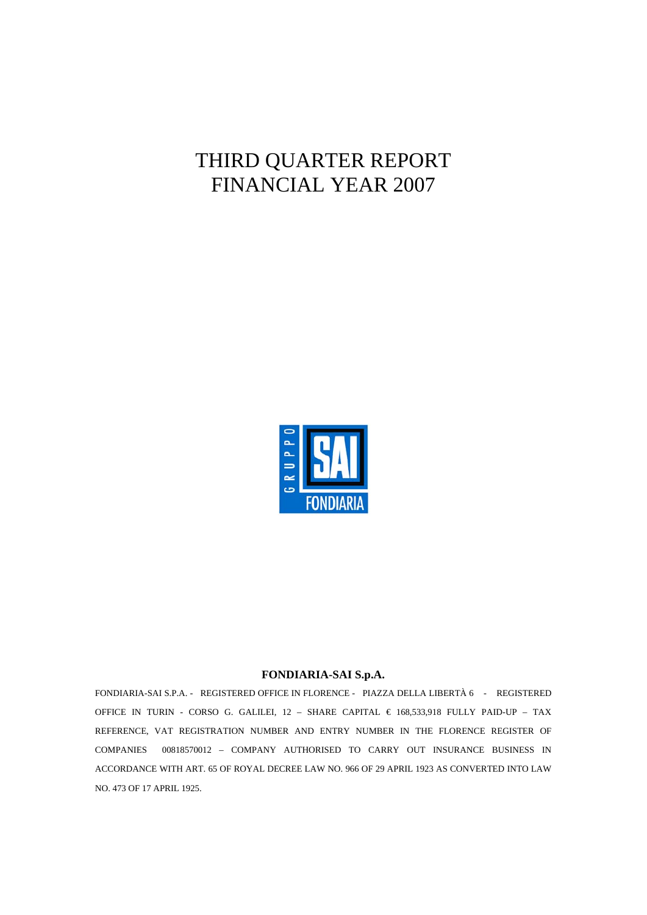# THIRD QUARTER REPORT
# FINANCIAL YEAR 2007

**FONDIARIA-SAI S.p.A.**

FONDIARIA-SAI S.P.A. - REGISTERED OFFICE IN FLORENCE - PIAZZA DELLA LIBERTÀ 6 - REGISTERED OFFICE IN TURIN - CORSO G. GALILEI, 12 – SHARE CAPITAL € 168,533,918 FULLY PAID-UP – TAX REFERENCE, VAT REGISTRATION NUMBER AND ENTRY NUMBER IN THE FLORENCE REGISTER OF COMPANIES 00818570012 – COMPANY AUTHORISED TO CARRY OUT INSURANCE BUSINESS IN ACCORDANCE WITH ART. 65 OF ROYAL DECREE LAW NO. 966 OF 29 APRIL 1923 AS CONVERTED INTO LAW NO. 473 OF 17 APRIL 1925.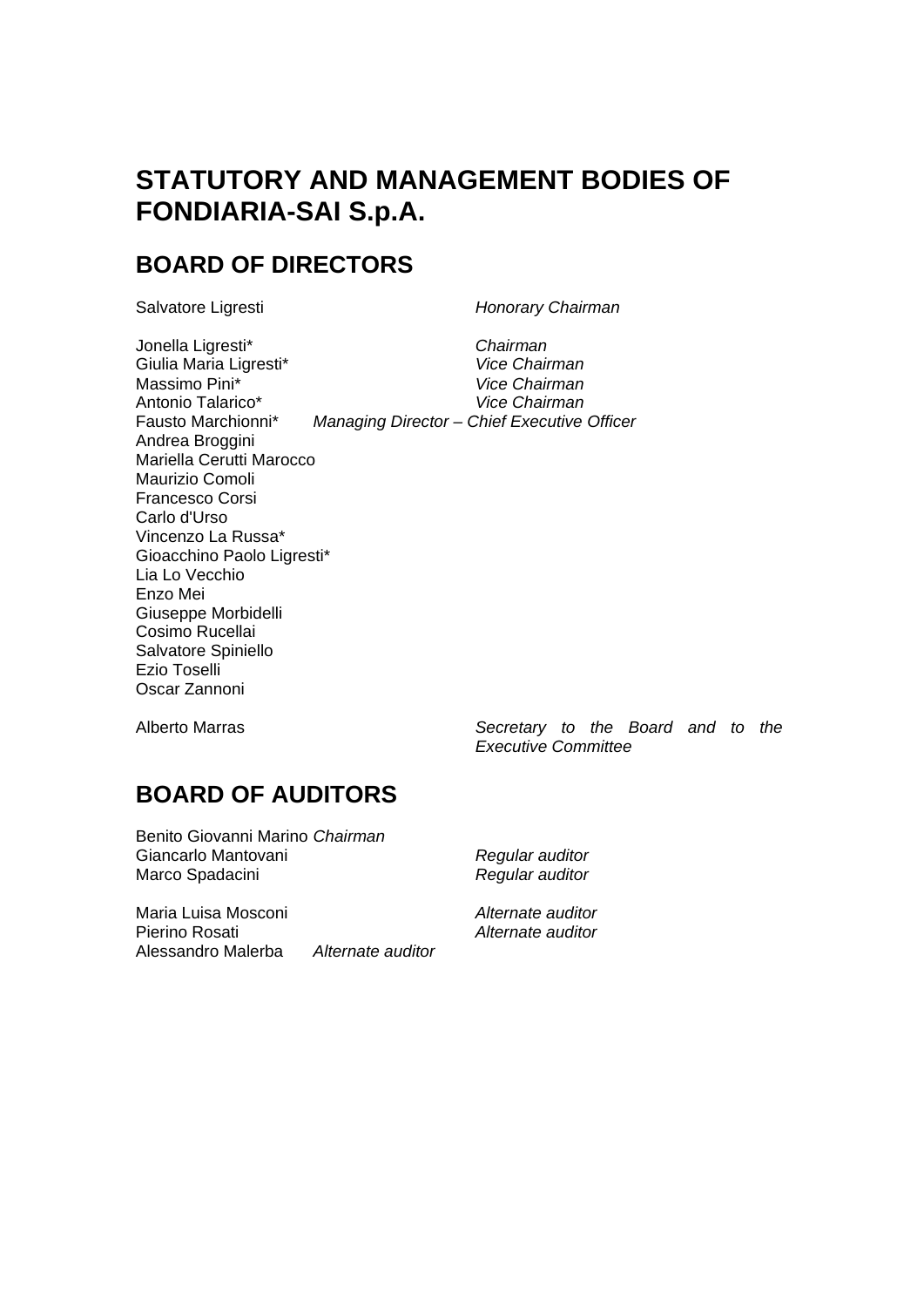# STATUTORY AND MANAGEMENT BODIES OF FONDIARIA-SAI S.p.A.

## BOARD OF DIRECTORS

Salvatore Ligresti *Honorary Chairman*

Jonella Ligresti* *Chairman*
Giulia Maria Ligresti* *Vice Chairman*
Massimo Pini* *Vice Chairman*
Antonio Talarico* *Vice Chairman*
Fausto Marchionni* *Managing Director – Chief Executive Officer*
Andrea Broggini
Mariella Cerutti Marocco
Maurizio Comoli
Francesco Corsi
Carlo d'Urso
Vincenzo La Russa*
Gioacchino Paolo Ligresti*
Lia Lo Vecchio
Enzo Mei
Giuseppe Morbidelli
Cosimo Rucellai
Salvatore Spiniello
Ezio Toselli
Oscar Zannoni

Alberto Marras *Secretary to the Board and to the Executive Committee*

## BOARD OF AUDITORS

Benito Giovanni Marino *Chairman*
Giancarlo Mantovani *Regular auditor*
Marco Spadacini *Regular auditor*

Maria Luisa Mosconi *Alternate auditor*
Pierino Rosati *Alternate auditor*
Alessandro Malerba *Alternate auditor*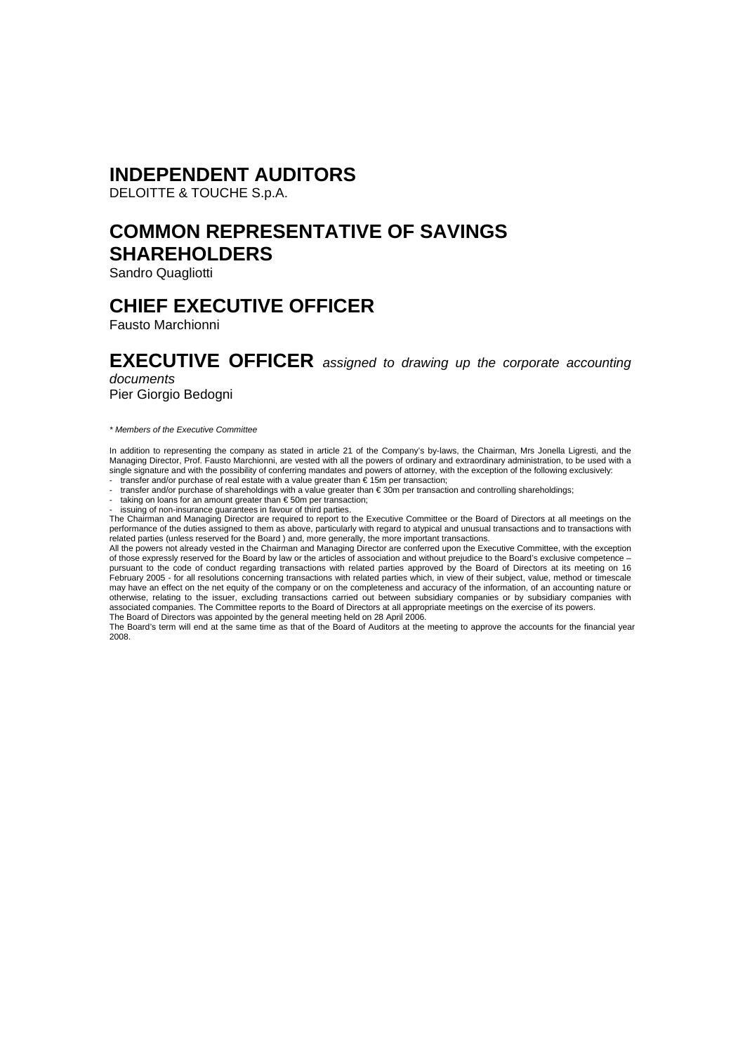## INDEPENDENT AUDITORS

DELOITTE & TOUCHE S.p.A.

## COMMON REPRESENTATIVE OF SAVINGS SHAREHOLDERS

Sandro Quagliotti

## CHIEF EXECUTIVE OFFICER

Fausto Marchionni

## EXECUTIVE OFFICER *assigned to drawing up the corporate accounting documents*

Pier Giorgio Bedogni

*\* Members of the Executive Committee*

In addition to representing the company as stated in article 21 of the Company's by-laws, the Chairman, Mrs Jonella Ligresti, and the Managing Director, Prof. Fausto Marchionni, are vested with all the powers of ordinary and extraordinary administration, to be used with a single signature and with the possibility of conferring mandates and powers of attorney, with the exception of the following exclusively:

- transfer and/or purchase of real estate with a value greater than € 15m per transaction;
- transfer and/or purchase of shareholdings with a value greater than € 30m per transaction and controlling shareholdings;
- taking on loans for an amount greater than € 50m per transaction;
- issuing of non-insurance guarantees in favour of third parties.

The Chairman and Managing Director are required to report to the Executive Committee or the Board of Directors at all meetings on the performance of the duties assigned to them as above, particularly with regard to atypical and unusual transactions and to transactions with related parties (unless reserved for the Board ) and, more generally, the more important transactions.

All the powers not already vested in the Chairman and Managing Director are conferred upon the Executive Committee, with the exception of those expressly reserved for the Board by law or the articles of association and without prejudice to the Board's exclusive competence – pursuant to the code of conduct regarding transactions with related parties approved by the Board of Directors at its meeting on 16 February 2005 - for all resolutions concerning transactions with related parties which, in view of their subject, value, method or timescale may have an effect on the net equity of the company or on the completeness and accuracy of the information, of an accounting nature or otherwise, relating to the issuer, excluding transactions carried out between subsidiary companies or by subsidiary companies with associated companies. The Committee reports to the Board of Directors at all appropriate meetings on the exercise of its powers.

The Board of Directors was appointed by the general meeting held on 28 April 2006.

The Board's term will end at the same time as that of the Board of Auditors at the meeting to approve the accounts for the financial year 2008.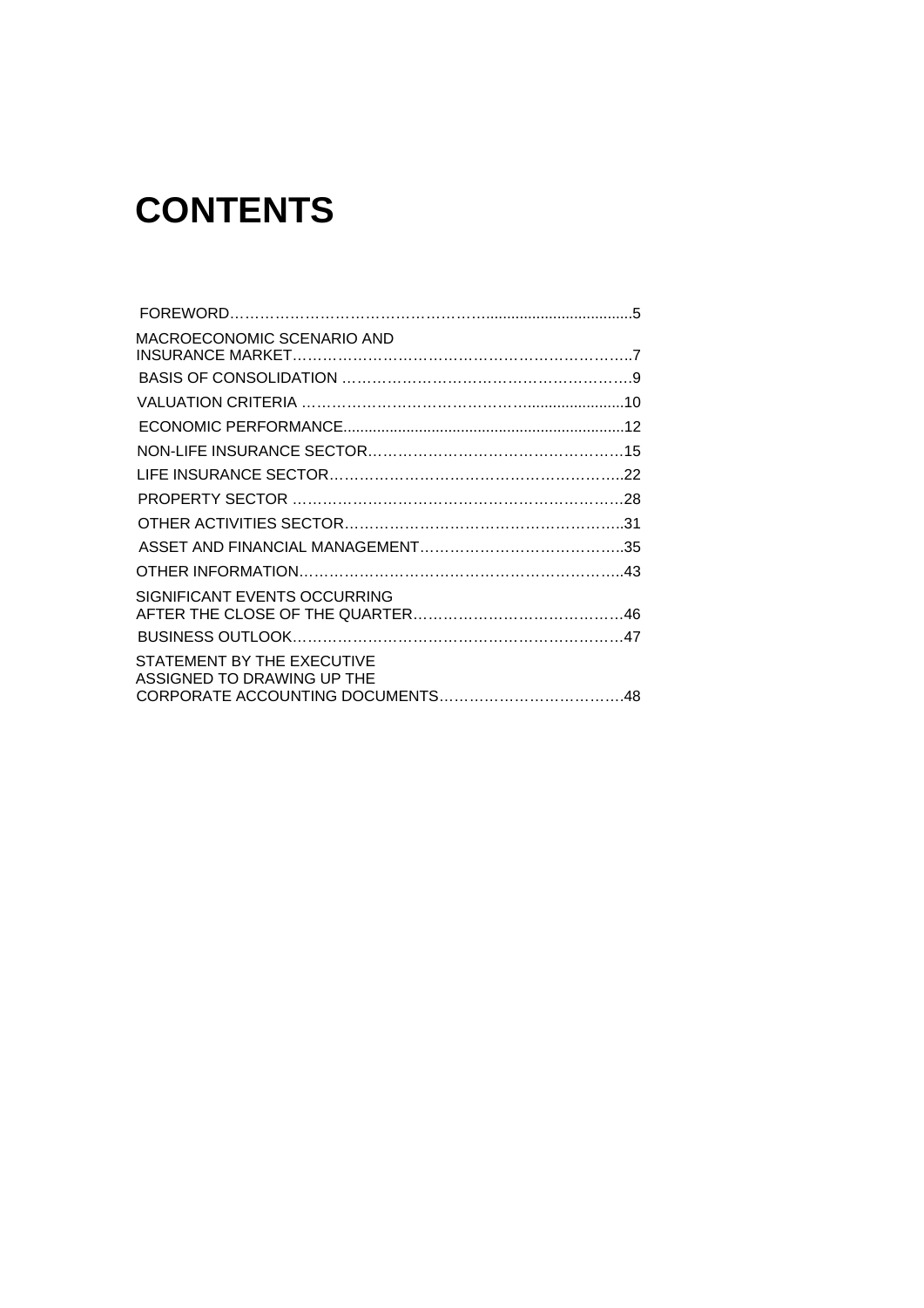# CONTENTS

- FOREWORD....5
- MACROECONOMIC SCENARIO AND INSURANCE MARKET....7
- BASIS OF CONSOLIDATION....9
- VALUATION CRITERIA....10
- ECONOMIC PERFORMANCE....12
- NON-LIFE INSURANCE SECTOR....15
- LIFE INSURANCE SECTOR....22
- PROPERTY SECTOR....28
- OTHER ACTIVITIES SECTOR....31
- ASSET AND FINANCIAL MANAGEMENT....35
- OTHER INFORMATION....43
- SIGNIFICANT EVENTS OCCURRING AFTER THE CLOSE OF THE QUARTER....46
- BUSINESS OUTLOOK....47
- STATEMENT BY THE EXECUTIVE ASSIGNED TO DRAWING UP THE CORPORATE ACCOUNTING DOCUMENTS....48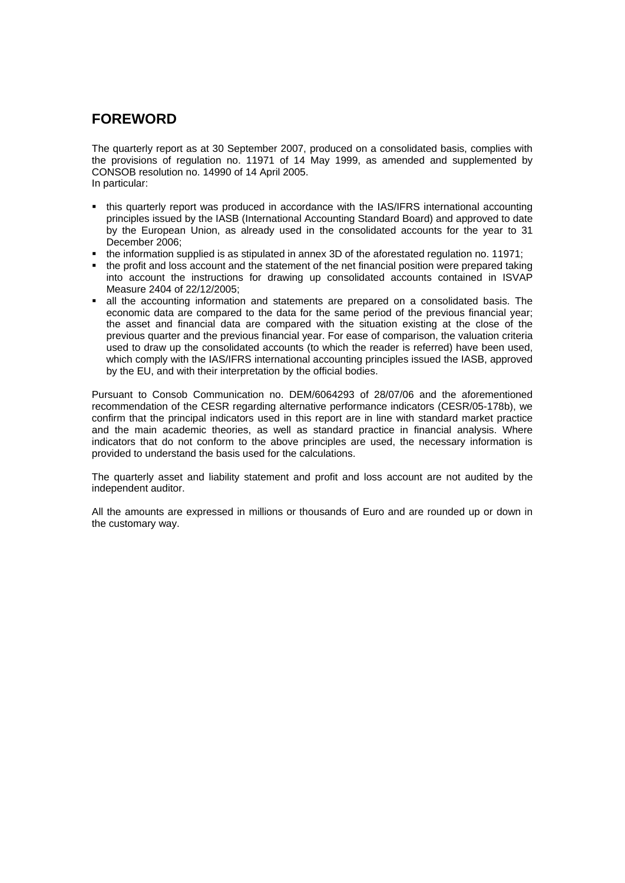## FOREWORD

The quarterly report as at 30 September 2007, produced on a consolidated basis, complies with the provisions of regulation no. 11971 of 14 May 1999, as amended and supplemented by CONSOB resolution no. 14990 of 14 April 2005.
In particular:

- this quarterly report was produced in accordance with the IAS/IFRS international accounting principles issued by the IASB (International Accounting Standard Board) and approved to date by the European Union, as already used in the consolidated accounts for the year to 31 December 2006;
- the information supplied is as stipulated in annex 3D of the aforestated regulation no. 11971;
- the profit and loss account and the statement of the net financial position were prepared taking into account the instructions for drawing up consolidated accounts contained in ISVAP Measure 2404 of 22/12/2005;
- all the accounting information and statements are prepared on a consolidated basis. The economic data are compared to the data for the same period of the previous financial year; the asset and financial data are compared with the situation existing at the close of the previous quarter and the previous financial year. For ease of comparison, the valuation criteria used to draw up the consolidated accounts (to which the reader is referred) have been used, which comply with the IAS/IFRS international accounting principles issued the IASB, approved by the EU, and with their interpretation by the official bodies.

Pursuant to Consob Communication no. DEM/6064293 of 28/07/06 and the aforementioned recommendation of the CESR regarding alternative performance indicators (CESR/05-178b), we confirm that the principal indicators used in this report are in line with standard market practice and the main academic theories, as well as standard practice in financial analysis. Where indicators that do not conform to the above principles are used, the necessary information is provided to understand the basis used for the calculations.

The quarterly asset and liability statement and profit and loss account are not audited by the independent auditor.

All the amounts are expressed in millions or thousands of Euro and are rounded up or down in the customary way.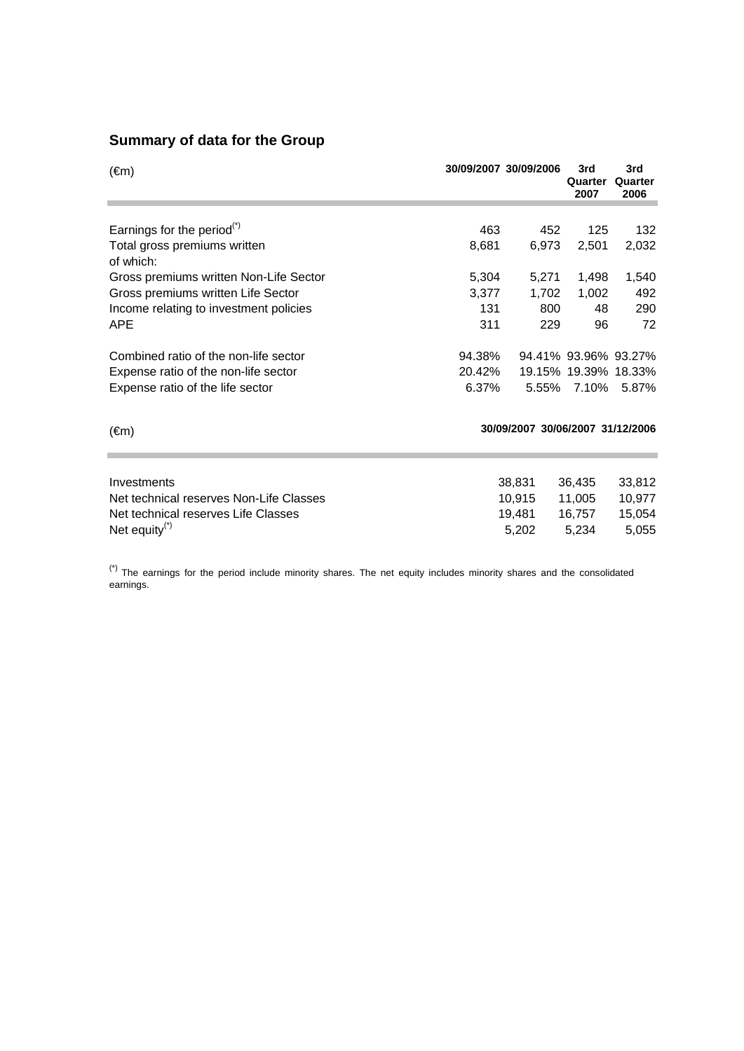## Summary of data for the Group

| (€m) | 30/09/2007 | 30/09/2006 | 3rd Quarter 2007 | 3rd Quarter 2006 |
|---|---|---|---|---|
| Earnings for the period(*) | 463 | 452 | 125 | 132 |
| Total gross premiums written | 8,681 | 6,973 | 2,501 | 2,032 |
| of which: | | | | |
| Gross premiums written Non-Life Sector | 5,304 | 5,271 | 1,498 | 1,540 |
| Gross premiums written Life Sector | 3,377 | 1,702 | 1,002 | 492 |
| Income relating to investment policies | 131 | 800 | 48 | 290 |
| APE | 311 | 229 | 96 | 72 |
| Combined ratio of the non-life sector | 94.38% | 94.41% | 93.96% | 93.27% |
| Expense ratio of the non-life sector | 20.42% | 19.15% | 19.39% | 18.33% |
| Expense ratio of the life sector | 6.37% | 5.55% | 7.10% | 5.87% |

| (€m) | 30/09/2007 | 30/06/2007 | 31/12/2006 |
|---|---|---|---|
| Investments | 38,831 | 36,435 | 33,812 |
| Net technical reserves Non-Life Classes | 10,915 | 11,005 | 10,977 |
| Net technical reserves Life Classes | 19,481 | 16,757 | 15,054 |
| Net equity(*) | 5,202 | 5,234 | 5,055 |

(*) The earnings for the period include minority shares. The net equity includes minority shares and the consolidated earnings.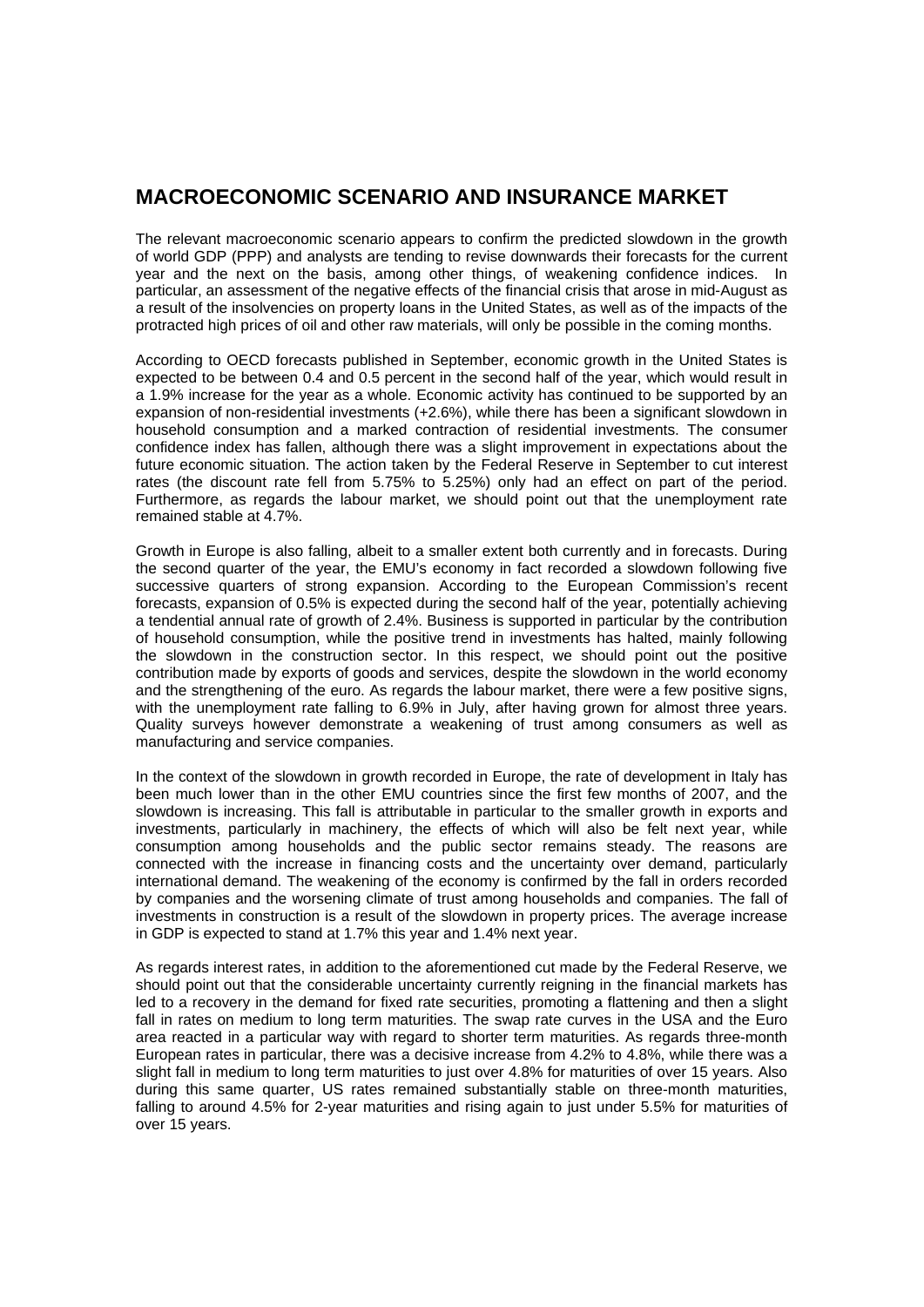## MACROECONOMIC SCENARIO AND INSURANCE MARKET

The relevant macroeconomic scenario appears to confirm the predicted slowdown in the growth of world GDP (PPP) and analysts are tending to revise downwards their forecasts for the current year and the next on the basis, among other things, of weakening confidence indices. In particular, an assessment of the negative effects of the financial crisis that arose in mid-August as a result of the insolvencies on property loans in the United States, as well as of the impacts of the protracted high prices of oil and other raw materials, will only be possible in the coming months.

According to OECD forecasts published in September, economic growth in the United States is expected to be between 0.4 and 0.5 percent in the second half of the year, which would result in a 1.9% increase for the year as a whole. Economic activity has continued to be supported by an expansion of non-residential investments (+2.6%), while there has been a significant slowdown in household consumption and a marked contraction of residential investments. The consumer confidence index has fallen, although there was a slight improvement in expectations about the future economic situation. The action taken by the Federal Reserve in September to cut interest rates (the discount rate fell from 5.75% to 5.25%) only had an effect on part of the period. Furthermore, as regards the labour market, we should point out that the unemployment rate remained stable at 4.7%.

Growth in Europe is also falling, albeit to a smaller extent both currently and in forecasts. During the second quarter of the year, the EMU's economy in fact recorded a slowdown following five successive quarters of strong expansion. According to the European Commission's recent forecasts, expansion of 0.5% is expected during the second half of the year, potentially achieving a tendential annual rate of growth of 2.4%. Business is supported in particular by the contribution of household consumption, while the positive trend in investments has halted, mainly following the slowdown in the construction sector. In this respect, we should point out the positive contribution made by exports of goods and services, despite the slowdown in the world economy and the strengthening of the euro. As regards the labour market, there were a few positive signs, with the unemployment rate falling to 6.9% in July, after having grown for almost three years. Quality surveys however demonstrate a weakening of trust among consumers as well as manufacturing and service companies.

In the context of the slowdown in growth recorded in Europe, the rate of development in Italy has been much lower than in the other EMU countries since the first few months of 2007, and the slowdown is increasing. This fall is attributable in particular to the smaller growth in exports and investments, particularly in machinery, the effects of which will also be felt next year, while consumption among households and the public sector remains steady. The reasons are connected with the increase in financing costs and the uncertainty over demand, particularly international demand. The weakening of the economy is confirmed by the fall in orders recorded by companies and the worsening climate of trust among households and companies. The fall of investments in construction is a result of the slowdown in property prices. The average increase in GDP is expected to stand at 1.7% this year and 1.4% next year.

As regards interest rates, in addition to the aforementioned cut made by the Federal Reserve, we should point out that the considerable uncertainty currently reigning in the financial markets has led to a recovery in the demand for fixed rate securities, promoting a flattening and then a slight fall in rates on medium to long term maturities. The swap rate curves in the USA and the Euro area reacted in a particular way with regard to shorter term maturities. As regards three-month European rates in particular, there was a decisive increase from 4.2% to 4.8%, while there was a slight fall in medium to long term maturities to just over 4.8% for maturities of over 15 years. Also during this same quarter, US rates remained substantially stable on three-month maturities, falling to around 4.5% for 2-year maturities and rising again to just under 5.5% for maturities of over 15 years.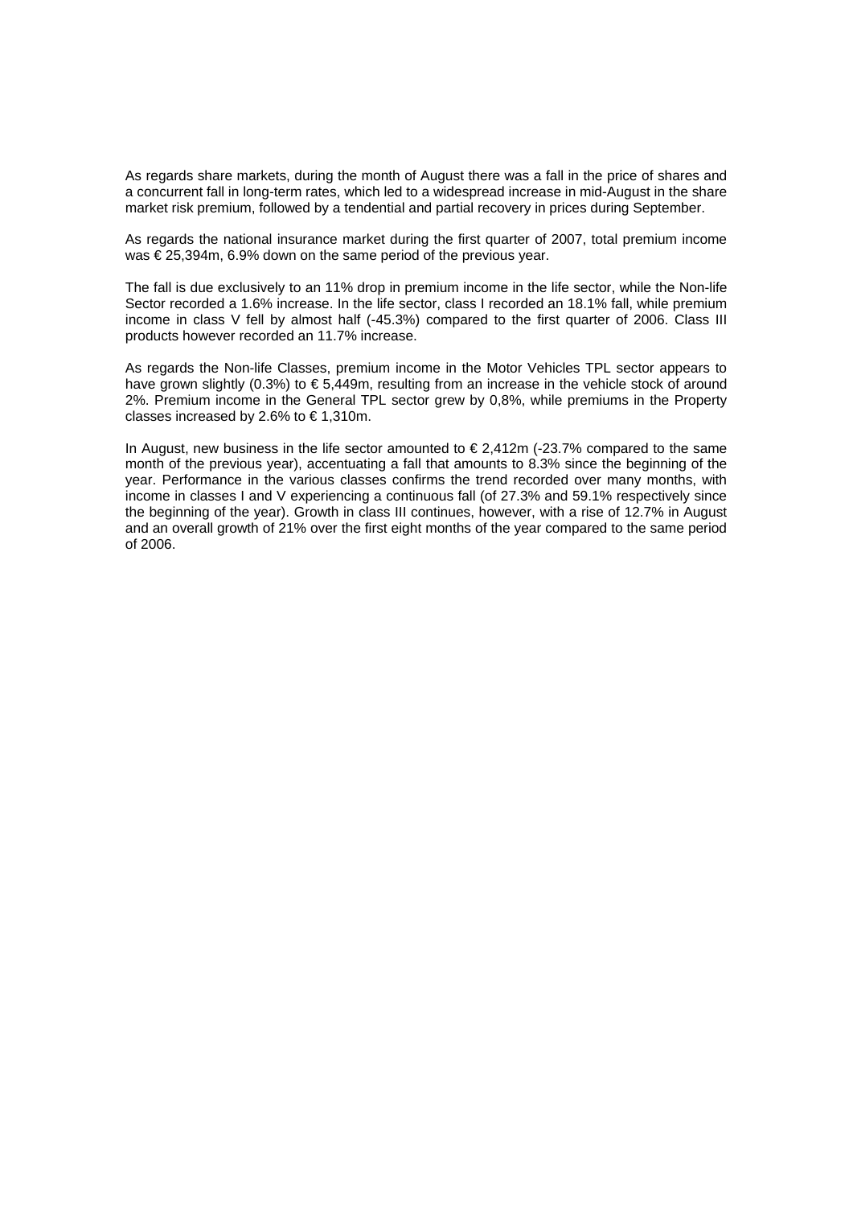As regards share markets, during the month of August there was a fall in the price of shares and a concurrent fall in long-term rates, which led to a widespread increase in mid-August in the share market risk premium, followed by a tendential and partial recovery in prices during September.

As regards the national insurance market during the first quarter of 2007, total premium income was € 25,394m, 6.9% down on the same period of the previous year.

The fall is due exclusively to an 11% drop in premium income in the life sector, while the Non-life Sector recorded a 1.6% increase. In the life sector, class I recorded an 18.1% fall, while premium income in class V fell by almost half (-45.3%) compared to the first quarter of 2006. Class III products however recorded an 11.7% increase.

As regards the Non-life Classes, premium income in the Motor Vehicles TPL sector appears to have grown slightly (0.3%) to € 5,449m, resulting from an increase in the vehicle stock of around 2%. Premium income in the General TPL sector grew by 0,8%, while premiums in the Property classes increased by 2.6% to € 1,310m.

In August, new business in the life sector amounted to € 2,412m (-23.7% compared to the same month of the previous year), accentuating a fall that amounts to 8.3% since the beginning of the year. Performance in the various classes confirms the trend recorded over many months, with income in classes I and V experiencing a continuous fall (of 27.3% and 59.1% respectively since the beginning of the year). Growth in class III continues, however, with a rise of 12.7% in August and an overall growth of 21% over the first eight months of the year compared to the same period of 2006.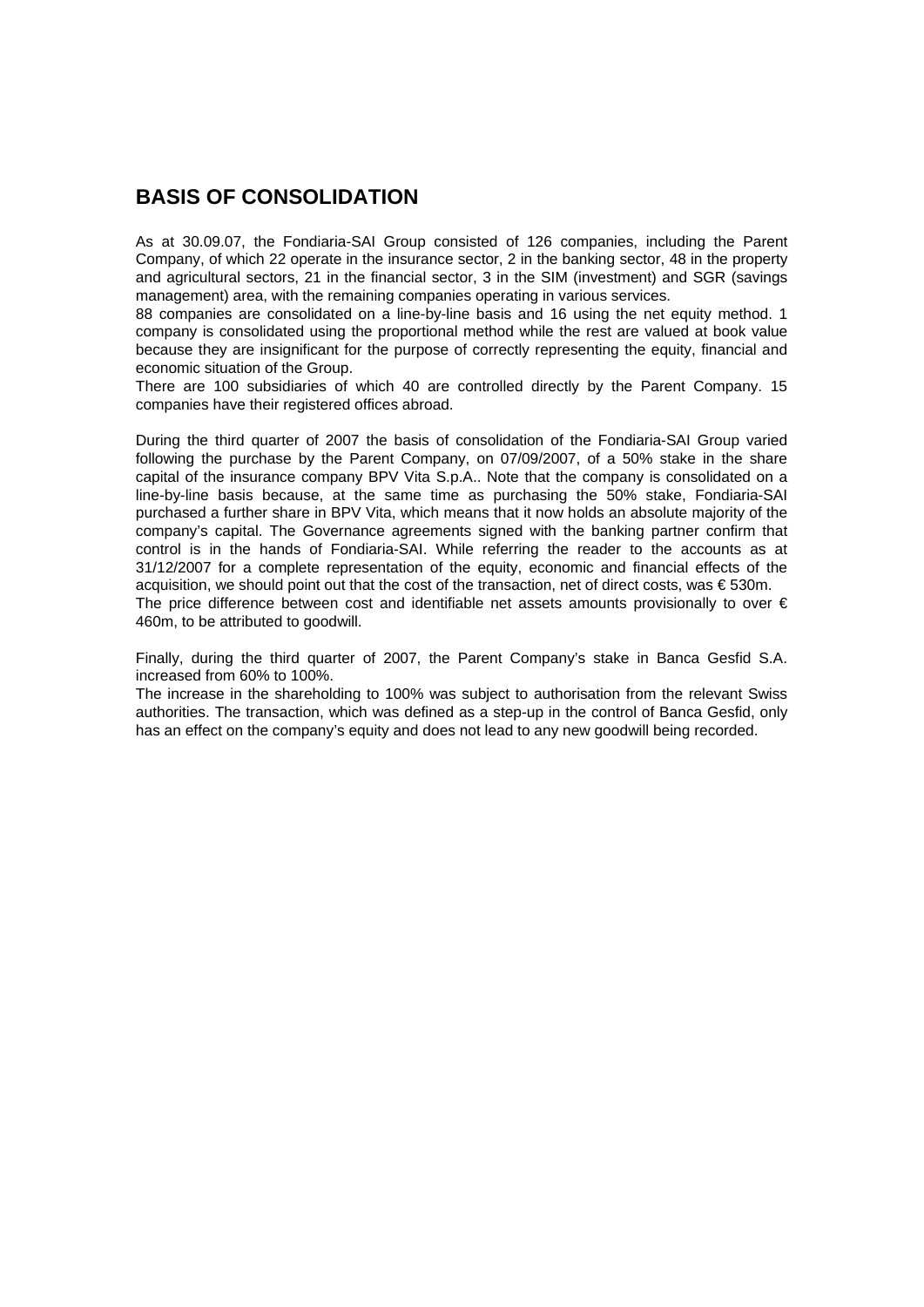## BASIS OF CONSOLIDATION

As at 30.09.07, the Fondiaria-SAI Group consisted of 126 companies, including the Parent Company, of which 22 operate in the insurance sector, 2 in the banking sector, 48 in the property and agricultural sectors, 21 in the financial sector, 3 in the SIM (investment) and SGR (savings management) area, with the remaining companies operating in various services.
88 companies are consolidated on a line-by-line basis and 16 using the net equity method. 1 company is consolidated using the proportional method while the rest are valued at book value because they are insignificant for the purpose of correctly representing the equity, financial and economic situation of the Group.
There are 100 subsidiaries of which 40 are controlled directly by the Parent Company. 15 companies have their registered offices abroad.

During the third quarter of 2007 the basis of consolidation of the Fondiaria-SAI Group varied following the purchase by the Parent Company, on 07/09/2007, of a 50% stake in the share capital of the insurance company BPV Vita S.p.A.. Note that the company is consolidated on a line-by-line basis because, at the same time as purchasing the 50% stake, Fondiaria-SAI purchased a further share in BPV Vita, which means that it now holds an absolute majority of the company's capital. The Governance agreements signed with the banking partner confirm that control is in the hands of Fondiaria-SAI. While referring the reader to the accounts as at 31/12/2007 for a complete representation of the equity, economic and financial effects of the acquisition, we should point out that the cost of the transaction, net of direct costs, was € 530m.
The price difference between cost and identifiable net assets amounts provisionally to over € 460m, to be attributed to goodwill.

Finally, during the third quarter of 2007, the Parent Company's stake in Banca Gesfid S.A. increased from 60% to 100%.
The increase in the shareholding to 100% was subject to authorisation from the relevant Swiss authorities. The transaction, which was defined as a step-up in the control of Banca Gesfid, only has an effect on the company's equity and does not lead to any new goodwill being recorded.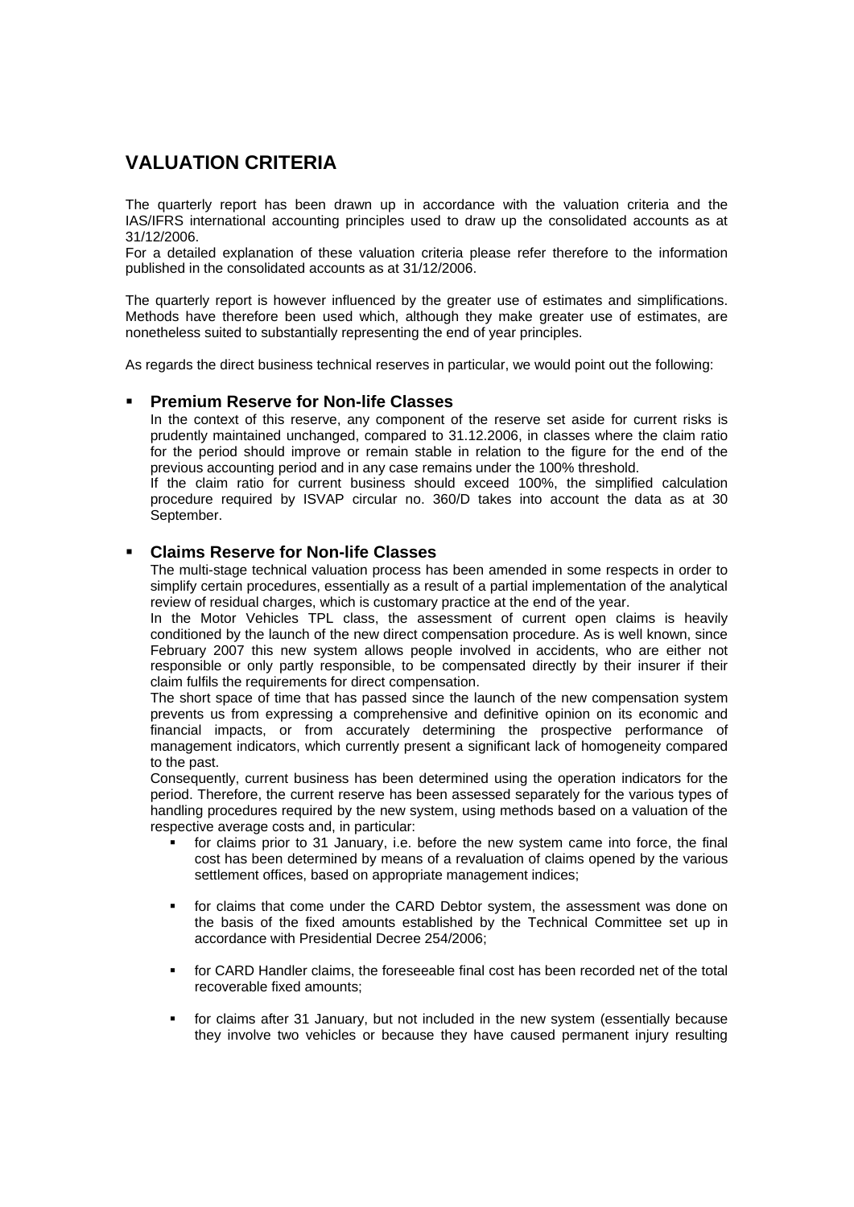# VALUATION CRITERIA

The quarterly report has been drawn up in accordance with the valuation criteria and the IAS/IFRS international accounting principles used to draw up the consolidated accounts as at 31/12/2006.

For a detailed explanation of these valuation criteria please refer therefore to the information published in the consolidated accounts as at 31/12/2006.

The quarterly report is however influenced by the greater use of estimates and simplifications. Methods have therefore been used which, although they make greater use of estimates, are nonetheless suited to substantially representing the end of year principles.

As regards the direct business technical reserves in particular, we would point out the following:

- **Premium Reserve for Non-life Classes**

  In the context of this reserve, any component of the reserve set aside for current risks is prudently maintained unchanged, compared to 31.12.2006, in classes where the claim ratio for the period should improve or remain stable in relation to the figure for the end of the previous accounting period and in any case remains under the 100% threshold.

  If the claim ratio for current business should exceed 100%, the simplified calculation procedure required by ISVAP circular no. 360/D takes into account the data as at 30 September.

- **Claims Reserve for Non-life Classes**

  The multi-stage technical valuation process has been amended in some respects in order to simplify certain procedures, essentially as a result of a partial implementation of the analytical review of residual charges, which is customary practice at the end of the year.

  In the Motor Vehicles TPL class, the assessment of current open claims is heavily conditioned by the launch of the new direct compensation procedure. As is well known, since February 2007 this new system allows people involved in accidents, who are either not responsible or only partly responsible, to be compensated directly by their insurer if their claim fulfils the requirements for direct compensation.

  The short space of time that has passed since the launch of the new compensation system prevents us from expressing a comprehensive and definitive opinion on its economic and financial impacts, or from accurately determining the prospective performance of management indicators, which currently present a significant lack of homogeneity compared to the past.

  Consequently, current business has been determined using the operation indicators for the period. Therefore, the current reserve has been assessed separately for the various types of handling procedures required by the new system, using methods based on a valuation of the respective average costs and, in particular:

  - for claims prior to 31 January, i.e. before the new system came into force, the final cost has been determined by means of a revaluation of claims opened by the various settlement offices, based on appropriate management indices;
  - for claims that come under the CARD Debtor system, the assessment was done on the basis of the fixed amounts established by the Technical Committee set up in accordance with Presidential Decree 254/2006;
  - for CARD Handler claims, the foreseeable final cost has been recorded net of the total recoverable fixed amounts;
  - for claims after 31 January, but not included in the new system (essentially because they involve two vehicles or because they have caused permanent injury resulting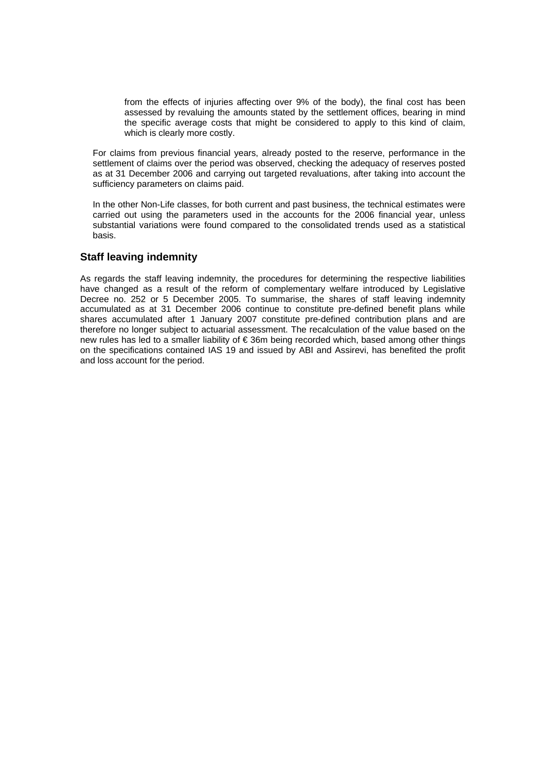from the effects of injuries affecting over 9% of the body), the final cost has been assessed by revaluing the amounts stated by the settlement offices, bearing in mind the specific average costs that might be considered to apply to this kind of claim, which is clearly more costly.

For claims from previous financial years, already posted to the reserve, performance in the settlement of claims over the period was observed, checking the adequacy of reserves posted as at 31 December 2006 and carrying out targeted revaluations, after taking into account the sufficiency parameters on claims paid.

In the other Non-Life classes, for both current and past business, the technical estimates were carried out using the parameters used in the accounts for the 2006 financial year, unless substantial variations were found compared to the consolidated trends used as a statistical basis.

## Staff leaving indemnity

As regards the staff leaving indemnity, the procedures for determining the respective liabilities have changed as a result of the reform of complementary welfare introduced by Legislative Decree no. 252 or 5 December 2005. To summarise, the shares of staff leaving indemnity accumulated as at 31 December 2006 continue to constitute pre-defined benefit plans while shares accumulated after 1 January 2007 constitute pre-defined contribution plans and are therefore no longer subject to actuarial assessment. The recalculation of the value based on the new rules has led to a smaller liability of € 36m being recorded which, based among other things on the specifications contained IAS 19 and issued by ABI and Assirevi, has benefited the profit and loss account for the period.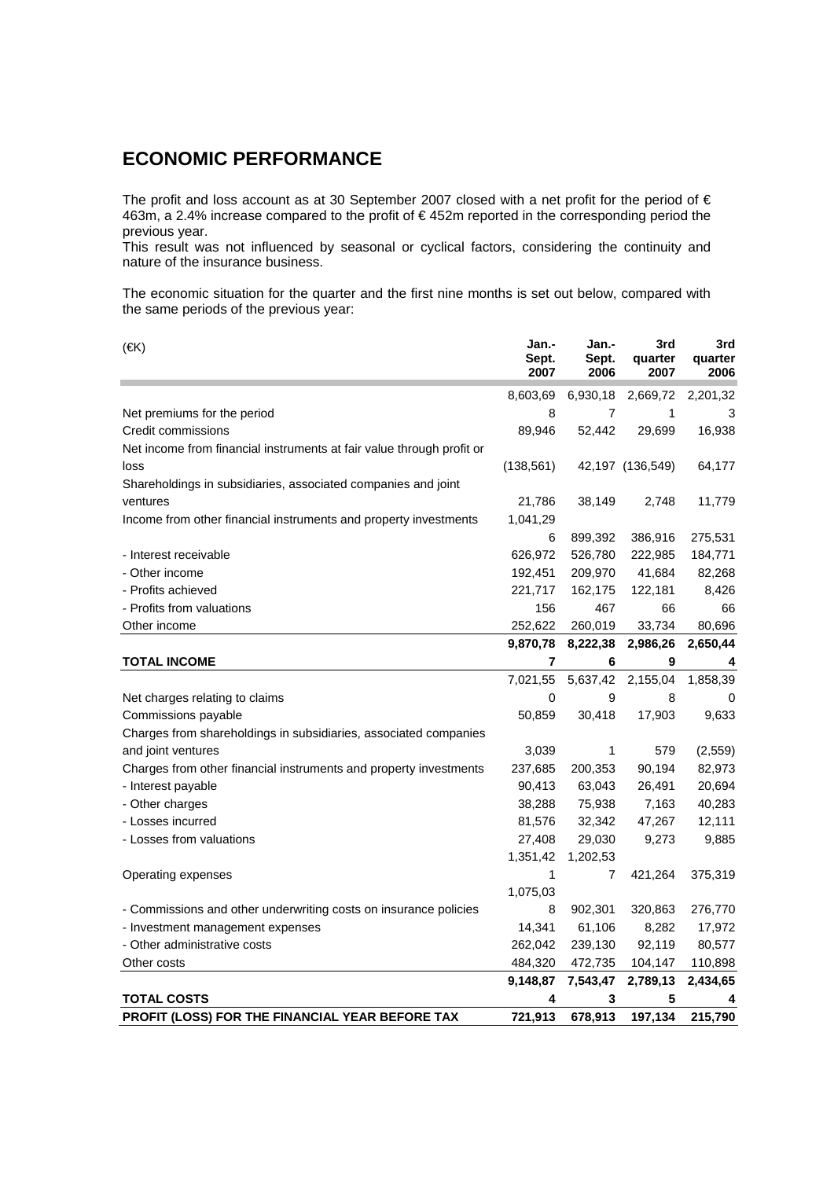## ECONOMIC PERFORMANCE

The profit and loss account as at 30 September 2007 closed with a net profit for the period of € 463m, a 2.4% increase compared to the profit of € 452m reported in the corresponding period the previous year.
This result was not influenced by seasonal or cyclical factors, considering the continuity and nature of the insurance business.

The economic situation for the quarter and the first nine months is set out below, compared with the same periods of the previous year:

| (€K) | Jan.-Sept. 2007 | Jan.-Sept. 2006 | 3rd quarter 2007 | 3rd quarter 2006 |
|---|---|---|---|---|
| Net premiums for the period | 8,603,698 | 6,930,187 | 2,669,721 | 2,201,323 |
| Credit commissions | 89,946 | 52,442 | 29,699 | 16,938 |
| Net income from financial instruments at fair value through profit or loss | (138,561) | 42,197 | (136,549) | 64,177 |
| Shareholdings in subsidiaries, associated companies and joint ventures | 21,786 | 38,149 | 2,748 | 11,779 |
| Income from other financial instruments and property investments | 1,041,296 | 899,392 | 386,916 | 275,531 |
| - Interest receivable | 626,972 | 526,780 | 222,985 | 184,771 |
| - Other income | 192,451 | 209,970 | 41,684 | 82,268 |
| - Profits achieved | 221,717 | 162,175 | 122,181 | 8,426 |
| - Profits from valuations | 156 | 467 | 66 | 66 |
| Other income | 252,622 | 260,019 | 33,734 | 80,696 |
| **TOTAL INCOME** | **9,870,787** | **8,222,386** | **2,986,269** | **2,650,444** |
| Net charges relating to claims | 7,021,550 | 5,637,429 | 2,155,048 | 1,858,390 |
| Commissions payable | 50,859 | 30,418 | 17,903 | 9,633 |
| Charges from shareholdings in subsidiaries, associated companies and joint ventures | 3,039 | 1 | 579 | (2,559) |
| Charges from other financial instruments and property investments | 237,685 | 200,353 | 90,194 | 82,973 |
| - Interest payable | 90,413 | 63,043 | 26,491 | 20,694 |
| - Other charges | 38,288 | 75,938 | 7,163 | 40,283 |
| - Losses incurred | 81,576 | 32,342 | 47,267 | 12,111 |
| - Losses from valuations | 27,408 | 29,030 | 9,273 | 9,885 |
| Operating expenses | 1,351,421 | 1,202,537 | 421,264 | 375,319 |
| - Commissions and other underwriting costs on insurance policies | 1,075,038 | 902,301 | 320,863 | 276,770 |
| - Investment management expenses | 14,341 | 61,106 | 8,282 | 17,972 |
| - Other administrative costs | 262,042 | 239,130 | 92,119 | 80,577 |
| Other costs | 484,320 | 472,735 | 104,147 | 110,898 |
| **TOTAL COSTS** | **9,148,874** | **7,543,473** | **2,789,135** | **2,434,654** |
| **PROFIT (LOSS) FOR THE FINANCIAL YEAR BEFORE TAX** | **721,913** | **678,913** | **197,134** | **215,790** |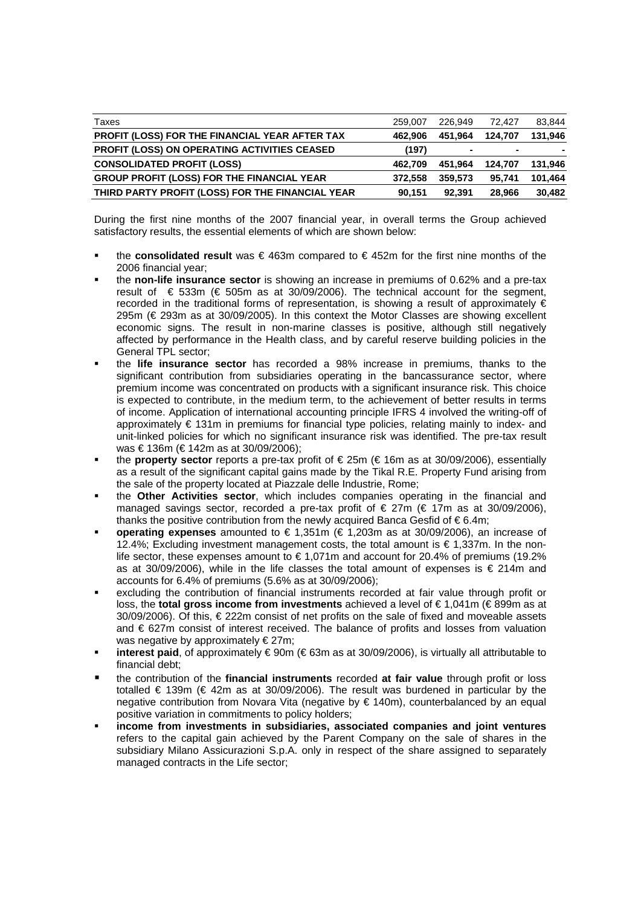| Taxes | 259,007 | 226,949 | 72,427 | 83,844 |
|---|---|---|---|---|
| **PROFIT (LOSS) FOR THE FINANCIAL YEAR AFTER TAX** | **462,906** | **451,964** | **124,707** | **131,946** |
| **PROFIT (LOSS) ON OPERATING ACTIVITIES CEASED** | **(197)** | **-** | **-** | **-** |
| **CONSOLIDATED PROFIT (LOSS)** | **462,709** | **451,964** | **124,707** | **131,946** |
| **GROUP PROFIT (LOSS) FOR THE FINANCIAL YEAR** | **372,558** | **359,573** | **95,741** | **101,464** |
| **THIRD PARTY PROFIT (LOSS) FOR THE FINANCIAL YEAR** | **90,151** | **92,391** | **28,966** | **30,482** |

During the first nine months of the 2007 financial year, in overall terms the Group achieved satisfactory results, the essential elements of which are shown below:

- the **consolidated result** was € 463m compared to € 452m for the first nine months of the 2006 financial year;
- the **non-life insurance sector** is showing an increase in premiums of 0.62% and a pre-tax result of € 533m (€ 505m as at 30/09/2006). The technical account for the segment, recorded in the traditional forms of representation, is showing a result of approximately € 295m (€ 293m as at 30/09/2005). In this context the Motor Classes are showing excellent economic signs. The result in non-marine classes is positive, although still negatively affected by performance in the Health class, and by careful reserve building policies in the General TPL sector;
- the **life insurance sector** has recorded a 98% increase in premiums, thanks to the significant contribution from subsidiaries operating in the bancassurance sector, where premium income was concentrated on products with a significant insurance risk. This choice is expected to contribute, in the medium term, to the achievement of better results in terms of income. Application of international accounting principle IFRS 4 involved the writing-off of approximately € 131m in premiums for financial type policies, relating mainly to index- and unit-linked policies for which no significant insurance risk was identified. The pre-tax result was € 136m (€ 142m as at 30/09/2006);
- the **property sector** reports a pre-tax profit of € 25m (€ 16m as at 30/09/2006), essentially as a result of the significant capital gains made by the Tikal R.E. Property Fund arising from the sale of the property located at Piazzale delle Industrie, Rome;
- the **Other Activities sector**, which includes companies operating in the financial and managed savings sector, recorded a pre-tax profit of € 27m (€ 17m as at 30/09/2006), thanks the positive contribution from the newly acquired Banca Gesfid of € 6.4m;
- **operating expenses** amounted to € 1,351m (€ 1,203m as at 30/09/2006), an increase of 12.4%; Excluding investment management costs, the total amount is € 1,337m. In the non-life sector, these expenses amount to € 1,071m and account for 20.4% of premiums (19.2% as at 30/09/2006), while in the life classes the total amount of expenses is € 214m and accounts for 6.4% of premiums (5.6% as at 30/09/2006);
- excluding the contribution of financial instruments recorded at fair value through profit or loss, the **total gross income from investments** achieved a level of € 1,041m (€ 899m as at 30/09/2006). Of this, € 222m consist of net profits on the sale of fixed and moveable assets and € 627m consist of interest received. The balance of profits and losses from valuation was negative by approximately € 27m;
- **interest paid**, of approximately € 90m (€ 63m as at 30/09/2006), is virtually all attributable to financial debt;
- the contribution of the **financial instruments** recorded **at fair value** through profit or loss totalled € 139m (€ 42m as at 30/09/2006). The result was burdened in particular by the negative contribution from Novara Vita (negative by € 140m), counterbalanced by an equal positive variation in commitments to policy holders;
- **income from investments in subsidiaries, associated companies and joint ventures** refers to the capital gain achieved by the Parent Company on the sale of shares in the subsidiary Milano Assicurazioni S.p.A. only in respect of the share assigned to separately managed contracts in the Life sector;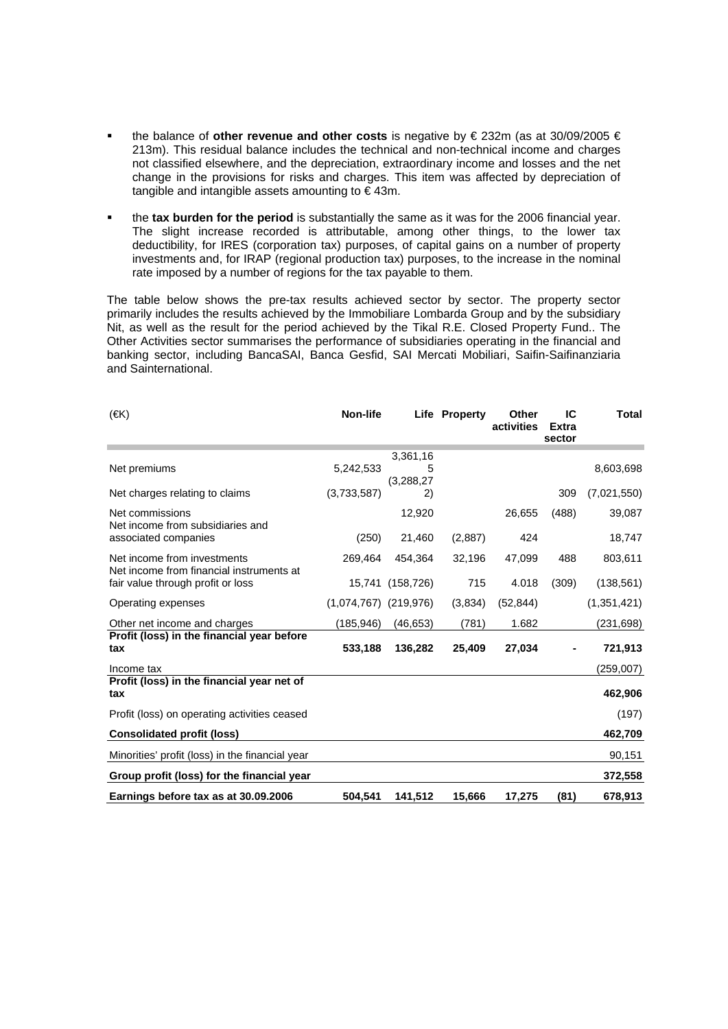- the balance of **other revenue and other costs** is negative by € 232m (as at 30/09/2005 € 213m). This residual balance includes the technical and non-technical income and charges not classified elsewhere, and the depreciation, extraordinary income and losses and the net change in the provisions for risks and charges. This item was affected by depreciation of tangible and intangible assets amounting to € 43m.

- the **tax burden for the period** is substantially the same as it was for the 2006 financial year. The slight increase recorded is attributable, among other things, to the lower tax deductibility, for IRES (corporation tax) purposes, of capital gains on a number of property investments and, for IRAP (regional production tax) purposes, to the increase in the nominal rate imposed by a number of regions for the tax payable to them.

The table below shows the pre-tax results achieved sector by sector. The property sector primarily includes the results achieved by the Immobiliare Lombarda Group and by the subsidiary Nit, as well as the result for the period achieved by the Tikal R.E. Closed Property Fund.. The Other Activities sector summarises the performance of subsidiaries operating in the financial and banking sector, including BancaSAI, Banca Gesfid, SAI Mercati Mobiliari, Saifin-Saifinanziaria and Sainternational.

| (€K) | Non-life | Life | Property | Other activities | IC Extra sector | Total |
|---|---|---|---|---|---|---|
| Net premiums | 5,242,533 | 3,361,165 | | | | 8,603,698 |
| Net charges relating to claims | (3,733,587) | (3,288,272) | | | 309 | (7,021,550) |
| Net commissions | | 12,920 | | 26,655 | (488) | 39,087 |
| Net income from subsidiaries and associated companies | (250) | 21,460 | (2,887) | 424 | | 18,747 |
| Net income from investments | 269,464 | 454,364 | 32,196 | 47,099 | 488 | 803,611 |
| Net income from financial instruments at fair value through profit or loss | 15,741 | (158,726) | 715 | 4.018 | (309) | (138,561) |
| Operating expenses | (1,074,767) | (219,976) | (3,834) | (52,844) | | (1,351,421) |
| Other net income and charges | (185,946) | (46,653) | (781) | 1.682 | | (231,698) |
| **Profit (loss) in the financial year before tax** | **533,188** | **136,282** | **25,409** | **27,034** | **-** | **721,913** |
| Income tax | | | | | | (259,007) |
| **Profit (loss) in the financial year net of tax** | | | | | | **462,906** |
| Profit (loss) on operating activities ceased | | | | | | (197) |
| **Consolidated profit (loss)** | | | | | | **462,709** |
| Minorities' profit (loss) in the financial year | | | | | | 90,151 |
| **Group profit (loss) for the financial year** | | | | | | **372,558** |
| **Earnings before tax as at 30.09.2006** | **504,541** | **141,512** | **15,666** | **17,275** | **(81)** | **678,913** |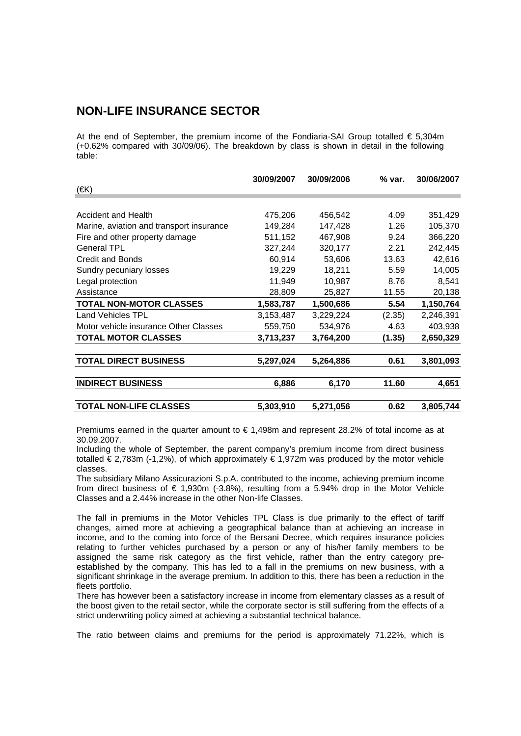## NON-LIFE INSURANCE SECTOR

At the end of September, the premium income of the Fondiaria-SAI Group totalled € 5,304m (+0.62% compared with 30/09/06). The breakdown by class is shown in detail in the following table:

| (€K) | 30/09/2007 | 30/09/2006 | % var. | 30/06/2007 |
|---|---|---|---|---|
| Accident and Health | 475,206 | 456,542 | 4.09 | 351,429 |
| Marine, aviation and transport insurance | 149,284 | 147,428 | 1.26 | 105,370 |
| Fire and other property damage | 511,152 | 467,908 | 9.24 | 366,220 |
| General TPL | 327,244 | 320,177 | 2.21 | 242,445 |
| Credit and Bonds | 60,914 | 53,606 | 13.63 | 42,616 |
| Sundry pecuniary losses | 19,229 | 18,211 | 5.59 | 14,005 |
| Legal protection | 11,949 | 10,987 | 8.76 | 8,541 |
| Assistance | 28,809 | 25,827 | 11.55 | 20,138 |
| **TOTAL NON-MOTOR CLASSES** | **1,583,787** | **1,500,686** | **5.54** | **1,150,764** |
| Land Vehicles TPL | 3,153,487 | 3,229,224 | (2.35) | 2,246,391 |
| Motor vehicle insurance Other Classes | 559,750 | 534,976 | 4.63 | 403,938 |
| **TOTAL MOTOR CLASSES** | **3,713,237** | **3,764,200** | **(1.35)** | **2,650,329** |
| **TOTAL DIRECT BUSINESS** | **5,297,024** | **5,264,886** | **0.61** | **3,801,093** |
| **INDIRECT BUSINESS** | **6,886** | **6,170** | **11.60** | **4,651** |
| **TOTAL NON-LIFE CLASSES** | **5,303,910** | **5,271,056** | **0.62** | **3,805,744** |

Premiums earned in the quarter amount to € 1,498m and represent 28.2% of total income as at 30.09.2007.

Including the whole of September, the parent company's premium income from direct business totalled € 2,783m (-1,2%), of which approximately € 1,972m was produced by the motor vehicle classes.

The subsidiary Milano Assicurazioni S.p.A. contributed to the income, achieving premium income from direct business of € 1,930m (-3.8%), resulting from a 5.94% drop in the Motor Vehicle Classes and a 2.44% increase in the other Non-life Classes.

The fall in premiums in the Motor Vehicles TPL Class is due primarily to the effect of tariff changes, aimed more at achieving a geographical balance than at achieving an increase in income, and to the coming into force of the Bersani Decree, which requires insurance policies relating to further vehicles purchased by a person or any of his/her family members to be assigned the same risk category as the first vehicle, rather than the entry category pre-established by the company. This has led to a fall in the premiums on new business, with a significant shrinkage in the average premium. In addition to this, there has been a reduction in the fleets portfolio.

There has however been a satisfactory increase in income from elementary classes as a result of the boost given to the retail sector, while the corporate sector is still suffering from the effects of a strict underwriting policy aimed at achieving a substantial technical balance.

The ratio between claims and premiums for the period is approximately 71.22%, which is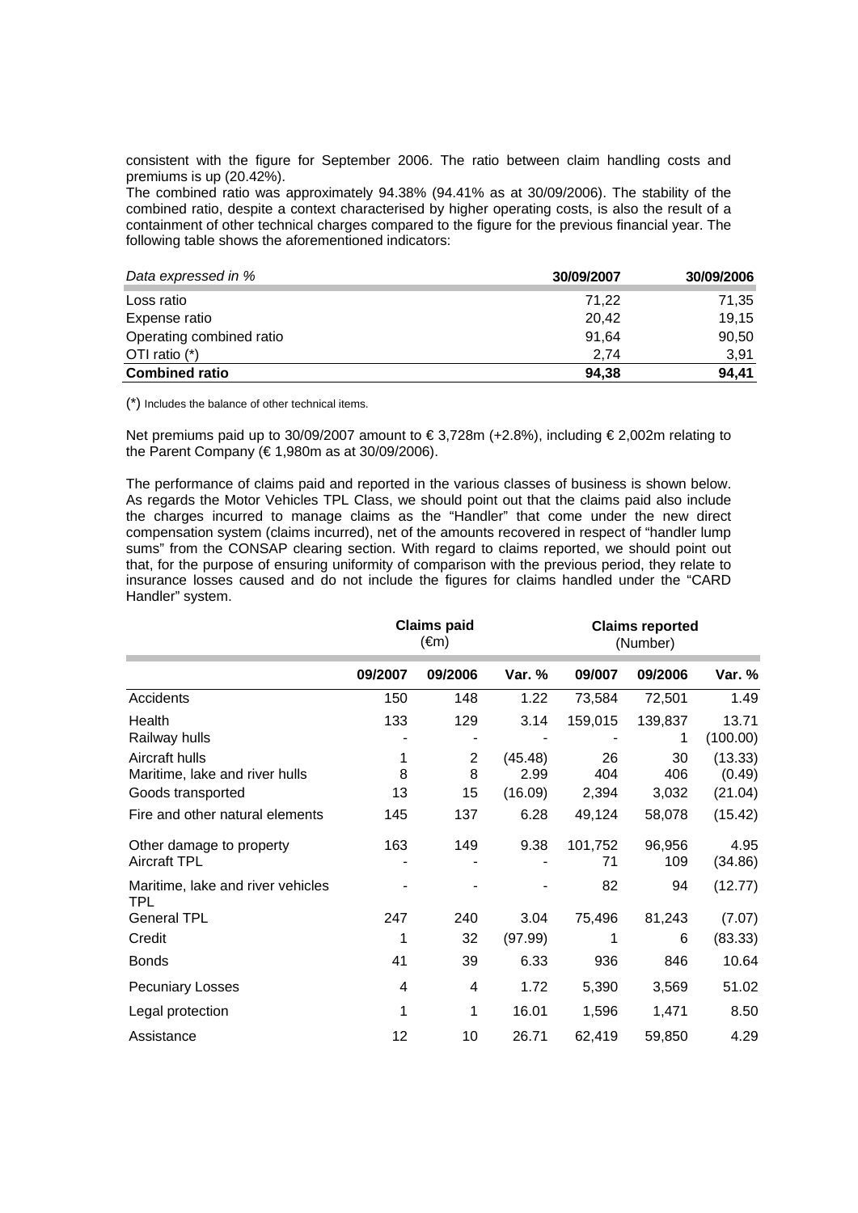consistent with the figure for September 2006. The ratio between claim handling costs and premiums is up (20.42%).

The combined ratio was approximately 94.38% (94.41% as at 30/09/2006). The stability of the combined ratio, despite a context characterised by higher operating costs, is also the result of a containment of other technical charges compared to the figure for the previous financial year. The following table shows the aforementioned indicators:

| *Data expressed in %* | 30/09/2007 | 30/09/2006 |
|---|---|---|
| Loss ratio | 71,22 | 71,35 |
| Expense ratio | 20,42 | 19,15 |
| Operating combined ratio | 91,64 | 90,50 |
| OTI ratio (*) | 2,74 | 3,91 |
| **Combined ratio** | **94,38** | **94,41** |

(*) Includes the balance of other technical items.

Net premiums paid up to 30/09/2007 amount to € 3,728m (+2.8%), including € 2,002m relating to the Parent Company (€ 1,980m as at 30/09/2006).

The performance of claims paid and reported in the various classes of business is shown below. As regards the Motor Vehicles TPL Class, we should point out that the claims paid also include the charges incurred to manage claims as the "Handler" that come under the new direct compensation system (claims incurred), net of the amounts recovered in respect of "handler lump sums" from the CONSAP clearing section. With regard to claims reported, we should point out that, for the purpose of ensuring uniformity of comparison with the previous period, they relate to insurance losses caused and do not include the figures for claims handled under the "CARD Handler" system.

| | Claims paid (€m) | | | Claims reported (Number) | | |
|---|---|---|---|---|---|---|
| | **09/2007** | **09/2006** | **Var. %** | **09/007** | **09/2006** | **Var. %** |
| Accidents | 150 | 148 | 1.22 | 73,584 | 72,501 | 1.49 |
| Health | 133 | 129 | 3.14 | 159,015 | 139,837 | 13.71 |
| Railway hulls | - | - | - | - | 1 | (100.00) |
| Aircraft hulls | 1 | 2 | (45.48) | 26 | 30 | (13.33) |
| Maritime, lake and river hulls | 8 | 8 | 2.99 | 404 | 406 | (0.49) |
| Goods transported | 13 | 15 | (16.09) | 2,394 | 3,032 | (21.04) |
| Fire and other natural elements | 145 | 137 | 6.28 | 49,124 | 58,078 | (15.42) |
| Other damage to property | 163 | 149 | 9.38 | 101,752 | 96,956 | 4.95 |
| Aircraft TPL | - | - | - | 71 | 109 | (34.86) |
| Maritime, lake and river vehicles TPL | - | - | - | 82 | 94 | (12.77) |
| General TPL | 247 | 240 | 3.04 | 75,496 | 81,243 | (7.07) |
| Credit | 1 | 32 | (97.99) | 1 | 6 | (83.33) |
| Bonds | 41 | 39 | 6.33 | 936 | 846 | 10.64 |
| Pecuniary Losses | 4 | 4 | 1.72 | 5,390 | 3,569 | 51.02 |
| Legal protection | 1 | 1 | 16.01 | 1,596 | 1,471 | 8.50 |
| Assistance | 12 | 10 | 26.71 | 62,419 | 59,850 | 4.29 |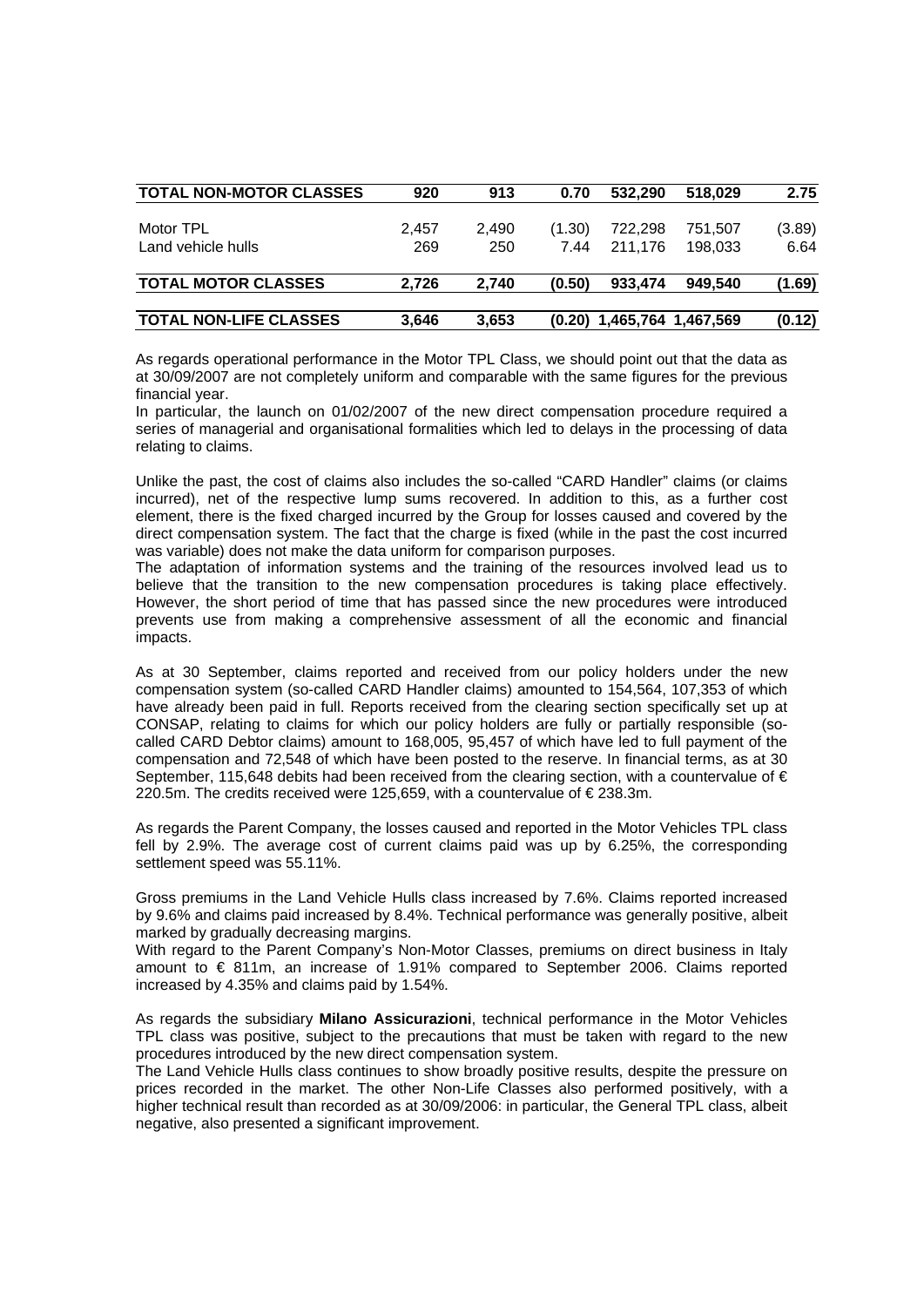| | | | | | | |
|---|---|---|---|---|---|---|
| **TOTAL NON-MOTOR CLASSES** | **920** | **913** | **0.70** | **532,290** | **518,029** | **2.75** |
| Motor TPL | 2,457 | 2,490 | (1.30) | 722,298 | 751,507 | (3.89) |
| Land vehicle hulls | 269 | 250 | 7.44 | 211,176 | 198,033 | 6.64 |
| **TOTAL MOTOR CLASSES** | **2,726** | **2,740** | **(0.50)** | **933,474** | **949,540** | **(1.69)** |
| **TOTAL NON-LIFE CLASSES** | **3,646** | **3,653** | **(0.20)** | **1,465,764** | **1,467,569** | **(0.12)** |

As regards operational performance in the Motor TPL Class, we should point out that the data as at 30/09/2007 are not completely uniform and comparable with the same figures for the previous financial year.
In particular, the launch on 01/02/2007 of the new direct compensation procedure required a series of managerial and organisational formalities which led to delays in the processing of data relating to claims.

Unlike the past, the cost of claims also includes the so-called "CARD Handler" claims (or claims incurred), net of the respective lump sums recovered. In addition to this, as a further cost element, there is the fixed charged incurred by the Group for losses caused and covered by the direct compensation system. The fact that the charge is fixed (while in the past the cost incurred was variable) does not make the data uniform for comparison purposes.
The adaptation of information systems and the training of the resources involved lead us to believe that the transition to the new compensation procedures is taking place effectively. However, the short period of time that has passed since the new procedures were introduced prevents use from making a comprehensive assessment of all the economic and financial impacts.

As at 30 September, claims reported and received from our policy holders under the new compensation system (so-called CARD Handler claims) amounted to 154,564, 107,353 of which have already been paid in full. Reports received from the clearing section specifically set up at CONSAP, relating to claims for which our policy holders are fully or partially responsible (so-called CARD Debtor claims) amount to 168,005, 95,457 of which have led to full payment of the compensation and 72,548 of which have been posted to the reserve. In financial terms, as at 30 September, 115,648 debits had been received from the clearing section, with a countervalue of € 220.5m. The credits received were 125,659, with a countervalue of € 238.3m.

As regards the Parent Company, the losses caused and reported in the Motor Vehicles TPL class fell by 2.9%. The average cost of current claims paid was up by 6.25%, the corresponding settlement speed was 55.11%.

Gross premiums in the Land Vehicle Hulls class increased by 7.6%. Claims reported increased by 9.6% and claims paid increased by 8.4%. Technical performance was generally positive, albeit marked by gradually decreasing margins.
With regard to the Parent Company's Non-Motor Classes, premiums on direct business in Italy amount to € 811m, an increase of 1.91% compared to September 2006. Claims reported increased by 4.35% and claims paid by 1.54%.

As regards the subsidiary **Milano Assicurazioni**, technical performance in the Motor Vehicles TPL class was positive, subject to the precautions that must be taken with regard to the new procedures introduced by the new direct compensation system.
The Land Vehicle Hulls class continues to show broadly positive results, despite the pressure on prices recorded in the market. The other Non-Life Classes also performed positively, with a higher technical result than recorded as at 30/09/2006: in particular, the General TPL class, albeit negative, also presented a significant improvement.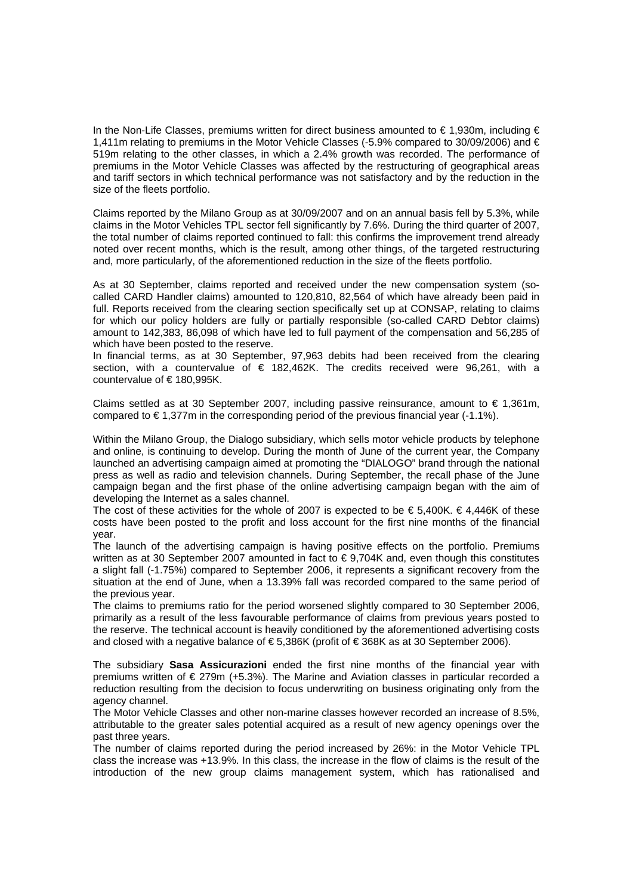In the Non-Life Classes, premiums written for direct business amounted to € 1,930m, including € 1,411m relating to premiums in the Motor Vehicle Classes (-5.9% compared to 30/09/2006) and € 519m relating to the other classes, in which a 2.4% growth was recorded. The performance of premiums in the Motor Vehicle Classes was affected by the restructuring of geographical areas and tariff sectors in which technical performance was not satisfactory and by the reduction in the size of the fleets portfolio.

Claims reported by the Milano Group as at 30/09/2007 and on an annual basis fell by 5.3%, while claims in the Motor Vehicles TPL sector fell significantly by 7.6%. During the third quarter of 2007, the total number of claims reported continued to fall: this confirms the improvement trend already noted over recent months, which is the result, among other things, of the targeted restructuring and, more particularly, of the aforementioned reduction in the size of the fleets portfolio.

As at 30 September, claims reported and received under the new compensation system (so-called CARD Handler claims) amounted to 120,810, 82,564 of which have already been paid in full. Reports received from the clearing section specifically set up at CONSAP, relating to claims for which our policy holders are fully or partially responsible (so-called CARD Debtor claims) amount to 142,383, 86,098 of which have led to full payment of the compensation and 56,285 of which have been posted to the reserve.
In financial terms, as at 30 September, 97,963 debits had been received from the clearing section, with a countervalue of € 182,462K. The credits received were 96,261, with a countervalue of € 180,995K.

Claims settled as at 30 September 2007, including passive reinsurance, amount to € 1,361m, compared to € 1,377m in the corresponding period of the previous financial year (-1.1%).

Within the Milano Group, the Dialogo subsidiary, which sells motor vehicle products by telephone and online, is continuing to develop. During the month of June of the current year, the Company launched an advertising campaign aimed at promoting the "DIALOGO" brand through the national press as well as radio and television channels. During September, the recall phase of the June campaign began and the first phase of the online advertising campaign began with the aim of developing the Internet as a sales channel.
The cost of these activities for the whole of 2007 is expected to be € 5,400K. € 4,446K of these costs have been posted to the profit and loss account for the first nine months of the financial year.
The launch of the advertising campaign is having positive effects on the portfolio. Premiums written as at 30 September 2007 amounted in fact to € 9,704K and, even though this constitutes a slight fall (-1.75%) compared to September 2006, it represents a significant recovery from the situation at the end of June, when a 13.39% fall was recorded compared to the same period of the previous year.
The claims to premiums ratio for the period worsened slightly compared to 30 September 2006, primarily as a result of the less favourable performance of claims from previous years posted to the reserve. The technical account is heavily conditioned by the aforementioned advertising costs and closed with a negative balance of € 5,386K (profit of € 368K as at 30 September 2006).

The subsidiary **Sasa Assicurazioni** ended the first nine months of the financial year with premiums written of € 279m (+5.3%). The Marine and Aviation classes in particular recorded a reduction resulting from the decision to focus underwriting on business originating only from the agency channel.
The Motor Vehicle Classes and other non-marine classes however recorded an increase of 8.5%, attributable to the greater sales potential acquired as a result of new agency openings over the past three years.
The number of claims reported during the period increased by 26%: in the Motor Vehicle TPL class the increase was +13.9%. In this class, the increase in the flow of claims is the result of the introduction of the new group claims management system, which has rationalised and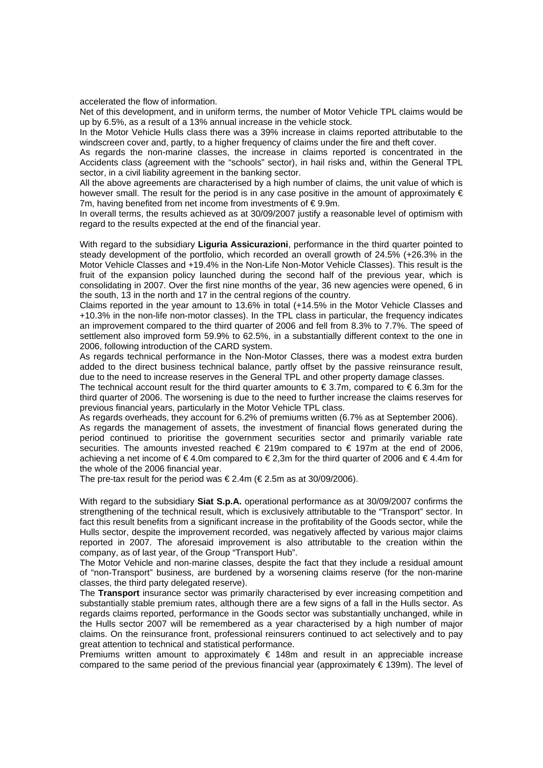accelerated the flow of information.

Net of this development, and in uniform terms, the number of Motor Vehicle TPL claims would be up by 6.5%, as a result of a 13% annual increase in the vehicle stock.

In the Motor Vehicle Hulls class there was a 39% increase in claims reported attributable to the windscreen cover and, partly, to a higher frequency of claims under the fire and theft cover.

As regards the non-marine classes, the increase in claims reported is concentrated in the Accidents class (agreement with the "schools" sector), in hail risks and, within the General TPL sector, in a civil liability agreement in the banking sector.

All the above agreements are characterised by a high number of claims, the unit value of which is however small. The result for the period is in any case positive in the amount of approximately € 7m, having benefited from net income from investments of € 9.9m.

In overall terms, the results achieved as at 30/09/2007 justify a reasonable level of optimism with regard to the results expected at the end of the financial year.

With regard to the subsidiary **Liguria Assicurazioni**, performance in the third quarter pointed to steady development of the portfolio, which recorded an overall growth of 24.5% (+26.3% in the Motor Vehicle Classes and +19.4% in the Non-Life Non-Motor Vehicle Classes). This result is the fruit of the expansion policy launched during the second half of the previous year, which is consolidating in 2007. Over the first nine months of the year, 36 new agencies were opened, 6 in the south, 13 in the north and 17 in the central regions of the country.

Claims reported in the year amount to 13.6% in total (+14.5% in the Motor Vehicle Classes and +10.3% in the non-life non-motor classes). In the TPL class in particular, the frequency indicates an improvement compared to the third quarter of 2006 and fell from 8.3% to 7.7%. The speed of settlement also improved form 59.9% to 62.5%, in a substantially different context to the one in 2006, following introduction of the CARD system.

As regards technical performance in the Non-Motor Classes, there was a modest extra burden added to the direct business technical balance, partly offset by the passive reinsurance result, due to the need to increase reserves in the General TPL and other property damage classes.

The technical account result for the third quarter amounts to € 3.7m, compared to € 6.3m for the third quarter of 2006. The worsening is due to the need to further increase the claims reserves for previous financial years, particularly in the Motor Vehicle TPL class.

As regards overheads, they account for 6.2% of premiums written (6.7% as at September 2006).

As regards the management of assets, the investment of financial flows generated during the period continued to prioritise the government securities sector and primarily variable rate securities. The amounts invested reached € 219m compared to € 197m at the end of 2006, achieving a net income of € 4.0m compared to € 2,3m for the third quarter of 2006 and € 4.4m for the whole of the 2006 financial year.

The pre-tax result for the period was € 2.4m (€ 2.5m as at 30/09/2006).

With regard to the subsidiary **Siat S.p.A.** operational performance as at 30/09/2007 confirms the strengthening of the technical result, which is exclusively attributable to the "Transport" sector. In fact this result benefits from a significant increase in the profitability of the Goods sector, while the Hulls sector, despite the improvement recorded, was negatively affected by various major claims reported in 2007. The aforesaid improvement is also attributable to the creation within the company, as of last year, of the Group "Transport Hub".

The Motor Vehicle and non-marine classes, despite the fact that they include a residual amount of "non-Transport" business, are burdened by a worsening claims reserve (for the non-marine classes, the third party delegated reserve).

The **Transport** insurance sector was primarily characterised by ever increasing competition and substantially stable premium rates, although there are a few signs of a fall in the Hulls sector. As regards claims reported, performance in the Goods sector was substantially unchanged, while in the Hulls sector 2007 will be remembered as a year characterised by a high number of major claims. On the reinsurance front, professional reinsurers continued to act selectively and to pay great attention to technical and statistical performance.

Premiums written amount to approximately € 148m and result in an appreciable increase compared to the same period of the previous financial year (approximately € 139m). The level of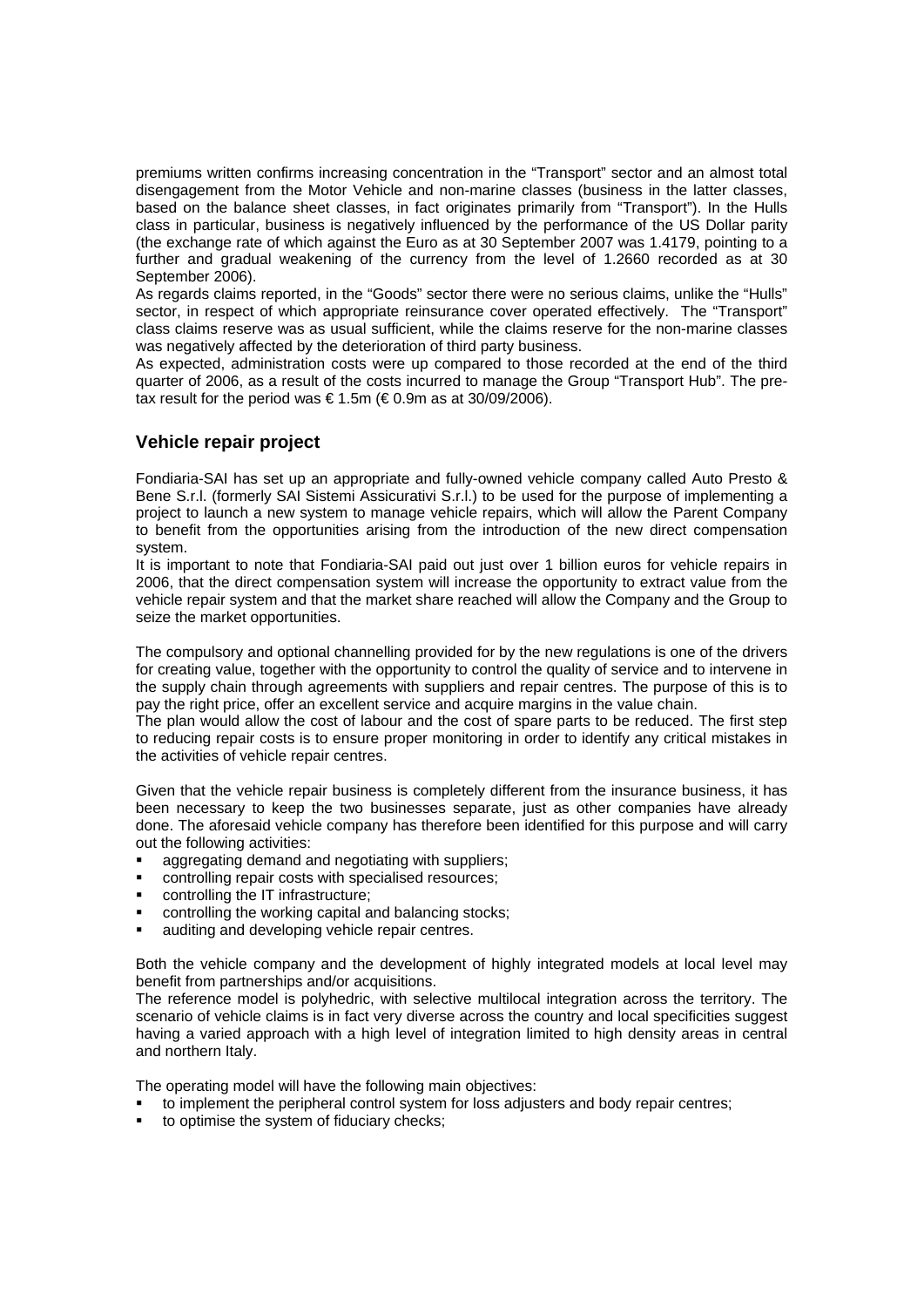premiums written confirms increasing concentration in the "Transport" sector and an almost total disengagement from the Motor Vehicle and non-marine classes (business in the latter classes, based on the balance sheet classes, in fact originates primarily from "Transport"). In the Hulls class in particular, business is negatively influenced by the performance of the US Dollar parity (the exchange rate of which against the Euro as at 30 September 2007 was 1.4179, pointing to a further and gradual weakening of the currency from the level of 1.2660 recorded as at 30 September 2006).

As regards claims reported, in the "Goods" sector there were no serious claims, unlike the "Hulls" sector, in respect of which appropriate reinsurance cover operated effectively. The "Transport" class claims reserve was as usual sufficient, while the claims reserve for the non-marine classes was negatively affected by the deterioration of third party business.

As expected, administration costs were up compared to those recorded at the end of the third quarter of 2006, as a result of the costs incurred to manage the Group "Transport Hub". The pre-tax result for the period was € 1.5m (€ 0.9m as at 30/09/2006).

## Vehicle repair project

Fondiaria-SAI has set up an appropriate and fully-owned vehicle company called Auto Presto & Bene S.r.l. (formerly SAI Sistemi Assicurativi S.r.l.) to be used for the purpose of implementing a project to launch a new system to manage vehicle repairs, which will allow the Parent Company to benefit from the opportunities arising from the introduction of the new direct compensation system.

It is important to note that Fondiaria-SAI paid out just over 1 billion euros for vehicle repairs in 2006, that the direct compensation system will increase the opportunity to extract value from the vehicle repair system and that the market share reached will allow the Company and the Group to seize the market opportunities.

The compulsory and optional channelling provided for by the new regulations is one of the drivers for creating value, together with the opportunity to control the quality of service and to intervene in the supply chain through agreements with suppliers and repair centres. The purpose of this is to pay the right price, offer an excellent service and acquire margins in the value chain.

The plan would allow the cost of labour and the cost of spare parts to be reduced. The first step to reducing repair costs is to ensure proper monitoring in order to identify any critical mistakes in the activities of vehicle repair centres.

Given that the vehicle repair business is completely different from the insurance business, it has been necessary to keep the two businesses separate, just as other companies have already done. The aforesaid vehicle company has therefore been identified for this purpose and will carry out the following activities:

- aggregating demand and negotiating with suppliers;
- controlling repair costs with specialised resources;
- controlling the IT infrastructure;
- controlling the working capital and balancing stocks;
- auditing and developing vehicle repair centres.

Both the vehicle company and the development of highly integrated models at local level may benefit from partnerships and/or acquisitions.

The reference model is polyhedric, with selective multilocal integration across the territory. The scenario of vehicle claims is in fact very diverse across the country and local specificities suggest having a varied approach with a high level of integration limited to high density areas in central and northern Italy.

The operating model will have the following main objectives:

- to implement the peripheral control system for loss adjusters and body repair centres;
- to optimise the system of fiduciary checks;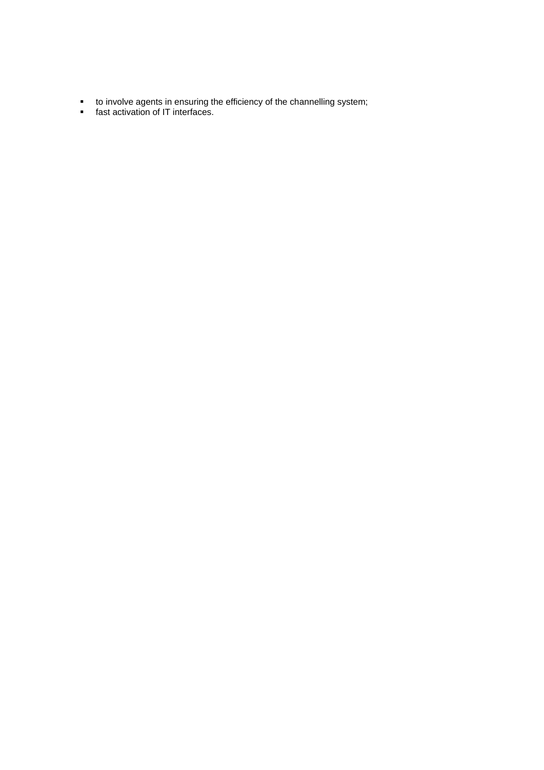- to involve agents in ensuring the efficiency of the channelling system;
- fast activation of IT interfaces.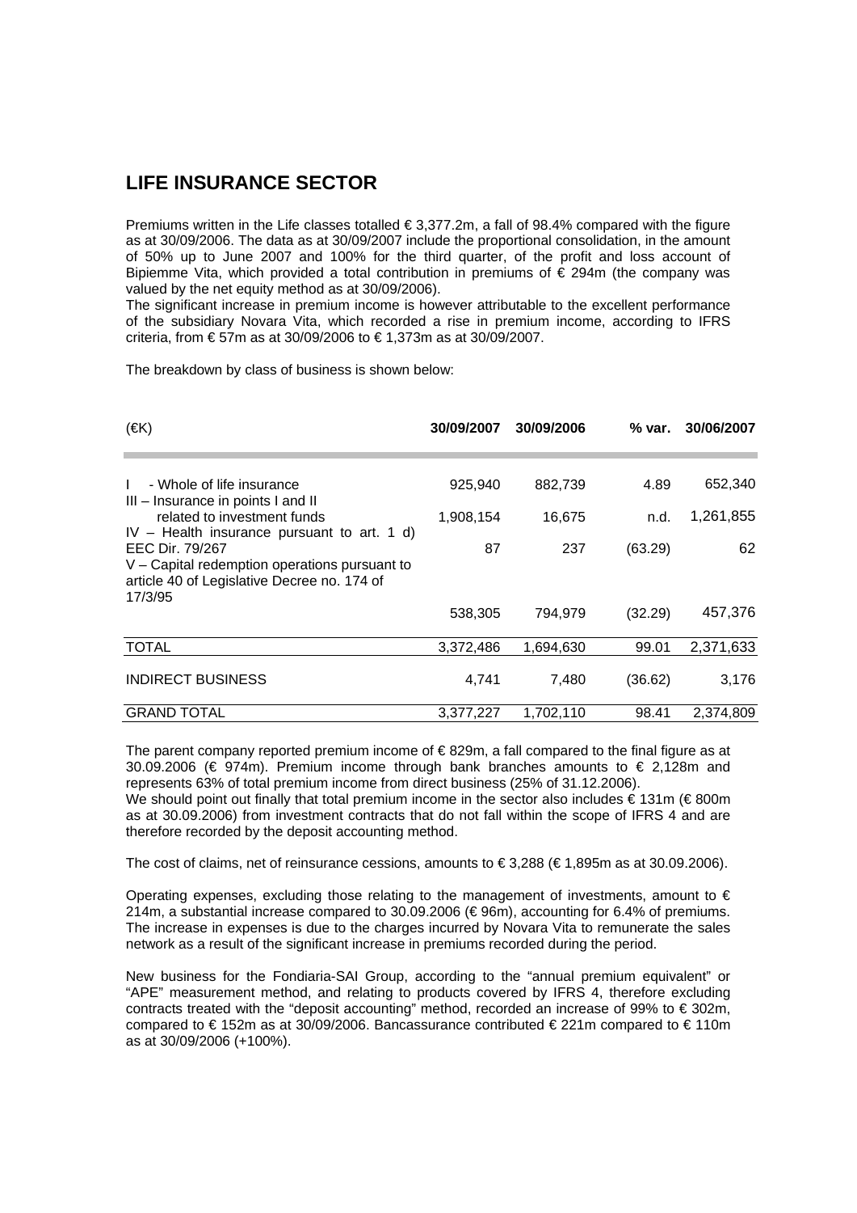## LIFE INSURANCE SECTOR

Premiums written in the Life classes totalled € 3,377.2m, a fall of 98.4% compared with the figure as at 30/09/2006. The data as at 30/09/2007 include the proportional consolidation, in the amount of 50% up to June 2007 and 100% for the third quarter, of the profit and loss account of Bipiemme Vita, which provided a total contribution in premiums of € 294m (the company was valued by the net equity method as at 30/09/2006).

The significant increase in premium income is however attributable to the excellent performance of the subsidiary Novara Vita, which recorded a rise in premium income, according to IFRS criteria, from € 57m as at 30/09/2006 to € 1,373m as at 30/09/2007.

The breakdown by class of business is shown below:

| (€K) | 30/09/2007 | 30/09/2006 | % var. | 30/06/2007 |
|---|---|---|---|---|
| I - Whole of life insurance | 925,940 | 882,739 | 4.89 | 652,340 |
| III – Insurance in points I and II related to investment funds | 1,908,154 | 16,675 | n.d. | 1,261,855 |
| IV – Health insurance pursuant to art. 1 d) EEC Dir. 79/267 | 87 | 237 | (63.29) | 62 |
| V – Capital redemption operations pursuant to article 40 of Legislative Decree no. 174 of 17/3/95 | 538,305 | 794,979 | (32.29) | 457,376 |
| TOTAL | 3,372,486 | 1,694,630 | 99.01 | 2,371,633 |
| INDIRECT BUSINESS | 4,741 | 7,480 | (36.62) | 3,176 |
| GRAND TOTAL | 3,377,227 | 1,702,110 | 98.41 | 2,374,809 |

The parent company reported premium income of € 829m, a fall compared to the final figure as at 30.09.2006 (€ 974m). Premium income through bank branches amounts to € 2,128m and represents 63% of total premium income from direct business (25% of 31.12.2006).

We should point out finally that total premium income in the sector also includes € 131m (€ 800m as at 30.09.2006) from investment contracts that do not fall within the scope of IFRS 4 and are therefore recorded by the deposit accounting method.

The cost of claims, net of reinsurance cessions, amounts to € 3,288 (€ 1,895m as at 30.09.2006).

Operating expenses, excluding those relating to the management of investments, amount to € 214m, a substantial increase compared to 30.09.2006 (€ 96m), accounting for 6.4% of premiums. The increase in expenses is due to the charges incurred by Novara Vita to remunerate the sales network as a result of the significant increase in premiums recorded during the period.

New business for the Fondiaria-SAI Group, according to the "annual premium equivalent" or "APE" measurement method, and relating to products covered by IFRS 4, therefore excluding contracts treated with the "deposit accounting" method, recorded an increase of 99% to € 302m, compared to € 152m as at 30/09/2006. Bancassurance contributed € 221m compared to € 110m as at 30/09/2006 (+100%).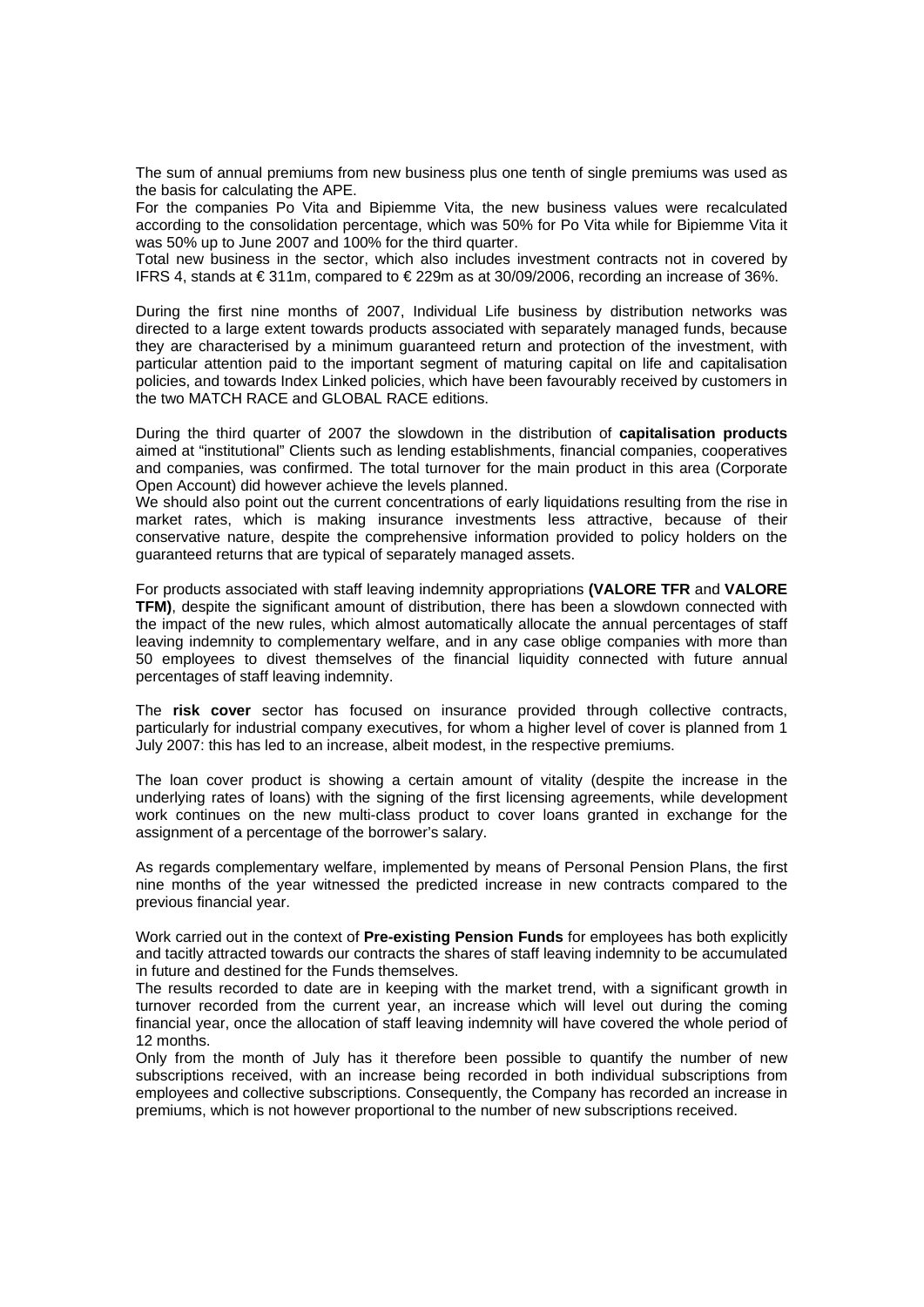The sum of annual premiums from new business plus one tenth of single premiums was used as the basis for calculating the APE.

For the companies Po Vita and Bipiemme Vita, the new business values were recalculated according to the consolidation percentage, which was 50% for Po Vita while for Bipiemme Vita it was 50% up to June 2007 and 100% for the third quarter.

Total new business in the sector, which also includes investment contracts not in covered by IFRS 4, stands at € 311m, compared to € 229m as at 30/09/2006, recording an increase of 36%.

During the first nine months of 2007, Individual Life business by distribution networks was directed to a large extent towards products associated with separately managed funds, because they are characterised by a minimum guaranteed return and protection of the investment, with particular attention paid to the important segment of maturing capital on life and capitalisation policies, and towards Index Linked policies, which have been favourably received by customers in the two MATCH RACE and GLOBAL RACE editions.

During the third quarter of 2007 the slowdown in the distribution of **capitalisation products** aimed at "institutional" Clients such as lending establishments, financial companies, cooperatives and companies, was confirmed. The total turnover for the main product in this area (Corporate Open Account) did however achieve the levels planned.

We should also point out the current concentrations of early liquidations resulting from the rise in market rates, which is making insurance investments less attractive, because of their conservative nature, despite the comprehensive information provided to policy holders on the guaranteed returns that are typical of separately managed assets.

For products associated with staff leaving indemnity appropriations **(VALORE TFR** and **VALORE TFM)**, despite the significant amount of distribution, there has been a slowdown connected with the impact of the new rules, which almost automatically allocate the annual percentages of staff leaving indemnity to complementary welfare, and in any case oblige companies with more than 50 employees to divest themselves of the financial liquidity connected with future annual percentages of staff leaving indemnity.

The **risk cover** sector has focused on insurance provided through collective contracts, particularly for industrial company executives, for whom a higher level of cover is planned from 1 July 2007: this has led to an increase, albeit modest, in the respective premiums.

The loan cover product is showing a certain amount of vitality (despite the increase in the underlying rates of loans) with the signing of the first licensing agreements, while development work continues on the new multi-class product to cover loans granted in exchange for the assignment of a percentage of the borrower's salary.

As regards complementary welfare, implemented by means of Personal Pension Plans, the first nine months of the year witnessed the predicted increase in new contracts compared to the previous financial year.

Work carried out in the context of **Pre-existing Pension Funds** for employees has both explicitly and tacitly attracted towards our contracts the shares of staff leaving indemnity to be accumulated in future and destined for the Funds themselves.

The results recorded to date are in keeping with the market trend, with a significant growth in turnover recorded from the current year, an increase which will level out during the coming financial year, once the allocation of staff leaving indemnity will have covered the whole period of 12 months.

Only from the month of July has it therefore been possible to quantify the number of new subscriptions received, with an increase being recorded in both individual subscriptions from employees and collective subscriptions. Consequently, the Company has recorded an increase in premiums, which is not however proportional to the number of new subscriptions received.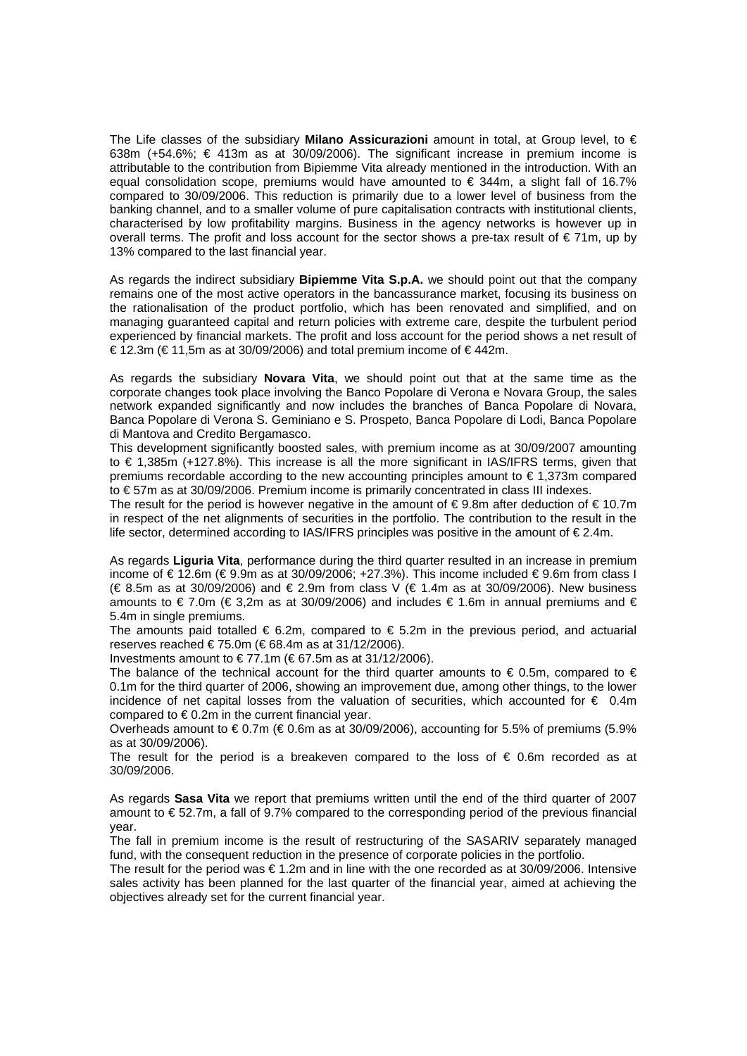The Life classes of the subsidiary **Milano Assicurazioni** amount in total, at Group level, to € 638m (+54.6%; € 413m as at 30/09/2006). The significant increase in premium income is attributable to the contribution from Bipiemme Vita already mentioned in the introduction. With an equal consolidation scope, premiums would have amounted to € 344m, a slight fall of 16.7% compared to 30/09/2006. This reduction is primarily due to a lower level of business from the banking channel, and to a smaller volume of pure capitalisation contracts with institutional clients, characterised by low profitability margins. Business in the agency networks is however up in overall terms. The profit and loss account for the sector shows a pre-tax result of € 71m, up by 13% compared to the last financial year.

As regards the indirect subsidiary **Bipiemme Vita S.p.A.** we should point out that the company remains one of the most active operators in the bancassurance market, focusing its business on the rationalisation of the product portfolio, which has been renovated and simplified, and on managing guaranteed capital and return policies with extreme care, despite the turbulent period experienced by financial markets. The profit and loss account for the period shows a net result of € 12.3m (€ 11,5m as at 30/09/2006) and total premium income of € 442m.

As regards the subsidiary **Novara Vita**, we should point out that at the same time as the corporate changes took place involving the Banco Popolare di Verona e Novara Group, the sales network expanded significantly and now includes the branches of Banca Popolare di Novara, Banca Popolare di Verona S. Geminiano e S. Prospeto, Banca Popolare di Lodi, Banca Popolare di Mantova and Credito Bergamasco.

This development significantly boosted sales, with premium income as at 30/09/2007 amounting to € 1,385m (+127.8%). This increase is all the more significant in IAS/IFRS terms, given that premiums recordable according to the new accounting principles amount to € 1,373m compared to € 57m as at 30/09/2006. Premium income is primarily concentrated in class III indexes.

The result for the period is however negative in the amount of € 9.8m after deduction of € 10.7m in respect of the net alignments of securities in the portfolio. The contribution to the result in the life sector, determined according to IAS/IFRS principles was positive in the amount of € 2.4m.

As regards **Liguria Vita**, performance during the third quarter resulted in an increase in premium income of € 12.6m (€ 9.9m as at 30/09/2006; +27.3%). This income included € 9.6m from class I (€ 8.5m as at 30/09/2006) and € 2.9m from class V (€ 1.4m as at 30/09/2006). New business amounts to € 7.0m (€ 3,2m as at 30/09/2006) and includes € 1.6m in annual premiums and € 5.4m in single premiums.

The amounts paid totalled € 6.2m, compared to € 5.2m in the previous period, and actuarial reserves reached € 75.0m (€ 68.4m as at 31/12/2006).

Investments amount to € 77.1m (€ 67.5m as at 31/12/2006).

The balance of the technical account for the third quarter amounts to € 0.5m, compared to € 0.1m for the third quarter of 2006, showing an improvement due, among other things, to the lower incidence of net capital losses from the valuation of securities, which accounted for € 0.4m compared to € 0.2m in the current financial year.

Overheads amount to € 0.7m (€ 0.6m as at 30/09/2006), accounting for 5.5% of premiums (5.9% as at 30/09/2006).

The result for the period is a breakeven compared to the loss of € 0.6m recorded as at 30/09/2006.

As regards **Sasa Vita** we report that premiums written until the end of the third quarter of 2007 amount to € 52.7m, a fall of 9.7% compared to the corresponding period of the previous financial year.

The fall in premium income is the result of restructuring of the SASARIV separately managed fund, with the consequent reduction in the presence of corporate policies in the portfolio.

The result for the period was € 1.2m and in line with the one recorded as at 30/09/2006. Intensive sales activity has been planned for the last quarter of the financial year, aimed at achieving the objectives already set for the current financial year.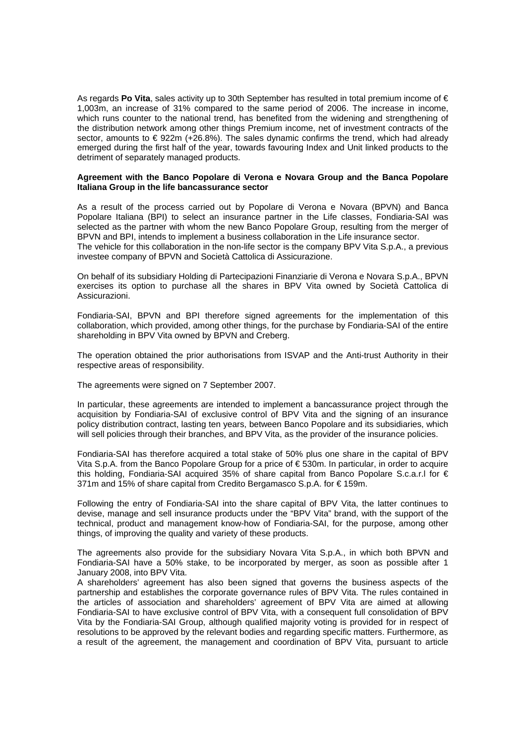As regards **Po Vita**, sales activity up to 30th September has resulted in total premium income of € 1,003m, an increase of 31% compared to the same period of 2006. The increase in income, which runs counter to the national trend, has benefited from the widening and strengthening of the distribution network among other things Premium income, net of investment contracts of the sector, amounts to € 922m (+26.8%). The sales dynamic confirms the trend, which had already emerged during the first half of the year, towards favouring Index and Unit linked products to the detriment of separately managed products.

**Agreement with the Banco Popolare di Verona e Novara Group and the Banca Popolare Italiana Group in the life bancassurance sector**

As a result of the process carried out by Popolare di Verona e Novara (BPVN) and Banca Popolare Italiana (BPI) to select an insurance partner in the Life classes, Fondiaria-SAI was selected as the partner with whom the new Banco Popolare Group, resulting from the merger of BPVN and BPI, intends to implement a business collaboration in the Life insurance sector.
The vehicle for this collaboration in the non-life sector is the company BPV Vita S.p.A., a previous investee company of BPVN and Società Cattolica di Assicurazione.

On behalf of its subsidiary Holding di Partecipazioni Finanziarie di Verona e Novara S.p.A., BPVN exercises its option to purchase all the shares in BPV Vita owned by Società Cattolica di Assicurazioni.

Fondiaria-SAI, BPVN and BPI therefore signed agreements for the implementation of this collaboration, which provided, among other things, for the purchase by Fondiaria-SAI of the entire shareholding in BPV Vita owned by BPVN and Creberg.

The operation obtained the prior authorisations from ISVAP and the Anti-trust Authority in their respective areas of responsibility.

The agreements were signed on 7 September 2007.

In particular, these agreements are intended to implement a bancassurance project through the acquisition by Fondiaria-SAI of exclusive control of BPV Vita and the signing of an insurance policy distribution contract, lasting ten years, between Banco Popolare and its subsidiaries, which will sell policies through their branches, and BPV Vita, as the provider of the insurance policies.

Fondiaria-SAI has therefore acquired a total stake of 50% plus one share in the capital of BPV Vita S.p.A. from the Banco Popolare Group for a price of € 530m. In particular, in order to acquire this holding, Fondiaria-SAI acquired 35% of share capital from Banco Popolare S.c.a.r.l for € 371m and 15% of share capital from Credito Bergamasco S.p.A. for € 159m.

Following the entry of Fondiaria-SAI into the share capital of BPV Vita, the latter continues to devise, manage and sell insurance products under the "BPV Vita" brand, with the support of the technical, product and management know-how of Fondiaria-SAI, for the purpose, among other things, of improving the quality and variety of these products.

The agreements also provide for the subsidiary Novara Vita S.p.A., in which both BPVN and Fondiaria-SAI have a 50% stake, to be incorporated by merger, as soon as possible after 1 January 2008, into BPV Vita.
A shareholders' agreement has also been signed that governs the business aspects of the partnership and establishes the corporate governance rules of BPV Vita. The rules contained in the articles of association and shareholders' agreement of BPV Vita are aimed at allowing Fondiaria-SAI to have exclusive control of BPV Vita, with a consequent full consolidation of BPV Vita by the Fondiaria-SAI Group, although qualified majority voting is provided for in respect of resolutions to be approved by the relevant bodies and regarding specific matters. Furthermore, as a result of the agreement, the management and coordination of BPV Vita, pursuant to article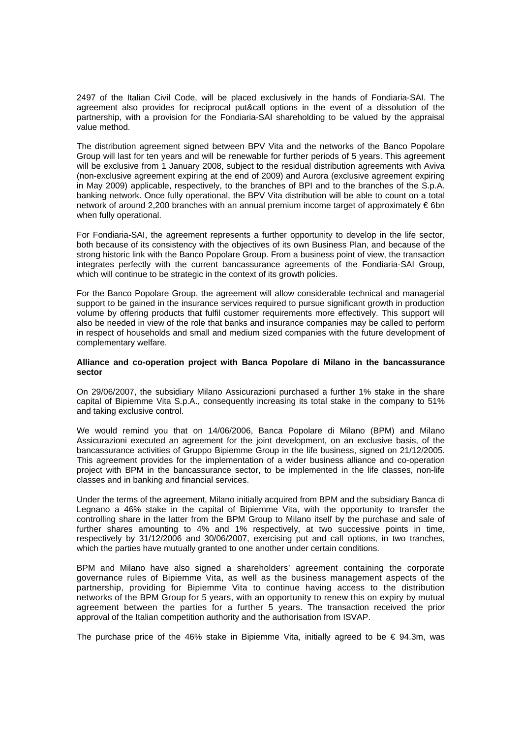2497 of the Italian Civil Code, will be placed exclusively in the hands of Fondiaria-SAI. The agreement also provides for reciprocal put&call options in the event of a dissolution of the partnership, with a provision for the Fondiaria-SAI shareholding to be valued by the appraisal value method.

The distribution agreement signed between BPV Vita and the networks of the Banco Popolare Group will last for ten years and will be renewable for further periods of 5 years. This agreement will be exclusive from 1 January 2008, subject to the residual distribution agreements with Aviva (non-exclusive agreement expiring at the end of 2009) and Aurora (exclusive agreement expiring in May 2009) applicable, respectively, to the branches of BPI and to the branches of the S.p.A. banking network. Once fully operational, the BPV Vita distribution will be able to count on a total network of around 2,200 branches with an annual premium income target of approximately € 6bn when fully operational.

For Fondiaria-SAI, the agreement represents a further opportunity to develop in the life sector, both because of its consistency with the objectives of its own Business Plan, and because of the strong historic link with the Banco Popolare Group. From a business point of view, the transaction integrates perfectly with the current bancassurance agreements of the Fondiaria-SAI Group, which will continue to be strategic in the context of its growth policies.

For the Banco Popolare Group, the agreement will allow considerable technical and managerial support to be gained in the insurance services required to pursue significant growth in production volume by offering products that fulfil customer requirements more effectively. This support will also be needed in view of the role that banks and insurance companies may be called to perform in respect of households and small and medium sized companies with the future development of complementary welfare.

**Alliance and co-operation project with Banca Popolare di Milano in the bancassurance sector**

On 29/06/2007, the subsidiary Milano Assicurazioni purchased a further 1% stake in the share capital of Bipiemme Vita S.p.A., consequently increasing its total stake in the company to 51% and taking exclusive control.

We would remind you that on 14/06/2006, Banca Popolare di Milano (BPM) and Milano Assicurazioni executed an agreement for the joint development, on an exclusive basis, of the bancassurance activities of Gruppo Bipiemme Group in the life business, signed on 21/12/2005. This agreement provides for the implementation of a wider business alliance and co-operation project with BPM in the bancassurance sector, to be implemented in the life classes, non-life classes and in banking and financial services.

Under the terms of the agreement, Milano initially acquired from BPM and the subsidiary Banca di Legnano a 46% stake in the capital of Bipiemme Vita, with the opportunity to transfer the controlling share in the latter from the BPM Group to Milano itself by the purchase and sale of further shares amounting to 4% and 1% respectively, at two successive points in time, respectively by 31/12/2006 and 30/06/2007, exercising put and call options, in two tranches, which the parties have mutually granted to one another under certain conditions.

BPM and Milano have also signed a shareholders' agreement containing the corporate governance rules of Bipiemme Vita, as well as the business management aspects of the partnership, providing for Bipiemme Vita to continue having access to the distribution networks of the BPM Group for 5 years, with an opportunity to renew this on expiry by mutual agreement between the parties for a further 5 years. The transaction received the prior approval of the Italian competition authority and the authorisation from ISVAP.

The purchase price of the 46% stake in Bipiemme Vita, initially agreed to be € 94.3m, was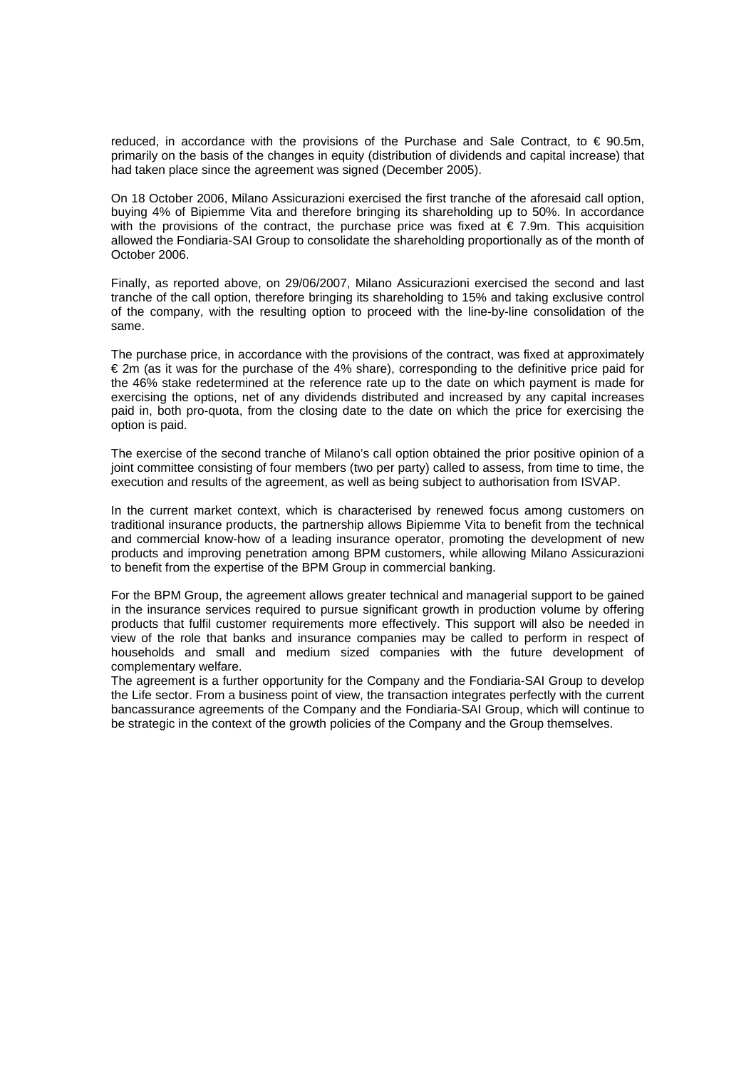reduced, in accordance with the provisions of the Purchase and Sale Contract, to € 90.5m, primarily on the basis of the changes in equity (distribution of dividends and capital increase) that had taken place since the agreement was signed (December 2005).

On 18 October 2006, Milano Assicurazioni exercised the first tranche of the aforesaid call option, buying 4% of Bipiemme Vita and therefore bringing its shareholding up to 50%. In accordance with the provisions of the contract, the purchase price was fixed at € 7.9m. This acquisition allowed the Fondiaria-SAI Group to consolidate the shareholding proportionally as of the month of October 2006.

Finally, as reported above, on 29/06/2007, Milano Assicurazioni exercised the second and last tranche of the call option, therefore bringing its shareholding to 15% and taking exclusive control of the company, with the resulting option to proceed with the line-by-line consolidation of the same.

The purchase price, in accordance with the provisions of the contract, was fixed at approximately € 2m (as it was for the purchase of the 4% share), corresponding to the definitive price paid for the 46% stake redetermined at the reference rate up to the date on which payment is made for exercising the options, net of any dividends distributed and increased by any capital increases paid in, both pro-quota, from the closing date to the date on which the price for exercising the option is paid.

The exercise of the second tranche of Milano's call option obtained the prior positive opinion of a joint committee consisting of four members (two per party) called to assess, from time to time, the execution and results of the agreement, as well as being subject to authorisation from ISVAP.

In the current market context, which is characterised by renewed focus among customers on traditional insurance products, the partnership allows Bipiemme Vita to benefit from the technical and commercial know-how of a leading insurance operator, promoting the development of new products and improving penetration among BPM customers, while allowing Milano Assicurazioni to benefit from the expertise of the BPM Group in commercial banking.

For the BPM Group, the agreement allows greater technical and managerial support to be gained in the insurance services required to pursue significant growth in production volume by offering products that fulfil customer requirements more effectively. This support will also be needed in view of the role that banks and insurance companies may be called to perform in respect of households and small and medium sized companies with the future development of complementary welfare.
The agreement is a further opportunity for the Company and the Fondiaria-SAI Group to develop the Life sector. From a business point of view, the transaction integrates perfectly with the current bancassurance agreements of the Company and the Fondiaria-SAI Group, which will continue to be strategic in the context of the growth policies of the Company and the Group themselves.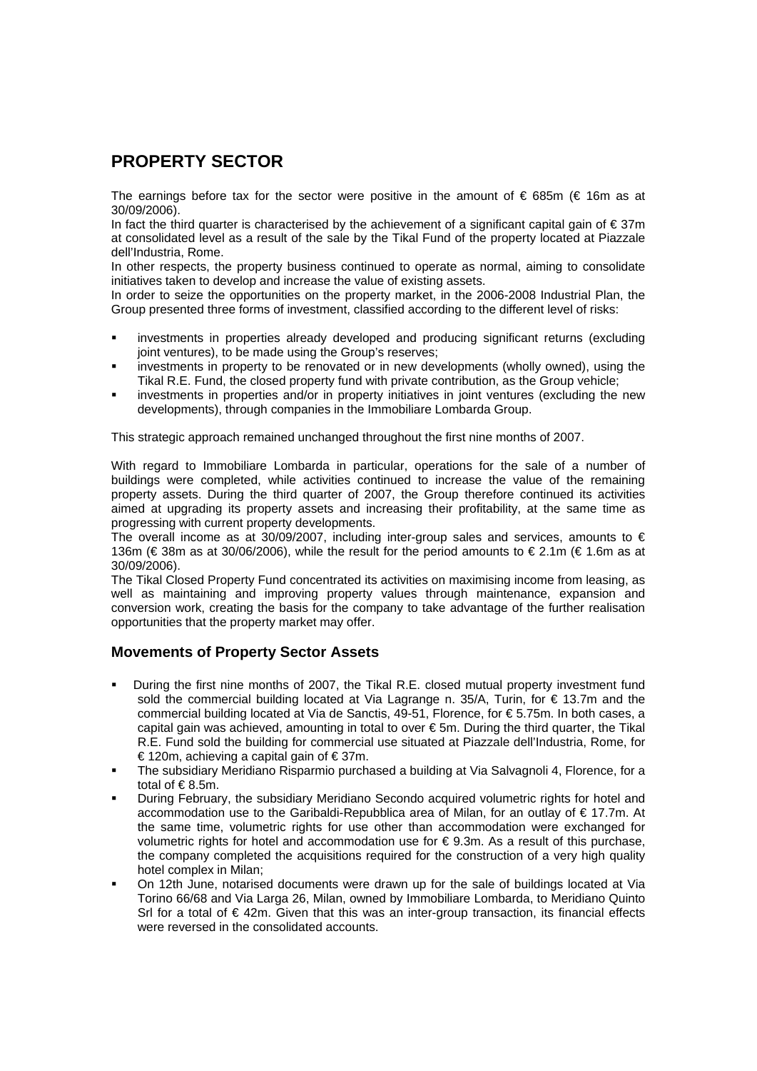## PROPERTY SECTOR

The earnings before tax for the sector were positive in the amount of € 685m (€ 16m as at 30/09/2006).

In fact the third quarter is characterised by the achievement of a significant capital gain of € 37m at consolidated level as a result of the sale by the Tikal Fund of the property located at Piazzale dell'Industria, Rome.

In other respects, the property business continued to operate as normal, aiming to consolidate initiatives taken to develop and increase the value of existing assets.

In order to seize the opportunities on the property market, in the 2006-2008 Industrial Plan, the Group presented three forms of investment, classified according to the different level of risks:

- investments in properties already developed and producing significant returns (excluding joint ventures), to be made using the Group's reserves;
- investments in property to be renovated or in new developments (wholly owned), using the Tikal R.E. Fund, the closed property fund with private contribution, as the Group vehicle;
- investments in properties and/or in property initiatives in joint ventures (excluding the new developments), through companies in the Immobiliare Lombarda Group.

This strategic approach remained unchanged throughout the first nine months of 2007.

With regard to Immobiliare Lombarda in particular, operations for the sale of a number of buildings were completed, while activities continued to increase the value of the remaining property assets. During the third quarter of 2007, the Group therefore continued its activities aimed at upgrading its property assets and increasing their profitability, at the same time as progressing with current property developments.

The overall income as at 30/09/2007, including inter-group sales and services, amounts to € 136m (€ 38m as at 30/06/2006), while the result for the period amounts to € 2.1m (€ 1.6m as at 30/09/2006).

The Tikal Closed Property Fund concentrated its activities on maximising income from leasing, as well as maintaining and improving property values through maintenance, expansion and conversion work, creating the basis for the company to take advantage of the further realisation opportunities that the property market may offer.

### Movements of Property Sector Assets

- During the first nine months of 2007, the Tikal R.E. closed mutual property investment fund sold the commercial building located at Via Lagrange n. 35/A, Turin, for € 13.7m and the commercial building located at Via de Sanctis, 49-51, Florence, for € 5.75m. In both cases, a capital gain was achieved, amounting in total to over € 5m. During the third quarter, the Tikal R.E. Fund sold the building for commercial use situated at Piazzale dell'Industria, Rome, for € 120m, achieving a capital gain of € 37m.
- The subsidiary Meridiano Risparmio purchased a building at Via Salvagnoli 4, Florence, for a total of € 8.5m.
- During February, the subsidiary Meridiano Secondo acquired volumetric rights for hotel and accommodation use to the Garibaldi-Repubblica area of Milan, for an outlay of € 17.7m. At the same time, volumetric rights for use other than accommodation were exchanged for volumetric rights for hotel and accommodation use for € 9.3m. As a result of this purchase, the company completed the acquisitions required for the construction of a very high quality hotel complex in Milan;
- On 12th June, notarised documents were drawn up for the sale of buildings located at Via Torino 66/68 and Via Larga 26, Milan, owned by Immobiliare Lombarda, to Meridiano Quinto Srl for a total of € 42m. Given that this was an inter-group transaction, its financial effects were reversed in the consolidated accounts.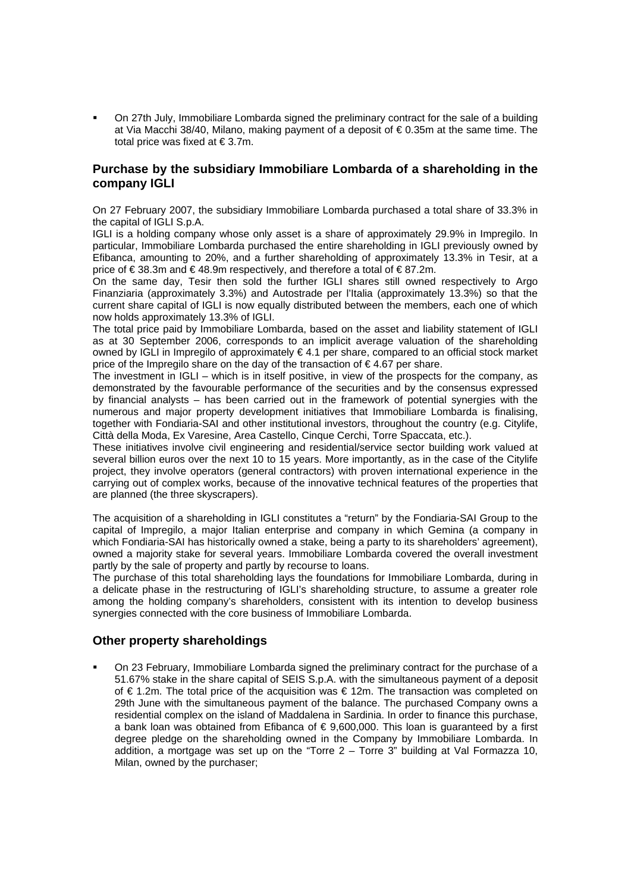- On 27th July, Immobiliare Lombarda signed the preliminary contract for the sale of a building at Via Macchi 38/40, Milano, making payment of a deposit of € 0.35m at the same time. The total price was fixed at € 3.7m.

## Purchase by the subsidiary Immobiliare Lombarda of a shareholding in the company IGLI

On 27 February 2007, the subsidiary Immobiliare Lombarda purchased a total share of 33.3% in the capital of IGLI S.p.A.

IGLI is a holding company whose only asset is a share of approximately 29.9% in Impregilo. In particular, Immobiliare Lombarda purchased the entire shareholding in IGLI previously owned by Efibanca, amounting to 20%, and a further shareholding of approximately 13.3% in Tesir, at a price of € 38.3m and € 48.9m respectively, and therefore a total of € 87.2m.

On the same day, Tesir then sold the further IGLI shares still owned respectively to Argo Finanziaria (approximately 3.3%) and Autostrade per l'Italia (approximately 13.3%) so that the current share capital of IGLI is now equally distributed between the members, each one of which now holds approximately 13.3% of IGLI.

The total price paid by Immobiliare Lombarda, based on the asset and liability statement of IGLI as at 30 September 2006, corresponds to an implicit average valuation of the shareholding owned by IGLI in Impregilo of approximately € 4.1 per share, compared to an official stock market price of the Impregilo share on the day of the transaction of € 4.67 per share.

The investment in IGLI – which is in itself positive, in view of the prospects for the company, as demonstrated by the favourable performance of the securities and by the consensus expressed by financial analysts – has been carried out in the framework of potential synergies with the numerous and major property development initiatives that Immobiliare Lombarda is finalising, together with Fondiaria-SAI and other institutional investors, throughout the country (e.g. Citylife, Città della Moda, Ex Varesine, Area Castello, Cinque Cerchi, Torre Spaccata, etc.).

These initiatives involve civil engineering and residential/service sector building work valued at several billion euros over the next 10 to 15 years. More importantly, as in the case of the Citylife project, they involve operators (general contractors) with proven international experience in the carrying out of complex works, because of the innovative technical features of the properties that are planned (the three skyscrapers).

The acquisition of a shareholding in IGLI constitutes a "return" by the Fondiaria-SAI Group to the capital of Impregilo, a major Italian enterprise and company in which Gemina (a company in which Fondiaria-SAI has historically owned a stake, being a party to its shareholders' agreement), owned a majority stake for several years. Immobiliare Lombarda covered the overall investment partly by the sale of property and partly by recourse to loans.

The purchase of this total shareholding lays the foundations for Immobiliare Lombarda, during in a delicate phase in the restructuring of IGLI's shareholding structure, to assume a greater role among the holding company's shareholders, consistent with its intention to develop business synergies connected with the core business of Immobiliare Lombarda.

## Other property shareholdings

- On 23 February, Immobiliare Lombarda signed the preliminary contract for the purchase of a 51.67% stake in the share capital of SEIS S.p.A. with the simultaneous payment of a deposit of € 1.2m. The total price of the acquisition was € 12m. The transaction was completed on 29th June with the simultaneous payment of the balance. The purchased Company owns a residential complex on the island of Maddalena in Sardinia. In order to finance this purchase, a bank loan was obtained from Efibanca of € 9,600,000. This loan is guaranteed by a first degree pledge on the shareholding owned in the Company by Immobiliare Lombarda. In addition, a mortgage was set up on the "Torre 2 – Torre 3" building at Val Formazza 10, Milan, owned by the purchaser;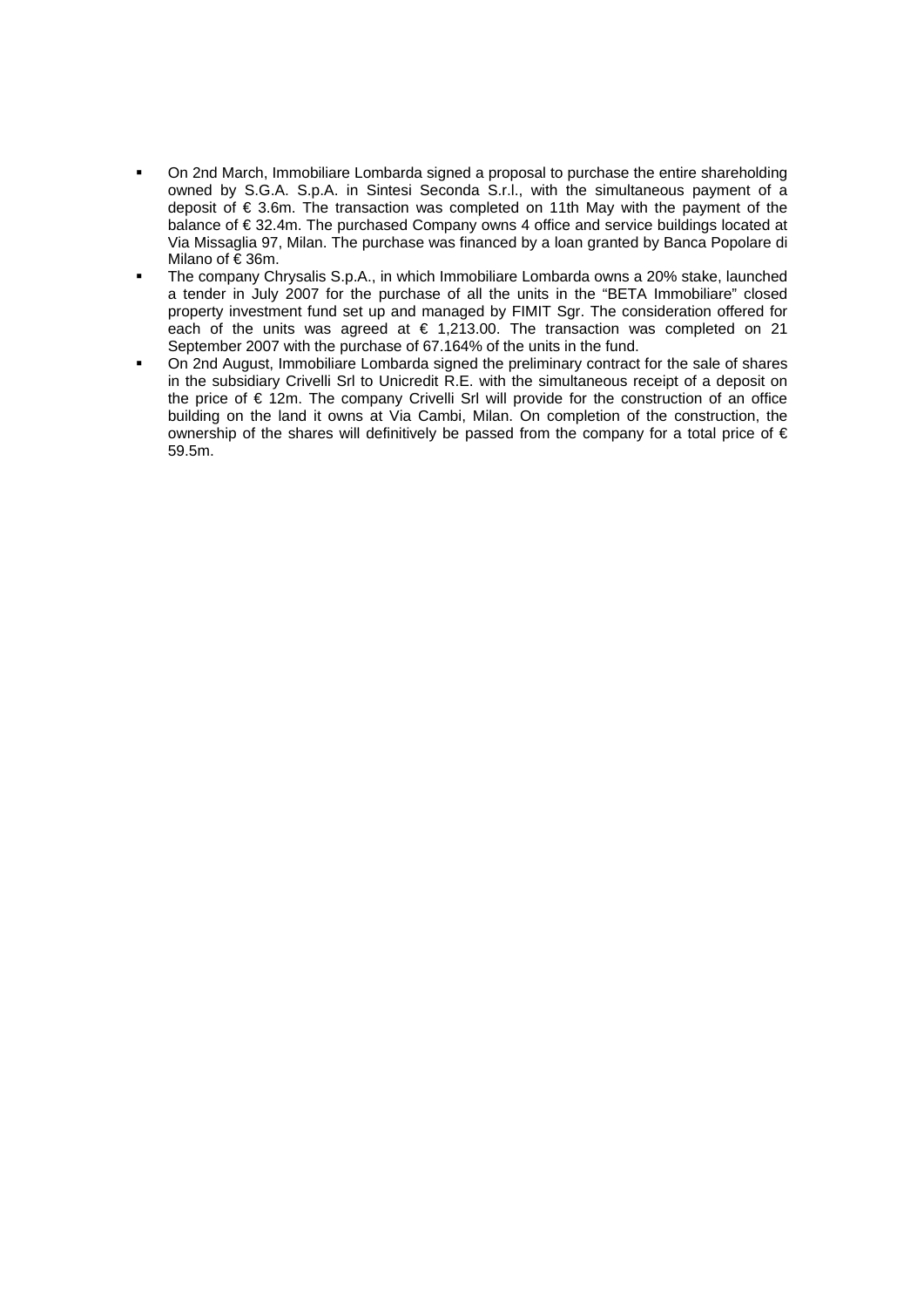- On 2nd March, Immobiliare Lombarda signed a proposal to purchase the entire shareholding owned by S.G.A. S.p.A. in Sintesi Seconda S.r.l., with the simultaneous payment of a deposit of € 3.6m. The transaction was completed on 11th May with the payment of the balance of € 32.4m. The purchased Company owns 4 office and service buildings located at Via Missaglia 97, Milan. The purchase was financed by a loan granted by Banca Popolare di Milano of € 36m.
- The company Chrysalis S.p.A., in which Immobiliare Lombarda owns a 20% stake, launched a tender in July 2007 for the purchase of all the units in the "BETA Immobiliare" closed property investment fund set up and managed by FIMIT Sgr. The consideration offered for each of the units was agreed at € 1,213.00. The transaction was completed on 21 September 2007 with the purchase of 67.164% of the units in the fund.
- On 2nd August, Immobiliare Lombarda signed the preliminary contract for the sale of shares in the subsidiary Crivelli Srl to Unicredit R.E. with the simultaneous receipt of a deposit on the price of € 12m. The company Crivelli Srl will provide for the construction of an office building on the land it owns at Via Cambi, Milan. On completion of the construction, the ownership of the shares will definitively be passed from the company for a total price of € 59.5m.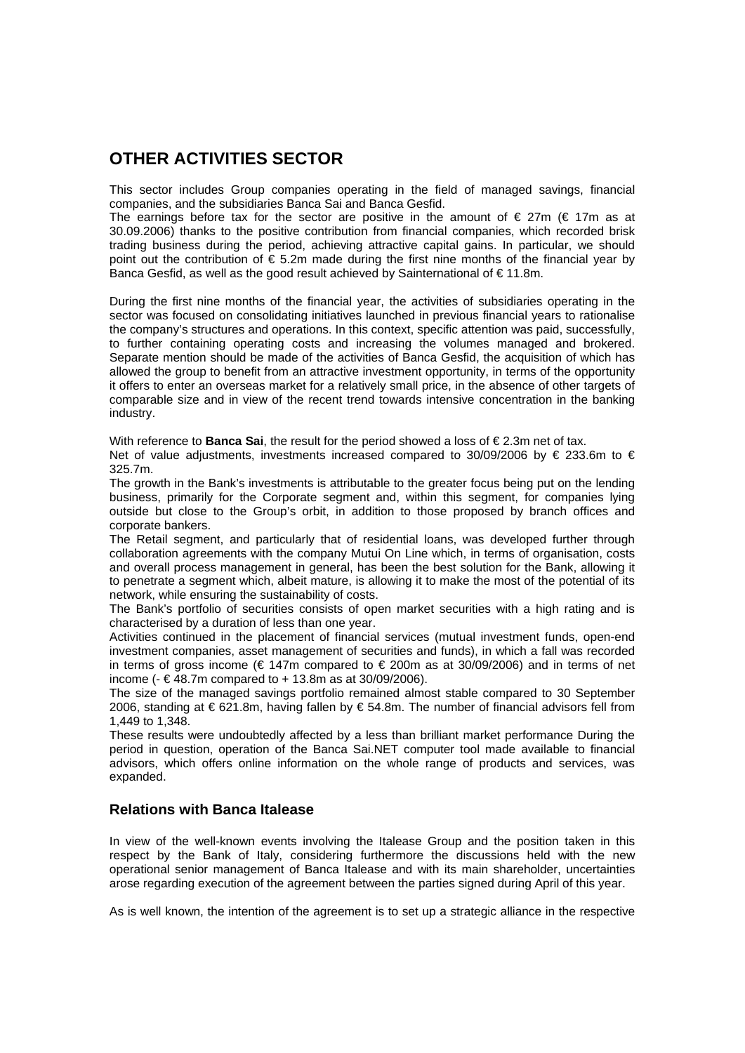# OTHER ACTIVITIES SECTOR

This sector includes Group companies operating in the field of managed savings, financial companies, and the subsidiaries Banca Sai and Banca Gesfid.

The earnings before tax for the sector are positive in the amount of € 27m (€ 17m as at 30.09.2006) thanks to the positive contribution from financial companies, which recorded brisk trading business during the period, achieving attractive capital gains. In particular, we should point out the contribution of € 5.2m made during the first nine months of the financial year by Banca Gesfid, as well as the good result achieved by Sainternational of € 11.8m.

During the first nine months of the financial year, the activities of subsidiaries operating in the sector was focused on consolidating initiatives launched in previous financial years to rationalise the company's structures and operations. In this context, specific attention was paid, successfully, to further containing operating costs and increasing the volumes managed and brokered. Separate mention should be made of the activities of Banca Gesfid, the acquisition of which has allowed the group to benefit from an attractive investment opportunity, in terms of the opportunity it offers to enter an overseas market for a relatively small price, in the absence of other targets of comparable size and in view of the recent trend towards intensive concentration in the banking industry.

With reference to **Banca Sai**, the result for the period showed a loss of € 2.3m net of tax.

Net of value adjustments, investments increased compared to 30/09/2006 by € 233.6m to € 325.7m.

The growth in the Bank's investments is attributable to the greater focus being put on the lending business, primarily for the Corporate segment and, within this segment, for companies lying outside but close to the Group's orbit, in addition to those proposed by branch offices and corporate bankers.

The Retail segment, and particularly that of residential loans, was developed further through collaboration agreements with the company Mutui On Line which, in terms of organisation, costs and overall process management in general, has been the best solution for the Bank, allowing it to penetrate a segment which, albeit mature, is allowing it to make the most of the potential of its network, while ensuring the sustainability of costs.

The Bank's portfolio of securities consists of open market securities with a high rating and is characterised by a duration of less than one year.

Activities continued in the placement of financial services (mutual investment funds, open-end investment companies, asset management of securities and funds), in which a fall was recorded in terms of gross income (€ 147m compared to € 200m as at 30/09/2006) and in terms of net income (- € 48.7m compared to + 13.8m as at 30/09/2006).

The size of the managed savings portfolio remained almost stable compared to 30 September 2006, standing at € 621.8m, having fallen by € 54.8m. The number of financial advisors fell from 1,449 to 1,348.

These results were undoubtedly affected by a less than brilliant market performance During the period in question, operation of the Banca Sai.NET computer tool made available to financial advisors, which offers online information on the whole range of products and services, was expanded.

## Relations with Banca Italease

In view of the well-known events involving the Italease Group and the position taken in this respect by the Bank of Italy, considering furthermore the discussions held with the new operational senior management of Banca Italease and with its main shareholder, uncertainties arose regarding execution of the agreement between the parties signed during April of this year.

As is well known, the intention of the agreement is to set up a strategic alliance in the respective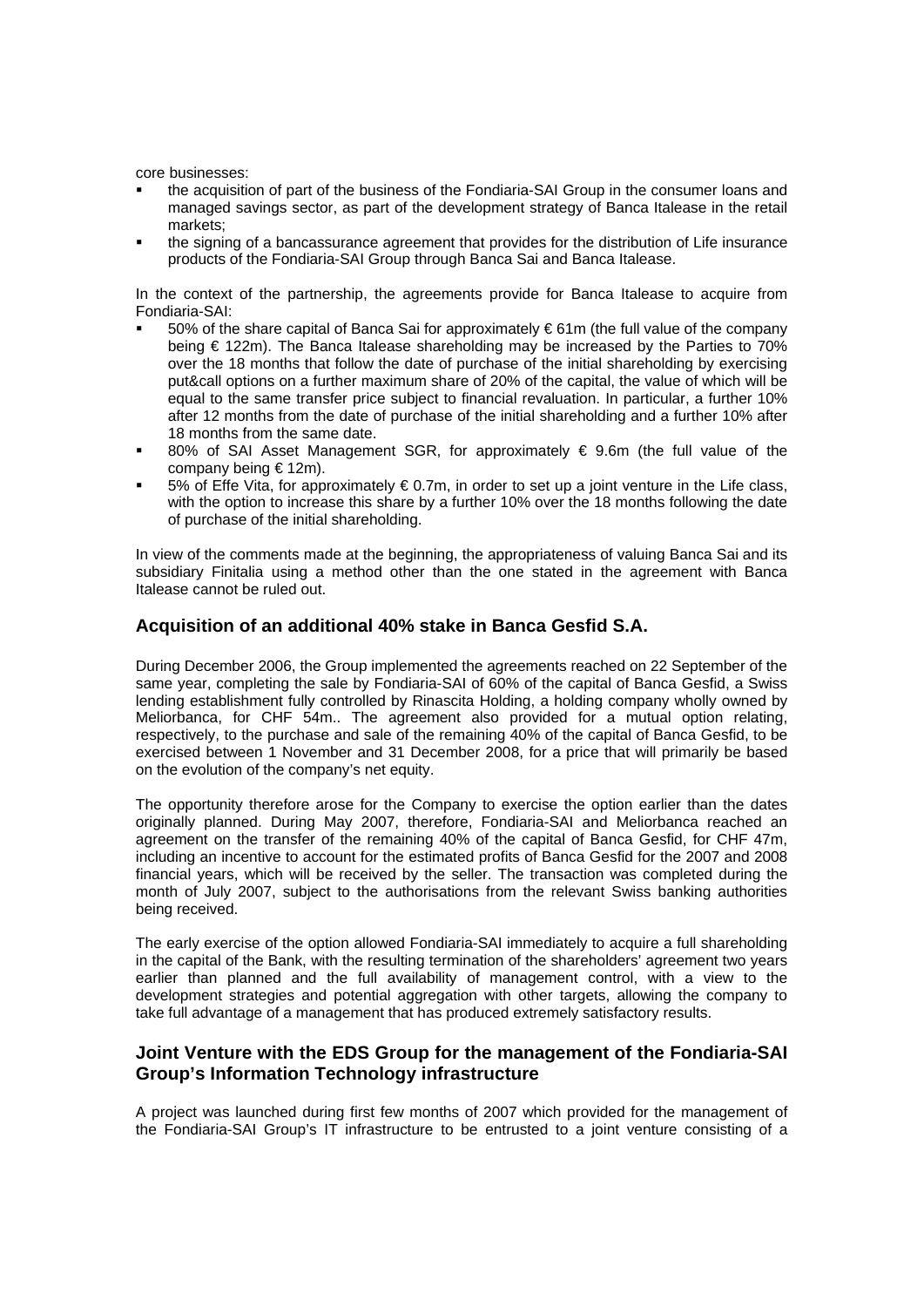core businesses:

- the acquisition of part of the business of the Fondiaria-SAI Group in the consumer loans and managed savings sector, as part of the development strategy of Banca Italease in the retail markets;
- the signing of a bancassurance agreement that provides for the distribution of Life insurance products of the Fondiaria-SAI Group through Banca Sai and Banca Italease.

In the context of the partnership, the agreements provide for Banca Italease to acquire from Fondiaria-SAI:

- 50% of the share capital of Banca Sai for approximately € 61m (the full value of the company being € 122m). The Banca Italease shareholding may be increased by the Parties to 70% over the 18 months that follow the date of purchase of the initial shareholding by exercising put&call options on a further maximum share of 20% of the capital, the value of which will be equal to the same transfer price subject to financial revaluation. In particular, a further 10% after 12 months from the date of purchase of the initial shareholding and a further 10% after 18 months from the same date.
- 80% of SAI Asset Management SGR, for approximately € 9.6m (the full value of the company being € 12m).
- 5% of Effe Vita, for approximately € 0.7m, in order to set up a joint venture in the Life class, with the option to increase this share by a further 10% over the 18 months following the date of purchase of the initial shareholding.

In view of the comments made at the beginning, the appropriateness of valuing Banca Sai and its subsidiary Finitalia using a method other than the one stated in the agreement with Banca Italease cannot be ruled out.

## Acquisition of an additional 40% stake in Banca Gesfid S.A.

During December 2006, the Group implemented the agreements reached on 22 September of the same year, completing the sale by Fondiaria-SAI of 60% of the capital of Banca Gesfid, a Swiss lending establishment fully controlled by Rinascita Holding, a holding company wholly owned by Meliorbanca, for CHF 54m.. The agreement also provided for a mutual option relating, respectively, to the purchase and sale of the remaining 40% of the capital of Banca Gesfid, to be exercised between 1 November and 31 December 2008, for a price that will primarily be based on the evolution of the company's net equity.

The opportunity therefore arose for the Company to exercise the option earlier than the dates originally planned. During May 2007, therefore, Fondiaria-SAI and Meliorbanca reached an agreement on the transfer of the remaining 40% of the capital of Banca Gesfid, for CHF 47m, including an incentive to account for the estimated profits of Banca Gesfid for the 2007 and 2008 financial years, which will be received by the seller. The transaction was completed during the month of July 2007, subject to the authorisations from the relevant Swiss banking authorities being received.

The early exercise of the option allowed Fondiaria-SAI immediately to acquire a full shareholding in the capital of the Bank, with the resulting termination of the shareholders' agreement two years earlier than planned and the full availability of management control, with a view to the development strategies and potential aggregation with other targets, allowing the company to take full advantage of a management that has produced extremely satisfactory results.

## Joint Venture with the EDS Group for the management of the Fondiaria-SAI Group's Information Technology infrastructure

A project was launched during first few months of 2007 which provided for the management of the Fondiaria-SAI Group's IT infrastructure to be entrusted to a joint venture consisting of a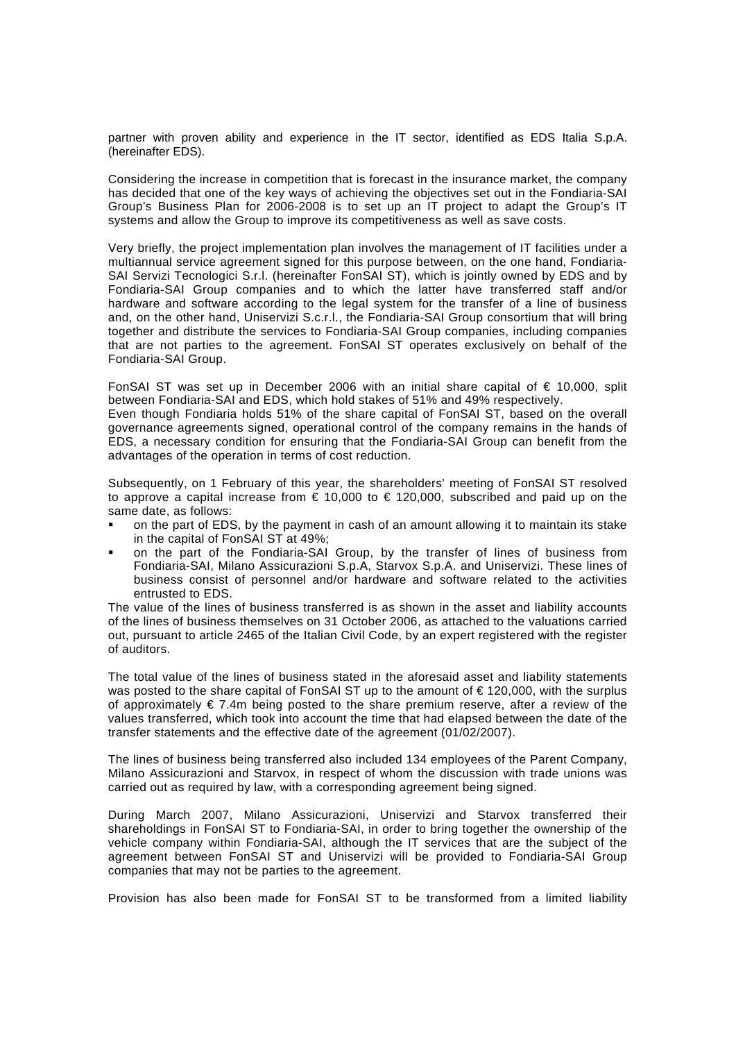partner with proven ability and experience in the IT sector, identified as EDS Italia S.p.A. (hereinafter EDS).

Considering the increase in competition that is forecast in the insurance market, the company has decided that one of the key ways of achieving the objectives set out in the Fondiaria-SAI Group's Business Plan for 2006-2008 is to set up an IT project to adapt the Group's IT systems and allow the Group to improve its competitiveness as well as save costs.

Very briefly, the project implementation plan involves the management of IT facilities under a multiannual service agreement signed for this purpose between, on the one hand, Fondiaria-SAI Servizi Tecnologici S.r.l. (hereinafter FonSAI ST), which is jointly owned by EDS and by Fondiaria-SAI Group companies and to which the latter have transferred staff and/or hardware and software according to the legal system for the transfer of a line of business and, on the other hand, Uniservizi S.c.r.l., the Fondiaria-SAI Group consortium that will bring together and distribute the services to Fondiaria-SAI Group companies, including companies that are not parties to the agreement. FonSAI ST operates exclusively on behalf of the Fondiaria-SAI Group.

FonSAI ST was set up in December 2006 with an initial share capital of € 10,000, split between Fondiaria-SAI and EDS, which hold stakes of 51% and 49% respectively.
Even though Fondiaria holds 51% of the share capital of FonSAI ST, based on the overall governance agreements signed, operational control of the company remains in the hands of EDS, a necessary condition for ensuring that the Fondiaria-SAI Group can benefit from the advantages of the operation in terms of cost reduction.

Subsequently, on 1 February of this year, the shareholders' meeting of FonSAI ST resolved to approve a capital increase from € 10,000 to € 120,000, subscribed and paid up on the same date, as follows:

- on the part of EDS, by the payment in cash of an amount allowing it to maintain its stake in the capital of FonSAI ST at 49%;
- on the part of the Fondiaria-SAI Group, by the transfer of lines of business from Fondiaria-SAI, Milano Assicurazioni S.p.A, Starvox S.p.A. and Uniservizi. These lines of business consist of personnel and/or hardware and software related to the activities entrusted to EDS.

The value of the lines of business transferred is as shown in the asset and liability accounts of the lines of business themselves on 31 October 2006, as attached to the valuations carried out, pursuant to article 2465 of the Italian Civil Code, by an expert registered with the register of auditors.

The total value of the lines of business stated in the aforesaid asset and liability statements was posted to the share capital of FonSAI ST up to the amount of € 120,000, with the surplus of approximately € 7.4m being posted to the share premium reserve, after a review of the values transferred, which took into account the time that had elapsed between the date of the transfer statements and the effective date of the agreement (01/02/2007).

The lines of business being transferred also included 134 employees of the Parent Company, Milano Assicurazioni and Starvox, in respect of whom the discussion with trade unions was carried out as required by law, with a corresponding agreement being signed.

During March 2007, Milano Assicurazioni, Uniservizi and Starvox transferred their shareholdings in FonSAI ST to Fondiaria-SAI, in order to bring together the ownership of the vehicle company within Fondiaria-SAI, although the IT services that are the subject of the agreement between FonSAI ST and Uniservizi will be provided to Fondiaria-SAI Group companies that may not be parties to the agreement.

Provision has also been made for FonSAI ST to be transformed from a limited liability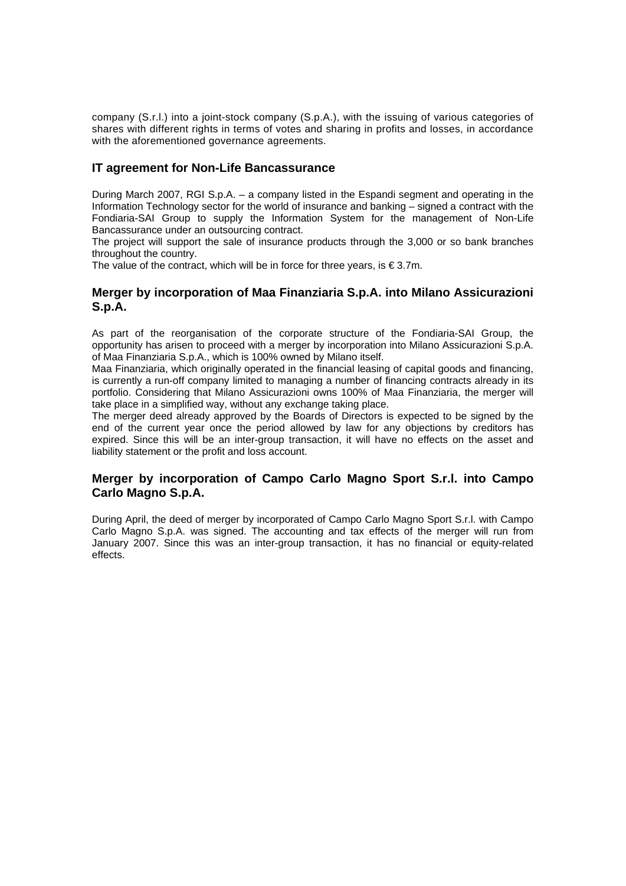company (S.r.l.) into a joint-stock company (S.p.A.), with the issuing of various categories of shares with different rights in terms of votes and sharing in profits and losses, in accordance with the aforementioned governance agreements.

### IT agreement for Non-Life Bancassurance

During March 2007, RGI S.p.A. – a company listed in the Espandi segment and operating in the Information Technology sector for the world of insurance and banking – signed a contract with the Fondiaria-SAI Group to supply the Information System for the management of Non-Life Bancassurance under an outsourcing contract.

The project will support the sale of insurance products through the 3,000 or so bank branches throughout the country.

The value of the contract, which will be in force for three years, is € 3.7m.

### Merger by incorporation of Maa Finanziaria S.p.A. into Milano Assicurazioni S.p.A.

As part of the reorganisation of the corporate structure of the Fondiaria-SAI Group, the opportunity has arisen to proceed with a merger by incorporation into Milano Assicurazioni S.p.A. of Maa Finanziaria S.p.A., which is 100% owned by Milano itself.

Maa Finanziaria, which originally operated in the financial leasing of capital goods and financing, is currently a run-off company limited to managing a number of financing contracts already in its portfolio. Considering that Milano Assicurazioni owns 100% of Maa Finanziaria, the merger will take place in a simplified way, without any exchange taking place.

The merger deed already approved by the Boards of Directors is expected to be signed by the end of the current year once the period allowed by law for any objections by creditors has expired. Since this will be an inter-group transaction, it will have no effects on the asset and liability statement or the profit and loss account.

### Merger by incorporation of Campo Carlo Magno Sport S.r.l. into Campo Carlo Magno S.p.A.

During April, the deed of merger by incorporated of Campo Carlo Magno Sport S.r.l. with Campo Carlo Magno S.p.A. was signed. The accounting and tax effects of the merger will run from January 2007. Since this was an inter-group transaction, it has no financial or equity-related effects.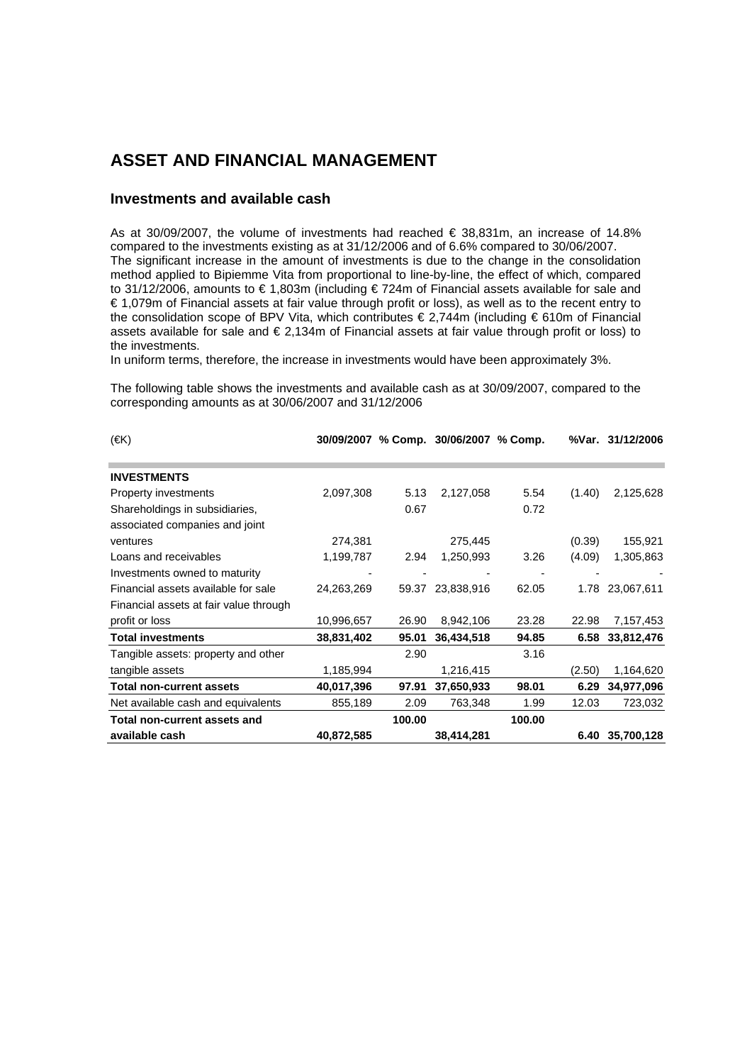# ASSET AND FINANCIAL MANAGEMENT

## Investments and available cash

As at 30/09/2007, the volume of investments had reached € 38,831m, an increase of 14.8% compared to the investments existing as at 31/12/2006 and of 6.6% compared to 30/06/2007.
The significant increase in the amount of investments is due to the change in the consolidation method applied to Bipiemme Vita from proportional to line-by-line, the effect of which, compared to 31/12/2006, amounts to € 1,803m (including € 724m of Financial assets available for sale and € 1,079m of Financial assets at fair value through profit or loss), as well as to the recent entry to the consolidation scope of BPV Vita, which contributes € 2,744m (including € 610m of Financial assets available for sale and € 2,134m of Financial assets at fair value through profit or loss) to the investments.
In uniform terms, therefore, the increase in investments would have been approximately 3%.

The following table shows the investments and available cash as at 30/09/2007, compared to the corresponding amounts as at 30/06/2007 and 31/12/2006

| (€K) | 30/09/2007 | % Comp. | 30/06/2007 | % Comp. | %Var. | 31/12/2006 |
|---|---|---|---|---|---|---|
| **INVESTMENTS** | | | | | | |
| Property investments | 2,097,308 | 5.13 | 2,127,058 | 5.54 | (1.40) | 2,125,628 |
| Shareholdings in subsidiaries, associated companies and joint ventures | 274,381 | 0.67 | 275,445 | 0.72 | (0.39) | 155,921 |
| Loans and receivables | 1,199,787 | 2.94 | 1,250,993 | 3.26 | (4.09) | 1,305,863 |
| Investments owned to maturity | - | - | - | - | - | - |
| Financial assets available for sale | 24,263,269 | 59.37 | 23,838,916 | 62.05 | 1.78 | 23,067,611 |
| Financial assets at fair value through profit or loss | 10,996,657 | 26.90 | 8,942,106 | 23.28 | 22.98 | 7,157,453 |
| **Total investments** | **38,831,402** | **95.01** | **36,434,518** | **94.85** | **6.58** | **33,812,476** |
| Tangible assets: property and other tangible assets | 1,185,994 | 2.90 | 1,216,415 | 3.16 | (2.50) | 1,164,620 |
| **Total non-current assets** | **40,017,396** | **97.91** | **37,650,933** | **98.01** | **6.29** | **34,977,096** |
| Net available cash and equivalents | 855,189 | 2.09 | 763,348 | 1.99 | 12.03 | 723,032 |
| **Total non-current assets and available cash** | **40,872,585** | **100.00** | **38,414,281** | **100.00** | **6.40** | **35,700,128** |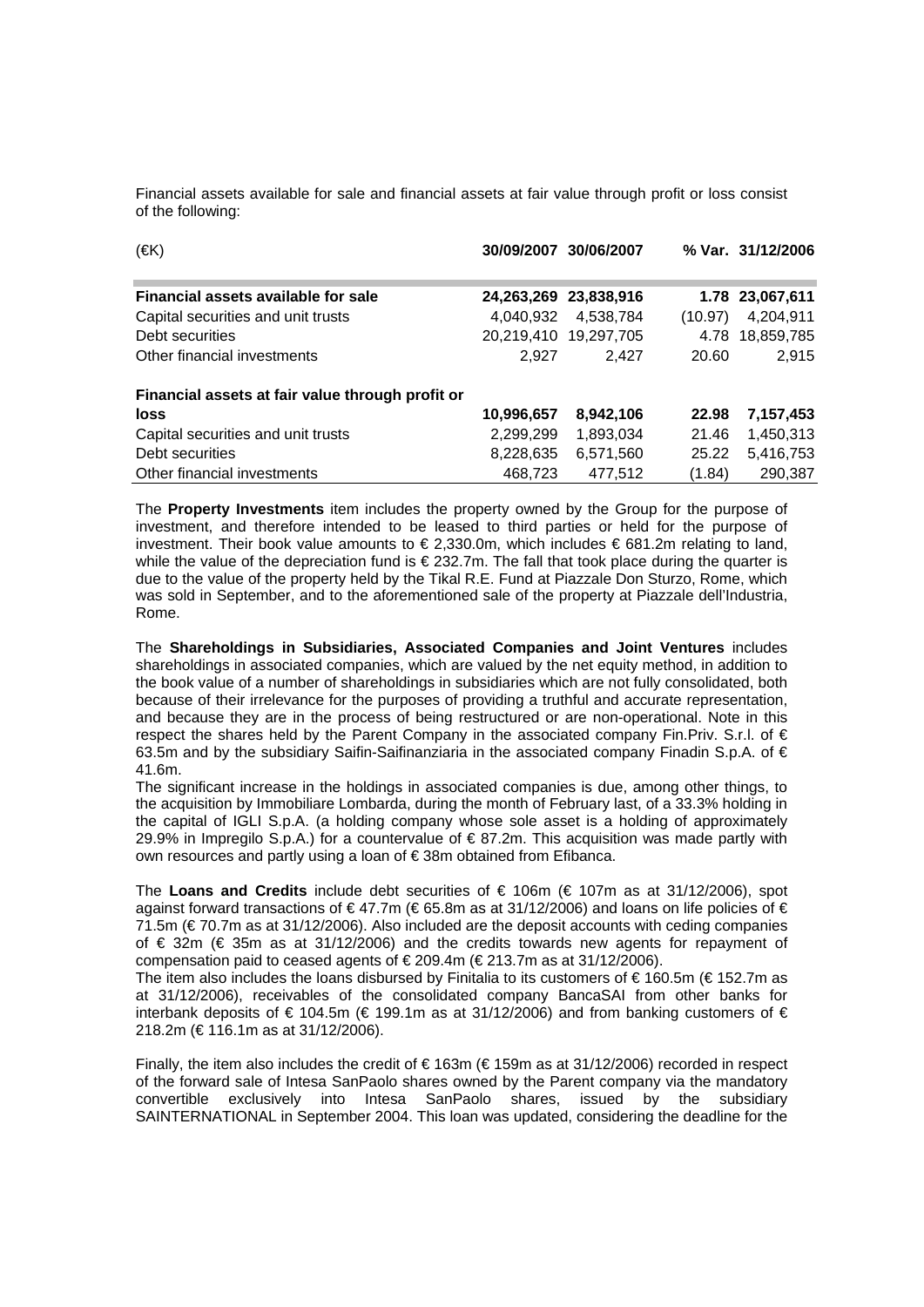Financial assets available for sale and financial assets at fair value through profit or loss consist of the following:

| (€K) | 30/09/2007 | 30/06/2007 | % Var. | 31/12/2006 |
|---|---|---|---|---|
| **Financial assets available for sale** | **24,263,269** | **23,838,916** | **1.78** | **23,067,611** |
| Capital securities and unit trusts | 4,040,932 | 4,538,784 | (10.97) | 4,204,911 |
| Debt securities | 20,219,410 | 19,297,705 | 4.78 | 18,859,785 |
| Other financial investments | 2,927 | 2,427 | 20.60 | 2,915 |
| **Financial assets at fair value through profit or loss** | **10,996,657** | **8,942,106** | **22.98** | **7,157,453** |
| Capital securities and unit trusts | 2,299,299 | 1,893,034 | 21.46 | 1,450,313 |
| Debt securities | 8,228,635 | 6,571,560 | 25.22 | 5,416,753 |
| Other financial investments | 468,723 | 477,512 | (1.84) | 290,387 |

The **Property Investments** item includes the property owned by the Group for the purpose of investment, and therefore intended to be leased to third parties or held for the purpose of investment. Their book value amounts to € 2,330.0m, which includes € 681.2m relating to land, while the value of the depreciation fund is € 232.7m. The fall that took place during the quarter is due to the value of the property held by the Tikal R.E. Fund at Piazzale Don Sturzo, Rome, which was sold in September, and to the aforementioned sale of the property at Piazzale dell'Industria, Rome.

The **Shareholdings in Subsidiaries, Associated Companies and Joint Ventures** includes shareholdings in associated companies, which are valued by the net equity method, in addition to the book value of a number of shareholdings in subsidiaries which are not fully consolidated, both because of their irrelevance for the purposes of providing a truthful and accurate representation, and because they are in the process of being restructured or are non-operational. Note in this respect the shares held by the Parent Company in the associated company Fin.Priv. S.r.l. of € 63.5m and by the subsidiary Saifin-Saifinanziaria in the associated company Finadin S.p.A. of € 41.6m.
The significant increase in the holdings in associated companies is due, among other things, to the acquisition by Immobiliare Lombarda, during the month of February last, of a 33.3% holding in the capital of IGLI S.p.A. (a holding company whose sole asset is a holding of approximately 29.9% in Impregilo S.p.A.) for a countervalue of € 87.2m. This acquisition was made partly with own resources and partly using a loan of € 38m obtained from Efibanca.

The **Loans and Credits** include debt securities of € 106m (€ 107m as at 31/12/2006), spot against forward transactions of € 47.7m (€ 65.8m as at 31/12/2006) and loans on life policies of € 71.5m (€ 70.7m as at 31/12/2006). Also included are the deposit accounts with ceding companies of € 32m (€ 35m as at 31/12/2006) and the credits towards new agents for repayment of compensation paid to ceased agents of € 209.4m (€ 213.7m as at 31/12/2006).
The item also includes the loans disbursed by Finitalia to its customers of € 160.5m (€ 152.7m as at 31/12/2006), receivables of the consolidated company BancaSAI from other banks for interbank deposits of € 104.5m (€ 199.1m as at 31/12/2006) and from banking customers of € 218.2m (€ 116.1m as at 31/12/2006).

Finally, the item also includes the credit of € 163m (€ 159m as at 31/12/2006) recorded in respect of the forward sale of Intesa SanPaolo shares owned by the Parent company via the mandatory convertible exclusively into Intesa SanPaolo shares, issued by the subsidiary SAINTERNATIONAL in September 2004. This loan was updated, considering the deadline for the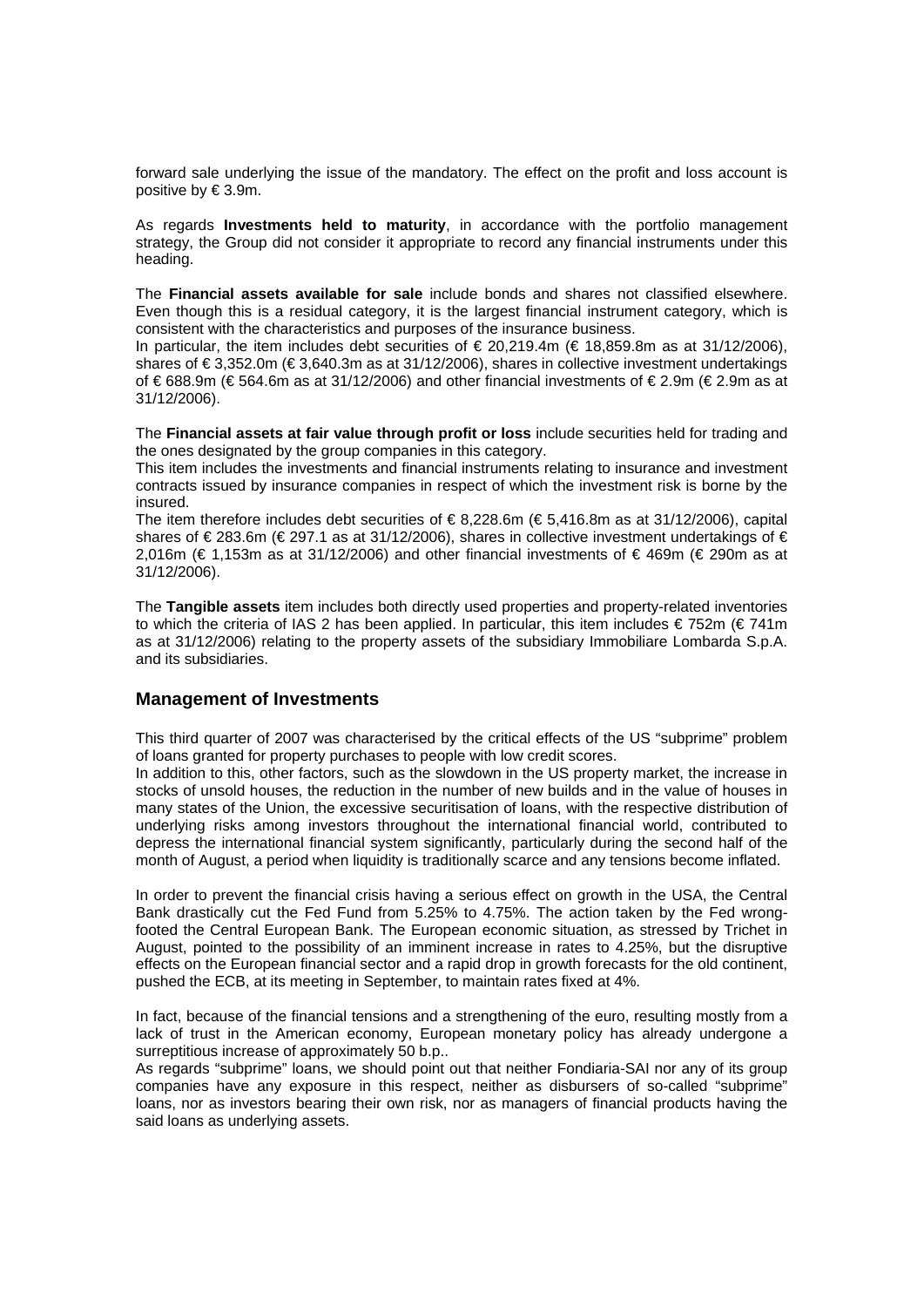forward sale underlying the issue of the mandatory. The effect on the profit and loss account is positive by € 3.9m.

As regards **Investments held to maturity**, in accordance with the portfolio management strategy, the Group did not consider it appropriate to record any financial instruments under this heading.

The **Financial assets available for sale** include bonds and shares not classified elsewhere. Even though this is a residual category, it is the largest financial instrument category, which is consistent with the characteristics and purposes of the insurance business.
In particular, the item includes debt securities of € 20,219.4m (€ 18,859.8m as at 31/12/2006), shares of € 3,352.0m (€ 3,640.3m as at 31/12/2006), shares in collective investment undertakings of € 688.9m (€ 564.6m as at 31/12/2006) and other financial investments of € 2.9m (€ 2.9m as at 31/12/2006).

The **Financial assets at fair value through profit or loss** include securities held for trading and the ones designated by the group companies in this category.
This item includes the investments and financial instruments relating to insurance and investment contracts issued by insurance companies in respect of which the investment risk is borne by the insured.
The item therefore includes debt securities of € 8,228.6m (€ 5,416.8m as at 31/12/2006), capital shares of € 283.6m (€ 297.1 as at 31/12/2006), shares in collective investment undertakings of € 2,016m (€ 1,153m as at 31/12/2006) and other financial investments of € 469m (€ 290m as at 31/12/2006).

The **Tangible assets** item includes both directly used properties and property-related inventories to which the criteria of IAS 2 has been applied. In particular, this item includes € 752m (€ 741m as at 31/12/2006) relating to the property assets of the subsidiary Immobiliare Lombarda S.p.A. and its subsidiaries.

## Management of Investments

This third quarter of 2007 was characterised by the critical effects of the US "subprime" problem of loans granted for property purchases to people with low credit scores.
In addition to this, other factors, such as the slowdown in the US property market, the increase in stocks of unsold houses, the reduction in the number of new builds and in the value of houses in many states of the Union, the excessive securitisation of loans, with the respective distribution of underlying risks among investors throughout the international financial world, contributed to depress the international financial system significantly, particularly during the second half of the month of August, a period when liquidity is traditionally scarce and any tensions become inflated.

In order to prevent the financial crisis having a serious effect on growth in the USA, the Central Bank drastically cut the Fed Fund from 5.25% to 4.75%. The action taken by the Fed wrong-footed the Central European Bank. The European economic situation, as stressed by Trichet in August, pointed to the possibility of an imminent increase in rates to 4.25%, but the disruptive effects on the European financial sector and a rapid drop in growth forecasts for the old continent, pushed the ECB, at its meeting in September, to maintain rates fixed at 4%.

In fact, because of the financial tensions and a strengthening of the euro, resulting mostly from a lack of trust in the American economy, European monetary policy has already undergone a surreptitious increase of approximately 50 b.p..
As regards "subprime" loans, we should point out that neither Fondiaria-SAI nor any of its group companies have any exposure in this respect, neither as disbursers of so-called "subprime" loans, nor as investors bearing their own risk, nor as managers of financial products having the said loans as underlying assets.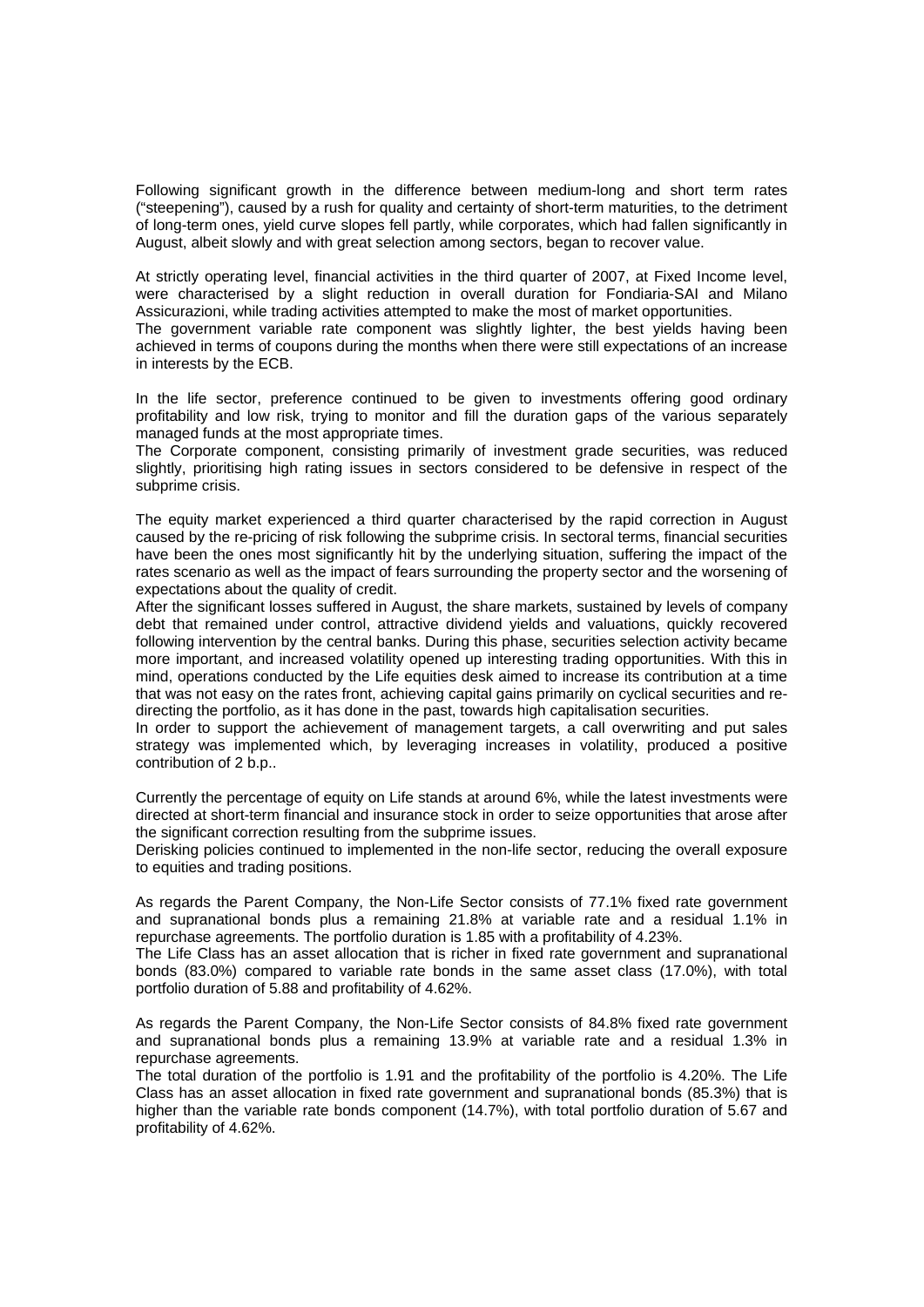Following significant growth in the difference between medium-long and short term rates ("steepening"), caused by a rush for quality and certainty of short-term maturities, to the detriment of long-term ones, yield curve slopes fell partly, while corporates, which had fallen significantly in August, albeit slowly and with great selection among sectors, began to recover value.

At strictly operating level, financial activities in the third quarter of 2007, at Fixed Income level, were characterised by a slight reduction in overall duration for Fondiaria-SAI and Milano Assicurazioni, while trading activities attempted to make the most of market opportunities.
The government variable rate component was slightly lighter, the best yields having been achieved in terms of coupons during the months when there were still expectations of an increase in interests by the ECB.

In the life sector, preference continued to be given to investments offering good ordinary profitability and low risk, trying to monitor and fill the duration gaps of the various separately managed funds at the most appropriate times.
The Corporate component, consisting primarily of investment grade securities, was reduced slightly, prioritising high rating issues in sectors considered to be defensive in respect of the subprime crisis.

The equity market experienced a third quarter characterised by the rapid correction in August caused by the re-pricing of risk following the subprime crisis. In sectoral terms, financial securities have been the ones most significantly hit by the underlying situation, suffering the impact of the rates scenario as well as the impact of fears surrounding the property sector and the worsening of expectations about the quality of credit.
After the significant losses suffered in August, the share markets, sustained by levels of company debt that remained under control, attractive dividend yields and valuations, quickly recovered following intervention by the central banks. During this phase, securities selection activity became more important, and increased volatility opened up interesting trading opportunities. With this in mind, operations conducted by the Life equities desk aimed to increase its contribution at a time that was not easy on the rates front, achieving capital gains primarily on cyclical securities and re-directing the portfolio, as it has done in the past, towards high capitalisation securities.
In order to support the achievement of management targets, a call overwriting and put sales strategy was implemented which, by leveraging increases in volatility, produced a positive contribution of 2 b.p..

Currently the percentage of equity on Life stands at around 6%, while the latest investments were directed at short-term financial and insurance stock in order to seize opportunities that arose after the significant correction resulting from the subprime issues.
Derisking policies continued to implemented in the non-life sector, reducing the overall exposure to equities and trading positions.

As regards the Parent Company, the Non-Life Sector consists of 77.1% fixed rate government and supranational bonds plus a remaining 21.8% at variable rate and a residual 1.1% in repurchase agreements. The portfolio duration is 1.85 with a profitability of 4.23%.
The Life Class has an asset allocation that is richer in fixed rate government and supranational bonds (83.0%) compared to variable rate bonds in the same asset class (17.0%), with total portfolio duration of 5.88 and profitability of 4.62%.

As regards the Parent Company, the Non-Life Sector consists of 84.8% fixed rate government and supranational bonds plus a remaining 13.9% at variable rate and a residual 1.3% in repurchase agreements.
The total duration of the portfolio is 1.91 and the profitability of the portfolio is 4.20%. The Life Class has an asset allocation in fixed rate government and supranational bonds (85.3%) that is higher than the variable rate bonds component (14.7%), with total portfolio duration of 5.67 and profitability of 4.62%.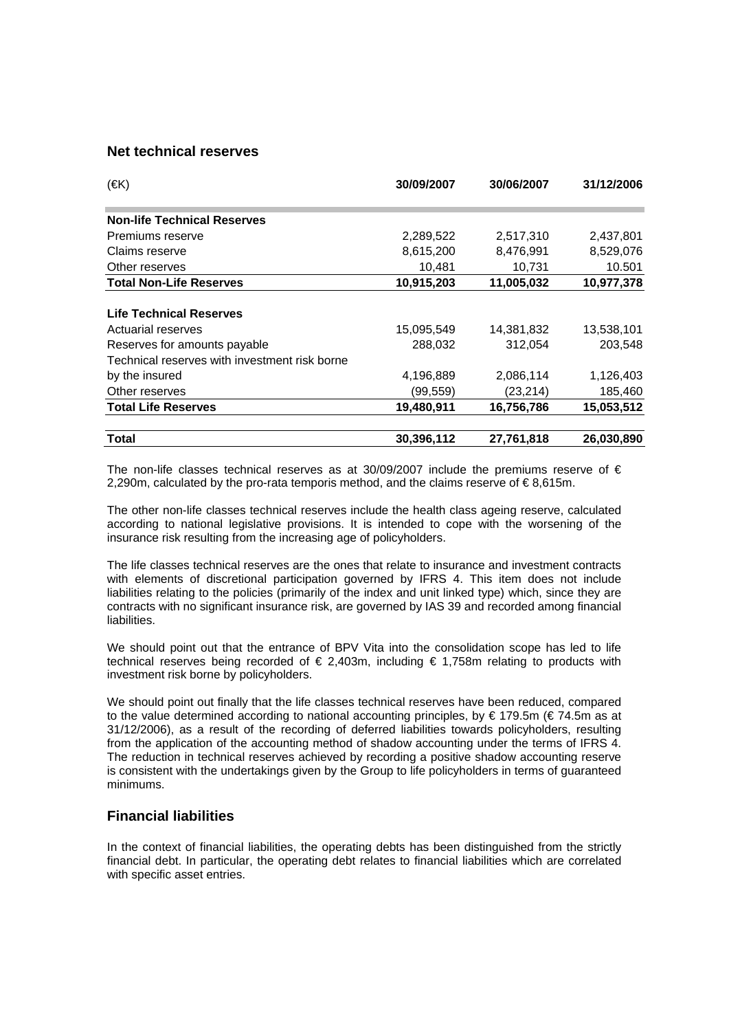## Net technical reserves

| (€K) | 30/09/2007 | 30/06/2007 | 31/12/2006 |
|---|---|---|---|
| **Non-life Technical Reserves** | | | |
| Premiums reserve | 2,289,522 | 2,517,310 | 2,437,801 |
| Claims reserve | 8,615,200 | 8,476,991 | 8,529,076 |
| Other reserves | 10,481 | 10,731 | 10.501 |
| **Total Non-Life Reserves** | **10,915,203** | **11,005,032** | **10,977,378** |
| **Life Technical Reserves** | | | |
| Actuarial reserves | 15,095,549 | 14,381,832 | 13,538,101 |
| Reserves for amounts payable | 288,032 | 312,054 | 203,548 |
| Technical reserves with investment risk borne by the insured | 4,196,889 | 2,086,114 | 1,126,403 |
| Other reserves | (99,559) | (23,214) | 185,460 |
| **Total Life Reserves** | **19,480,911** | **16,756,786** | **15,053,512** |
| **Total** | **30,396,112** | **27,761,818** | **26,030,890** |

The non-life classes technical reserves as at 30/09/2007 include the premiums reserve of € 2,290m, calculated by the pro-rata temporis method, and the claims reserve of € 8,615m.

The other non-life classes technical reserves include the health class ageing reserve, calculated according to national legislative provisions. It is intended to cope with the worsening of the insurance risk resulting from the increasing age of policyholders.

The life classes technical reserves are the ones that relate to insurance and investment contracts with elements of discretional participation governed by IFRS 4. This item does not include liabilities relating to the policies (primarily of the index and unit linked type) which, since they are contracts with no significant insurance risk, are governed by IAS 39 and recorded among financial liabilities.

We should point out that the entrance of BPV Vita into the consolidation scope has led to life technical reserves being recorded of € 2,403m, including € 1,758m relating to products with investment risk borne by policyholders.

We should point out finally that the life classes technical reserves have been reduced, compared to the value determined according to national accounting principles, by € 179.5m (€ 74.5m as at 31/12/2006), as a result of the recording of deferred liabilities towards policyholders, resulting from the application of the accounting method of shadow accounting under the terms of IFRS 4. The reduction in technical reserves achieved by recording a positive shadow accounting reserve is consistent with the undertakings given by the Group to life policyholders in terms of guaranteed minimums.

## Financial liabilities

In the context of financial liabilities, the operating debts has been distinguished from the strictly financial debt. In particular, the operating debt relates to financial liabilities which are correlated with specific asset entries.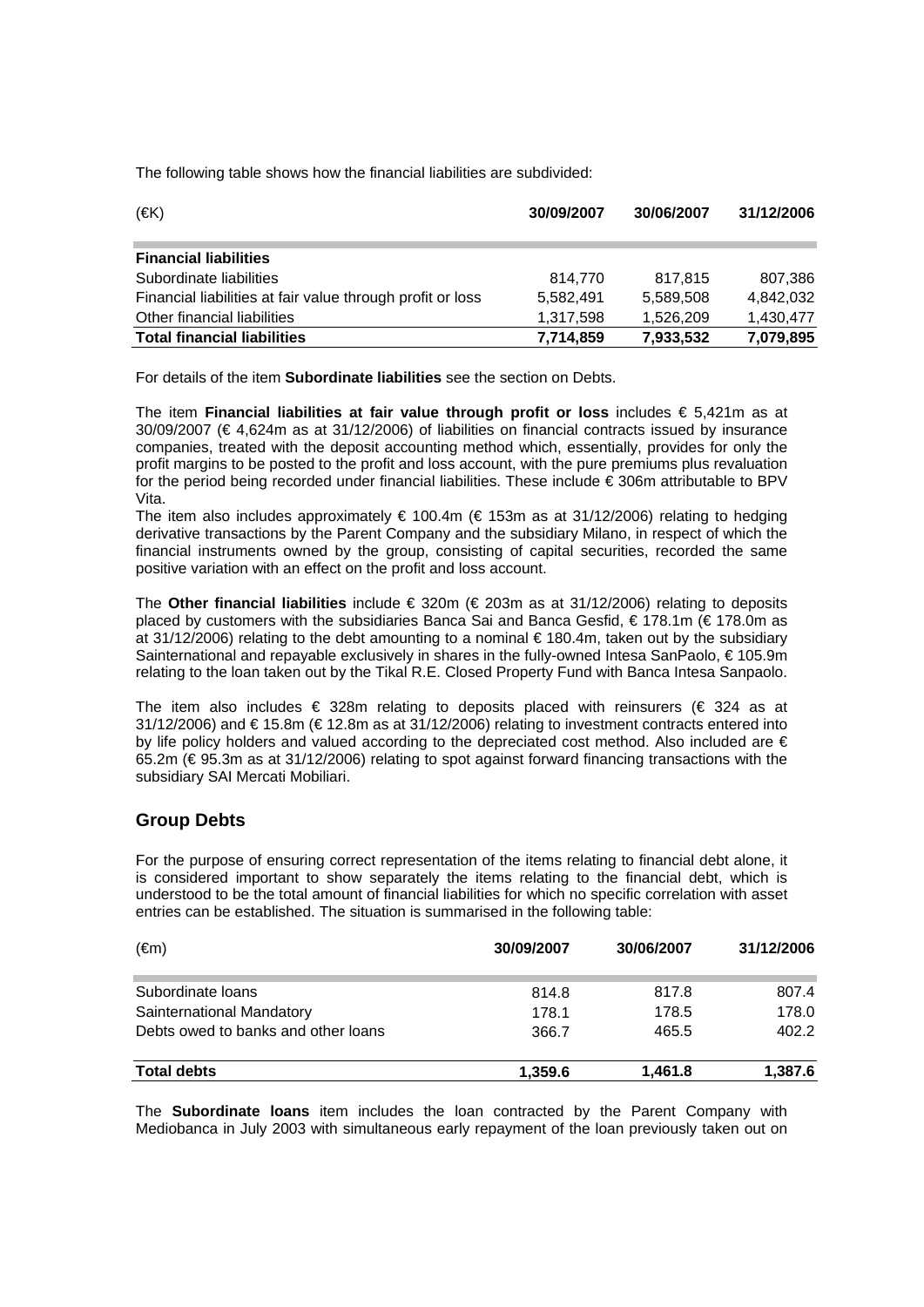The following table shows how the financial liabilities are subdivided:

| (€K) | 30/09/2007 | 30/06/2007 | 31/12/2006 |
|---|---|---|---|
| **Financial liabilities** | | | |
| Subordinate liabilities | 814,770 | 817,815 | 807,386 |
| Financial liabilities at fair value through profit or loss | 5,582,491 | 5,589,508 | 4,842,032 |
| Other financial liabilities | 1,317,598 | 1,526,209 | 1,430,477 |
| **Total financial liabilities** | **7,714,859** | **7,933,532** | **7,079,895** |

For details of the item **Subordinate liabilities** see the section on Debts.

The item **Financial liabilities at fair value through profit or loss** includes € 5,421m as at 30/09/2007 (€ 4,624m as at 31/12/2006) of liabilities on financial contracts issued by insurance companies, treated with the deposit accounting method which, essentially, provides for only the profit margins to be posted to the profit and loss account, with the pure premiums plus revaluation for the period being recorded under financial liabilities. These include € 306m attributable to BPV Vita.
The item also includes approximately € 100.4m (€ 153m as at 31/12/2006) relating to hedging derivative transactions by the Parent Company and the subsidiary Milano, in respect of which the financial instruments owned by the group, consisting of capital securities, recorded the same positive variation with an effect on the profit and loss account.

The **Other financial liabilities** include € 320m (€ 203m as at 31/12/2006) relating to deposits placed by customers with the subsidiaries Banca Sai and Banca Gesfid, € 178.1m (€ 178.0m as at 31/12/2006) relating to the debt amounting to a nominal € 180.4m, taken out by the subsidiary Sainternational and repayable exclusively in shares in the fully-owned Intesa SanPaolo, € 105.9m relating to the loan taken out by the Tikal R.E. Closed Property Fund with Banca Intesa Sanpaolo.

The item also includes € 328m relating to deposits placed with reinsurers (€ 324 as at 31/12/2006) and € 15.8m (€ 12.8m as at 31/12/2006) relating to investment contracts entered into by life policy holders and valued according to the depreciated cost method. Also included are € 65.2m (€ 95.3m as at 31/12/2006) relating to spot against forward financing transactions with the subsidiary SAI Mercati Mobiliari.

## Group Debts

For the purpose of ensuring correct representation of the items relating to financial debt alone, it is considered important to show separately the items relating to the financial debt, which is understood to be the total amount of financial liabilities for which no specific correlation with asset entries can be established. The situation is summarised in the following table:

| (€m) | 30/09/2007 | 30/06/2007 | 31/12/2006 |
|---|---|---|---|
| Subordinate loans | 814.8 | 817.8 | 807.4 |
| Sainternational Mandatory | 178.1 | 178.5 | 178.0 |
| Debts owed to banks and other loans | 366.7 | 465.5 | 402.2 |
| **Total debts** | **1,359.6** | **1,461.8** | **1,387.6** |

The **Subordinate loans** item includes the loan contracted by the Parent Company with Mediobanca in July 2003 with simultaneous early repayment of the loan previously taken out on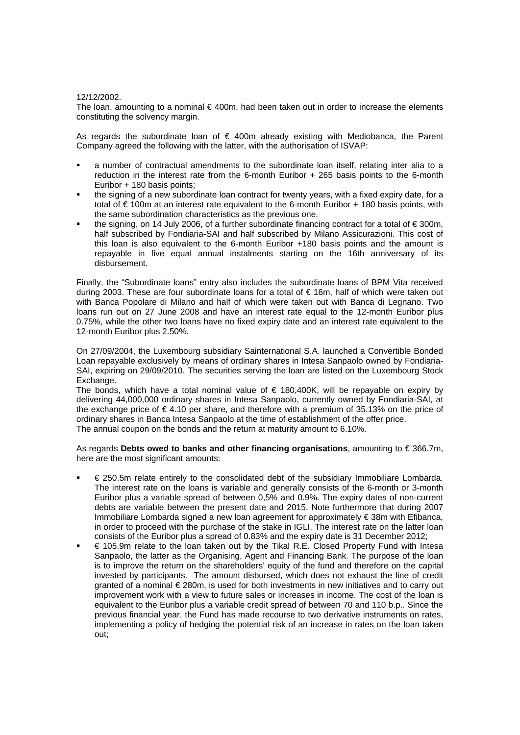12/12/2002.

The loan, amounting to a nominal € 400m, had been taken out in order to increase the elements constituting the solvency margin.

As regards the subordinate loan of € 400m already existing with Mediobanca, the Parent Company agreed the following with the latter, with the authorisation of ISVAP:

- a number of contractual amendments to the subordinate loan itself, relating inter alia to a reduction in the interest rate from the 6-month Euribor + 265 basis points to the 6-month Euribor + 180 basis points;
- the signing of a new subordinate loan contract for twenty years, with a fixed expiry date, for a total of € 100m at an interest rate equivalent to the 6-month Euribor + 180 basis points, with the same subordination characteristics as the previous one.
- the signing, on 14 July 2006, of a further subordinate financing contract for a total of € 300m, half subscribed by Fondiaria-SAI and half subscribed by Milano Assicurazioni. This cost of this loan is also equivalent to the 6-month Euribor +180 basis points and the amount is repayable in five equal annual instalments starting on the 16th anniversary of its disbursement.

Finally, the "Subordinate loans" entry also includes the subordinate loans of BPM Vita received during 2003. These are four subordinate loans for a total of € 16m, half of which were taken out with Banca Popolare di Milano and half of which were taken out with Banca di Legnano. Two loans run out on 27 June 2008 and have an interest rate equal to the 12-month Euribor plus 0.75%, while the other two loans have no fixed expiry date and an interest rate equivalent to the 12-month Euribor plus 2.50%.

On 27/09/2004, the Luxembourg subsidiary Sainternational S.A. launched a Convertible Bonded Loan repayable exclusively by means of ordinary shares in Intesa Sanpaolo owned by Fondiaria-SAI, expiring on 29/09/2010. The securities serving the loan are listed on the Luxembourg Stock Exchange.

The bonds, which have a total nominal value of € 180,400K, will be repayable on expiry by delivering 44,000,000 ordinary shares in Intesa Sanpaolo, currently owned by Fondiaria-SAI, at the exchange price of € 4.10 per share, and therefore with a premium of 35.13% on the price of ordinary shares in Banca Intesa Sanpaolo at the time of establishment of the offer price.

The annual coupon on the bonds and the return at maturity amount to 6.10%.

As regards **Debts owed to banks and other financing organisations**, amounting to € 366.7m, here are the most significant amounts:

- € 250.5m relate entirely to the consolidated debt of the subsidiary Immobiliare Lombarda. The interest rate on the loans is variable and generally consists of the 6-month or 3-month Euribor plus a variable spread of between 0,5% and 0.9%. The expiry dates of non-current debts are variable between the present date and 2015. Note furthermore that during 2007 Immobiliare Lombarda signed a new loan agreement for approximately € 38m with Efibanca, in order to proceed with the purchase of the stake in IGLI. The interest rate on the latter loan consists of the Euribor plus a spread of 0.83% and the expiry date is 31 December 2012;
- € 105.9m relate to the loan taken out by the Tikal R.E. Closed Property Fund with Intesa Sanpaolo, the latter as the Organising, Agent and Financing Bank. The purpose of the loan is to improve the return on the shareholders' equity of the fund and therefore on the capital invested by participants. The amount disbursed, which does not exhaust the line of credit granted of a nominal € 280m, is used for both investments in new initiatives and to carry out improvement work with a view to future sales or increases in income. The cost of the loan is equivalent to the Euribor plus a variable credit spread of between 70 and 110 b.p.. Since the previous financial year, the Fund has made recourse to two derivative instruments on rates, implementing a policy of hedging the potential risk of an increase in rates on the loan taken out;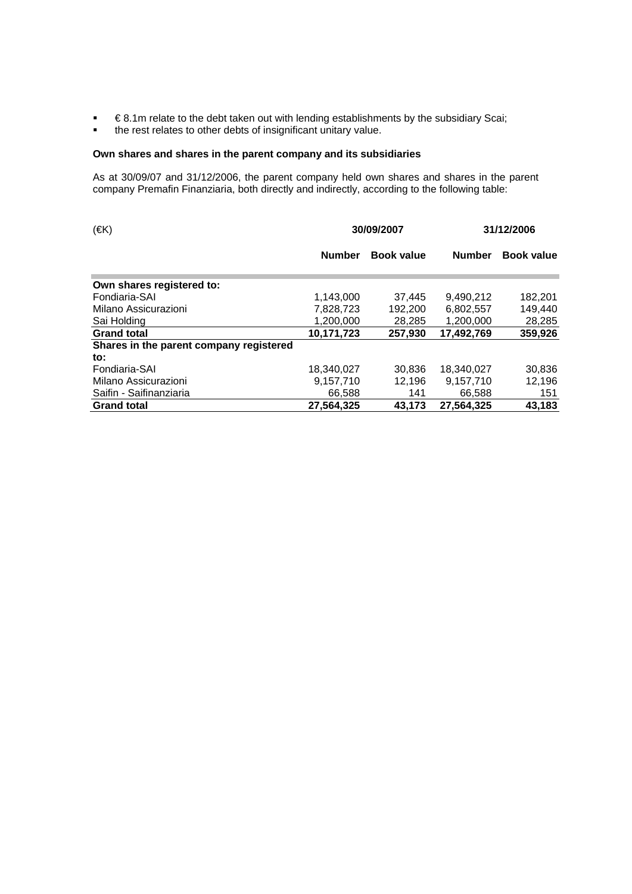- € 8.1m relate to the debt taken out with lending establishments by the subsidiary Scai;
- the rest relates to other debts of insignificant unitary value.

**Own shares and shares in the parent company and its subsidiaries**

As at 30/09/07 and 31/12/2006, the parent company held own shares and shares in the parent company Premafin Finanziaria, both directly and indirectly, according to the following table:

| (€K) | 30/09/2007 | | 31/12/2006 | |
|---|---|---|---|---|
| | **Number** | **Book value** | **Number** | **Book value** |
| **Own shares registered to:** | | | | |
| Fondiaria-SAI | 1,143,000 | 37,445 | 9,490,212 | 182,201 |
| Milano Assicurazioni | 7,828,723 | 192,200 | 6,802,557 | 149,440 |
| Sai Holding | 1,200,000 | 28,285 | 1,200,000 | 28,285 |
| **Grand total** | **10,171,723** | **257,930** | **17,492,769** | **359,926** |
| **Shares in the parent company registered to:** | | | | |
| Fondiaria-SAI | 18,340,027 | 30,836 | 18,340,027 | 30,836 |
| Milano Assicurazioni | 9,157,710 | 12,196 | 9,157,710 | 12,196 |
| Saifin - Saifinanziaria | 66,588 | 141 | 66,588 | 151 |
| **Grand total** | **27,564,325** | **43,173** | **27,564,325** | **43,183** |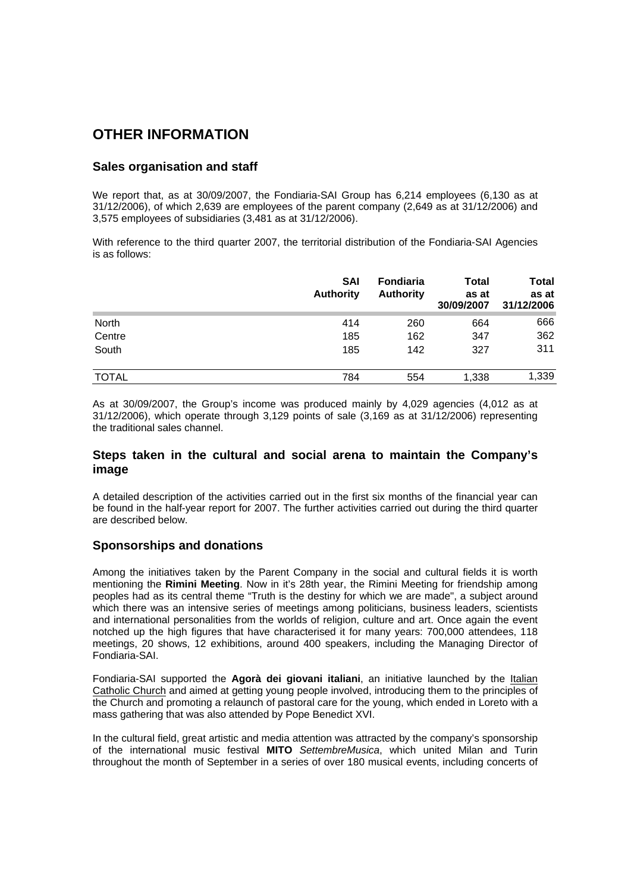# OTHER INFORMATION

## Sales organisation and staff

We report that, as at 30/09/2007, the Fondiaria-SAI Group has 6,214 employees (6,130 as at 31/12/2006), of which 2,639 are employees of the parent company (2,649 as at 31/12/2006) and 3,575 employees of subsidiaries (3,481 as at 31/12/2006).

With reference to the third quarter 2007, the territorial distribution of the Fondiaria-SAI Agencies is as follows:

| | SAI Authority | Fondiaria Authority | Total as at 30/09/2007 | Total as at 31/12/2006 |
|---|---|---|---|---|
| North | 414 | 260 | 664 | 666 |
| Centre | 185 | 162 | 347 | 362 |
| South | 185 | 142 | 327 | 311 |
| TOTAL | 784 | 554 | 1,338 | 1,339 |

As at 30/09/2007, the Group's income was produced mainly by 4,029 agencies (4,012 as at 31/12/2006), which operate through 3,129 points of sale (3,169 as at 31/12/2006) representing the traditional sales channel.

## Steps taken in the cultural and social arena to maintain the Company's image

A detailed description of the activities carried out in the first six months of the financial year can be found in the half-year report for 2007. The further activities carried out during the third quarter are described below.

## Sponsorships and donations

Among the initiatives taken by the Parent Company in the social and cultural fields it is worth mentioning the **Rimini Meeting**. Now in it's 28th year, the Rimini Meeting for friendship among peoples had as its central theme "Truth is the destiny for which we are made", a subject around which there was an intensive series of meetings among politicians, business leaders, scientists and international personalities from the worlds of religion, culture and art. Once again the event notched up the high figures that have characterised it for many years: 700,000 attendees, 118 meetings, 20 shows, 12 exhibitions, around 400 speakers, including the Managing Director of Fondiaria-SAI.

Fondiaria-SAI supported the **Agorà dei giovani italiani**, an initiative launched by the Italian Catholic Church and aimed at getting young people involved, introducing them to the principles of the Church and promoting a relaunch of pastoral care for the young, which ended in Loreto with a mass gathering that was also attended by Pope Benedict XVI.

In the cultural field, great artistic and media attention was attracted by the company's sponsorship of the international music festival **MITO** *SettembreMusica*, which united Milan and Turin throughout the month of September in a series of over 180 musical events, including concerts of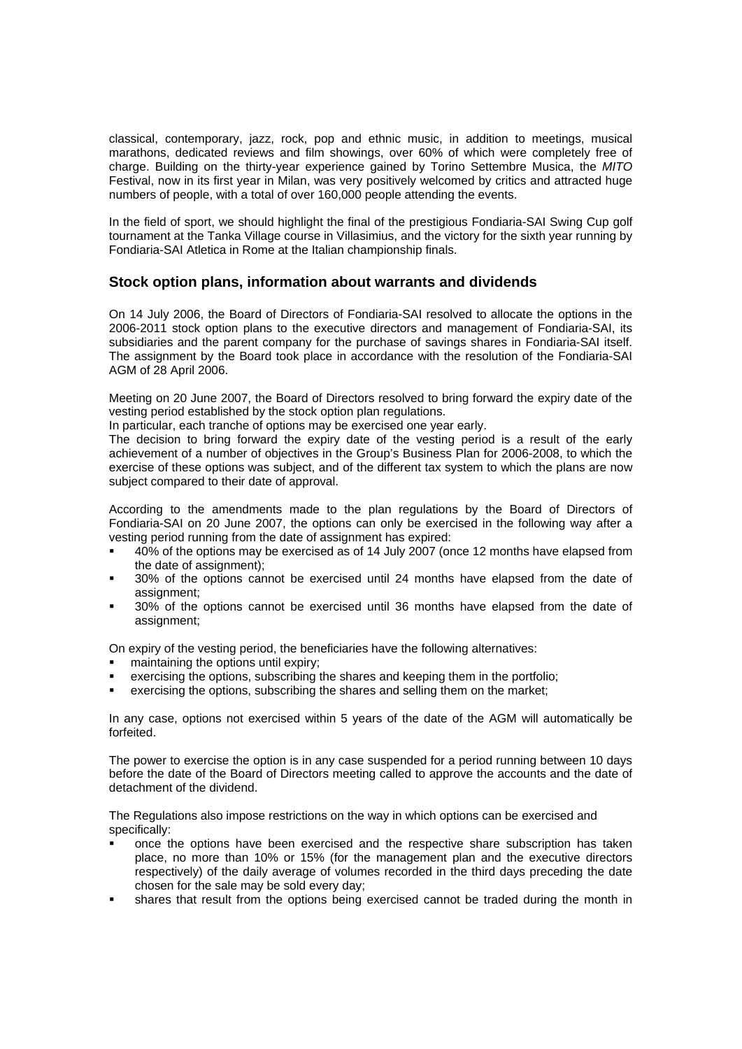classical, contemporary, jazz, rock, pop and ethnic music, in addition to meetings, musical marathons, dedicated reviews and film showings, over 60% of which were completely free of charge. Building on the thirty-year experience gained by Torino Settembre Musica, the *MITO* Festival, now in its first year in Milan, was very positively welcomed by critics and attracted huge numbers of people, with a total of over 160,000 people attending the events.

In the field of sport, we should highlight the final of the prestigious Fondiaria-SAI Swing Cup golf tournament at the Tanka Village course in Villasimius, and the victory for the sixth year running by Fondiaria-SAI Atletica in Rome at the Italian championship finals.

## Stock option plans, information about warrants and dividends

On 14 July 2006, the Board of Directors of Fondiaria-SAI resolved to allocate the options in the 2006-2011 stock option plans to the executive directors and management of Fondiaria-SAI, its subsidiaries and the parent company for the purchase of savings shares in Fondiaria-SAI itself. The assignment by the Board took place in accordance with the resolution of the Fondiaria-SAI AGM of 28 April 2006.

Meeting on 20 June 2007, the Board of Directors resolved to bring forward the expiry date of the vesting period established by the stock option plan regulations.
In particular, each tranche of options may be exercised one year early.
The decision to bring forward the expiry date of the vesting period is a result of the early achievement of a number of objectives in the Group's Business Plan for 2006-2008, to which the exercise of these options was subject, and of the different tax system to which the plans are now subject compared to their date of approval.

According to the amendments made to the plan regulations by the Board of Directors of Fondiaria-SAI on 20 June 2007, the options can only be exercised in the following way after a vesting period running from the date of assignment has expired:

- 40% of the options may be exercised as of 14 July 2007 (once 12 months have elapsed from the date of assignment);
- 30% of the options cannot be exercised until 24 months have elapsed from the date of assignment;
- 30% of the options cannot be exercised until 36 months have elapsed from the date of assignment;

On expiry of the vesting period, the beneficiaries have the following alternatives:

- maintaining the options until expiry;
- exercising the options, subscribing the shares and keeping them in the portfolio;
- exercising the options, subscribing the shares and selling them on the market;

In any case, options not exercised within 5 years of the date of the AGM will automatically be forfeited.

The power to exercise the option is in any case suspended for a period running between 10 days before the date of the Board of Directors meeting called to approve the accounts and the date of detachment of the dividend.

The Regulations also impose restrictions on the way in which options can be exercised and specifically:

- once the options have been exercised and the respective share subscription has taken place, no more than 10% or 15% (for the management plan and the executive directors respectively) of the daily average of volumes recorded in the third days preceding the date chosen for the sale may be sold every day;
- shares that result from the options being exercised cannot be traded during the month in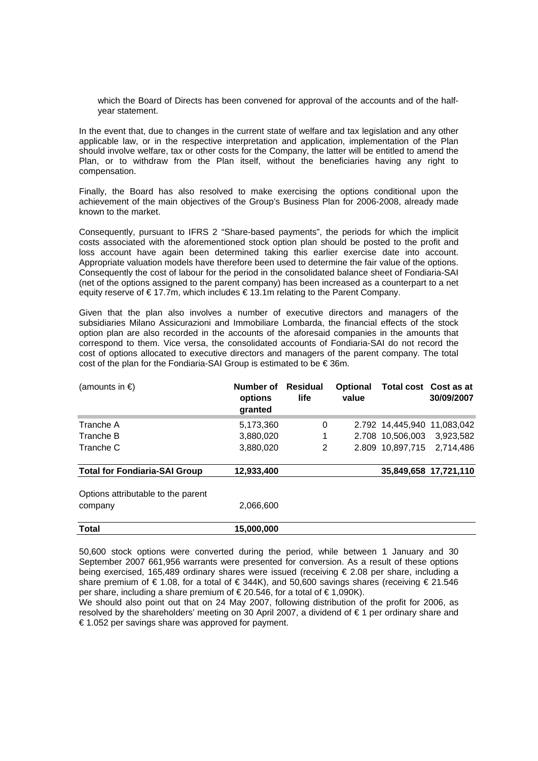which the Board of Directs has been convened for approval of the accounts and of the half-year statement.

In the event that, due to changes in the current state of welfare and tax legislation and any other applicable law, or in the respective interpretation and application, implementation of the Plan should involve welfare, tax or other costs for the Company, the latter will be entitled to amend the Plan, or to withdraw from the Plan itself, without the beneficiaries having any right to compensation.

Finally, the Board has also resolved to make exercising the options conditional upon the achievement of the main objectives of the Group's Business Plan for 2006-2008, already made known to the market.

Consequently, pursuant to IFRS 2 "Share-based payments", the periods for which the implicit costs associated with the aforementioned stock option plan should be posted to the profit and loss account have again been determined taking this earlier exercise date into account. Appropriate valuation models have therefore been used to determine the fair value of the options. Consequently the cost of labour for the period in the consolidated balance sheet of Fondiaria-SAI (net of the options assigned to the parent company) has been increased as a counterpart to a net equity reserve of € 17.7m, which includes € 13.1m relating to the Parent Company.

Given that the plan also involves a number of executive directors and managers of the subsidiaries Milano Assicurazioni and Immobiliare Lombarda, the financial effects of the stock option plan are also recorded in the accounts of the aforesaid companies in the amounts that correspond to them. Vice versa, the consolidated accounts of Fondiaria-SAI do not record the cost of options allocated to executive directors and managers of the parent company. The total cost of the plan for the Fondiaria-SAI Group is estimated to be € 36m.

| (amounts in €) | Number of options granted | Residual life | Optional value | Total cost | Cost as at 30/09/2007 |
|---|---|---|---|---|---|
| Tranche A | 5,173,360 | 0 | 2.792 | 14,445,940 | 11,083,042 |
| Tranche B | 3,880,020 | 1 | 2.708 | 10,506,003 | 3,923,582 |
| Tranche C | 3,880,020 | 2 | 2.809 | 10,897,715 | 2,714,486 |
| **Total for Fondiaria-SAI Group** | **12,933,400** | | | **35,849,658** | **17,721,110** |
| Options attributable to the parent company | 2,066,600 | | | | |
| **Total** | **15,000,000** | | | | |

50,600 stock options were converted during the period, while between 1 January and 30 September 2007 661,956 warrants were presented for conversion. As a result of these options being exercised, 165,489 ordinary shares were issued (receiving € 2.08 per share, including a share premium of € 1.08, for a total of € 344K), and 50,600 savings shares (receiving € 21.546 per share, including a share premium of € 20.546, for a total of € 1,090K).
We should also point out that on 24 May 2007, following distribution of the profit for 2006, as resolved by the shareholders' meeting on 30 April 2007, a dividend of € 1 per ordinary share and € 1.052 per savings share was approved for payment.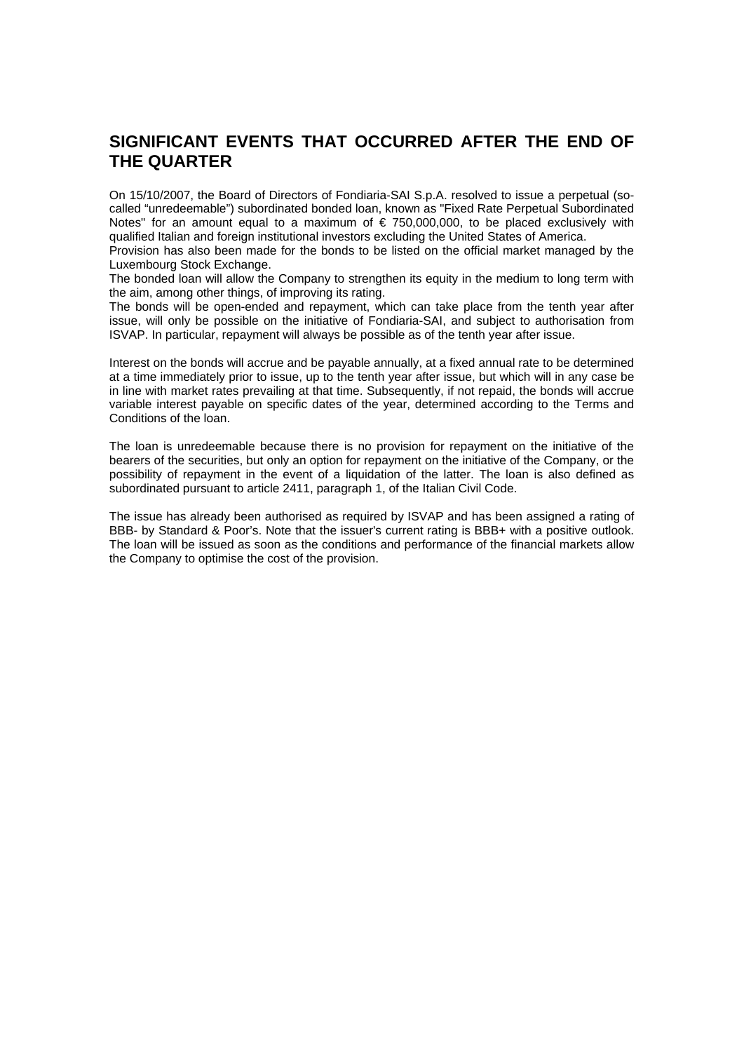## SIGNIFICANT EVENTS THAT OCCURRED AFTER THE END OF THE QUARTER

On 15/10/2007, the Board of Directors of Fondiaria-SAI S.p.A. resolved to issue a perpetual (so-called "unredeemable") subordinated bonded loan, known as "Fixed Rate Perpetual Subordinated Notes" for an amount equal to a maximum of € 750,000,000, to be placed exclusively with qualified Italian and foreign institutional investors excluding the United States of America.
Provision has also been made for the bonds to be listed on the official market managed by the Luxembourg Stock Exchange.
The bonded loan will allow the Company to strengthen its equity in the medium to long term with the aim, among other things, of improving its rating.
The bonds will be open-ended and repayment, which can take place from the tenth year after issue, will only be possible on the initiative of Fondiaria-SAI, and subject to authorisation from ISVAP. In particular, repayment will always be possible as of the tenth year after issue.

Interest on the bonds will accrue and be payable annually, at a fixed annual rate to be determined at a time immediately prior to issue, up to the tenth year after issue, but which will in any case be in line with market rates prevailing at that time. Subsequently, if not repaid, the bonds will accrue variable interest payable on specific dates of the year, determined according to the Terms and Conditions of the loan.

The loan is unredeemable because there is no provision for repayment on the initiative of the bearers of the securities, but only an option for repayment on the initiative of the Company, or the possibility of repayment in the event of a liquidation of the latter. The loan is also defined as subordinated pursuant to article 2411, paragraph 1, of the Italian Civil Code.

The issue has already been authorised as required by ISVAP and has been assigned a rating of BBB- by Standard & Poor's. Note that the issuer's current rating is BBB+ with a positive outlook. The loan will be issued as soon as the conditions and performance of the financial markets allow the Company to optimise the cost of the provision.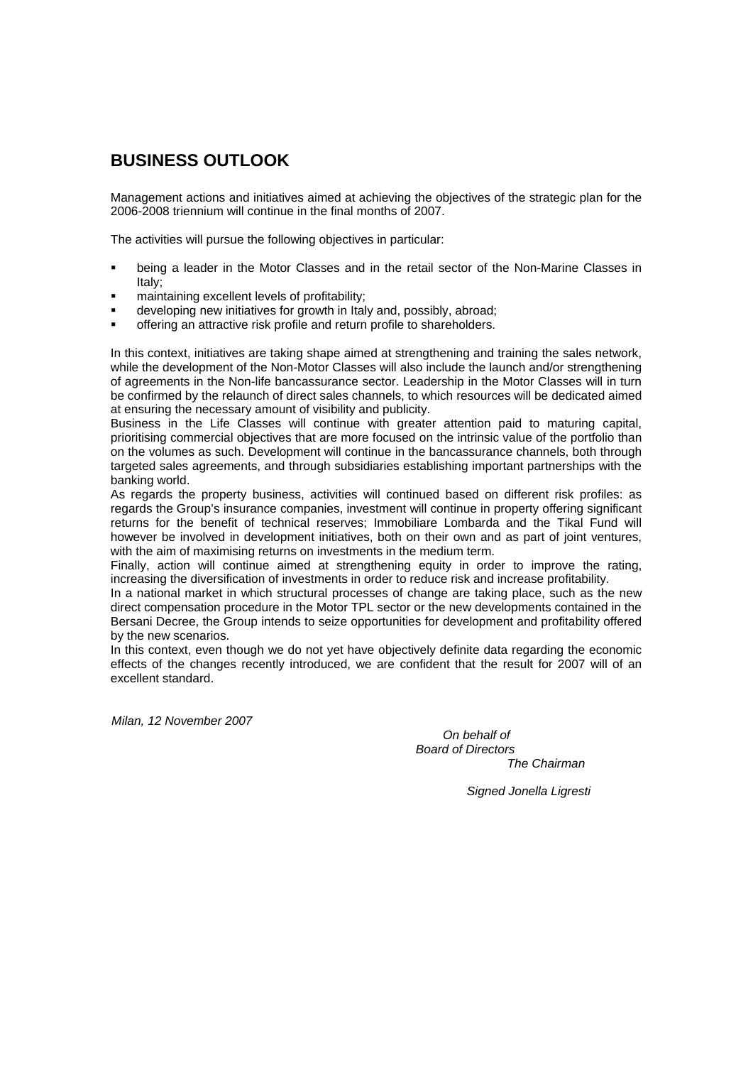# BUSINESS OUTLOOK

Management actions and initiatives aimed at achieving the objectives of the strategic plan for the 2006-2008 triennium will continue in the final months of 2007.

The activities will pursue the following objectives in particular:

- being a leader in the Motor Classes and in the retail sector of the Non-Marine Classes in Italy;
- maintaining excellent levels of profitability;
- developing new initiatives for growth in Italy and, possibly, abroad;
- offering an attractive risk profile and return profile to shareholders.

In this context, initiatives are taking shape aimed at strengthening and training the sales network, while the development of the Non-Motor Classes will also include the launch and/or strengthening of agreements in the Non-life bancassurance sector. Leadership in the Motor Classes will in turn be confirmed by the relaunch of direct sales channels, to which resources will be dedicated aimed at ensuring the necessary amount of visibility and publicity.

Business in the Life Classes will continue with greater attention paid to maturing capital, prioritising commercial objectives that are more focused on the intrinsic value of the portfolio than on the volumes as such. Development will continue in the bancassurance channels, both through targeted sales agreements, and through subsidiaries establishing important partnerships with the banking world.

As regards the property business, activities will continued based on different risk profiles: as regards the Group's insurance companies, investment will continue in property offering significant returns for the benefit of technical reserves; Immobiliare Lombarda and the Tikal Fund will however be involved in development initiatives, both on their own and as part of joint ventures, with the aim of maximising returns on investments in the medium term.

Finally, action will continue aimed at strengthening equity in order to improve the rating, increasing the diversification of investments in order to reduce risk and increase profitability.

In a national market in which structural processes of change are taking place, such as the new direct compensation procedure in the Motor TPL sector or the new developments contained in the Bersani Decree, the Group intends to seize opportunities for development and profitability offered by the new scenarios.

In this context, even though we do not yet have objectively definite data regarding the economic effects of the changes recently introduced, we are confident that the result for 2007 will of an excellent standard.

*Milan, 12 November 2007*

*On behalf of*
*Board of Directors*
*The Chairman*

*Signed Jonella Ligresti*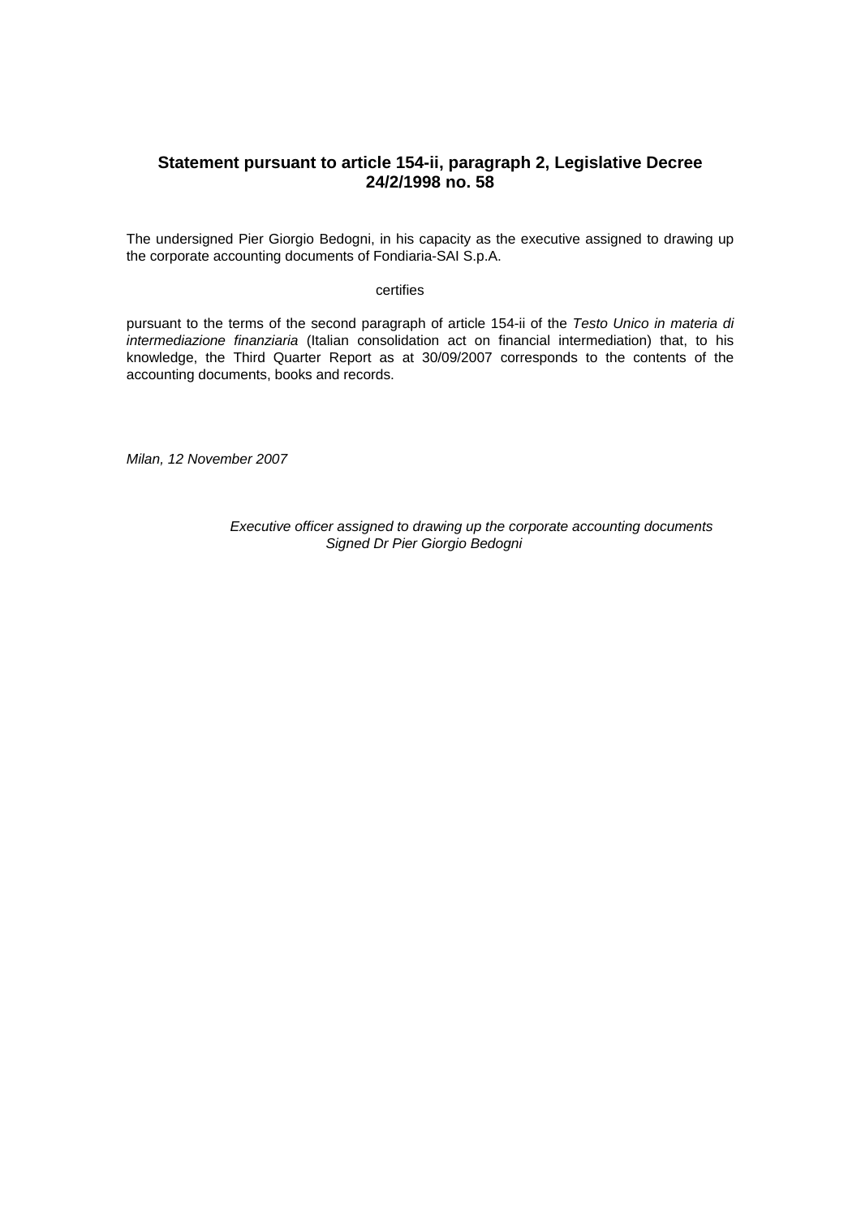## Statement pursuant to article 154-ii, paragraph 2, Legislative Decree 24/2/1998 no. 58

The undersigned Pier Giorgio Bedogni, in his capacity as the executive assigned to drawing up the corporate accounting documents of Fondiaria-SAI S.p.A.

certifies

pursuant to the terms of the second paragraph of article 154-ii of the *Testo Unico in materia di intermediazione finanziaria* (Italian consolidation act on financial intermediation) that, to his knowledge, the Third Quarter Report as at 30/09/2007 corresponds to the contents of the accounting documents, books and records.

*Milan, 12 November 2007*

*Executive officer assigned to drawing up the corporate accounting documents*
*Signed Dr Pier Giorgio Bedogni*